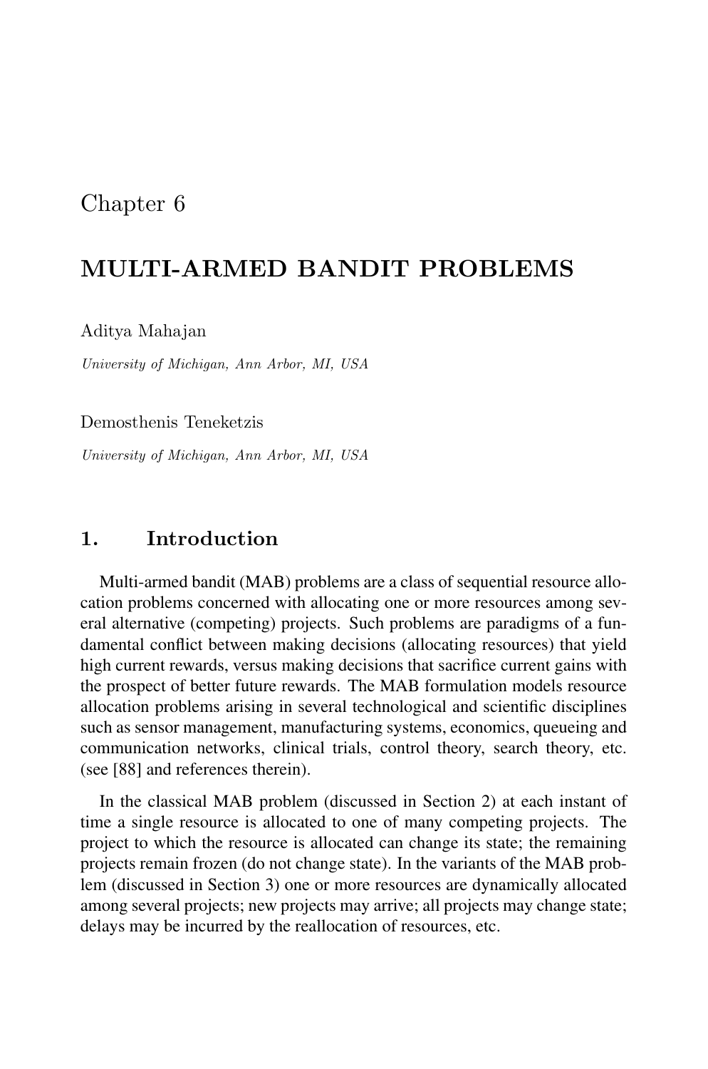# Chapter 6

# MULTI-ARMED BANDIT PROBLEMS

Aditya Mahajan

*University of Michigan, Ann Arbor, MI, USA*

Demosthenis Teneketzis

*University of Michigan, Ann Arbor, MI, USA*

## 1. Introduction

Multi-armed bandit (MAB) problems are a class of sequential resource allocation problems concerned with allocating one or more resources among several alternative (competing) projects. Such problems are paradigms of a fundamental conflict between making decisions (allocating resources) that yield high current rewards, versus making decisions that sacrifice current gains with the prospect of better future rewards. The MAB formulation models resource allocation problems arising in several technological and scientific disciplines such as sensor management, manufacturing systems, economics, queueing and communication networks, clinical trials, control theory, search theory, etc. (see [88] and references therein).

In the classical MAB problem (discussed in Section 2) at each instant of time a single resource is allocated to one of many competing projects. The project to which the resource is allocated can change its state; the remaining projects remain frozen (do not change state). In the variants of the MAB problem (discussed in Section 3) one or more resources are dynamically allocated among several projects; new projects may arrive; all projects may change state; delays may be incurred by the reallocation of resources, etc.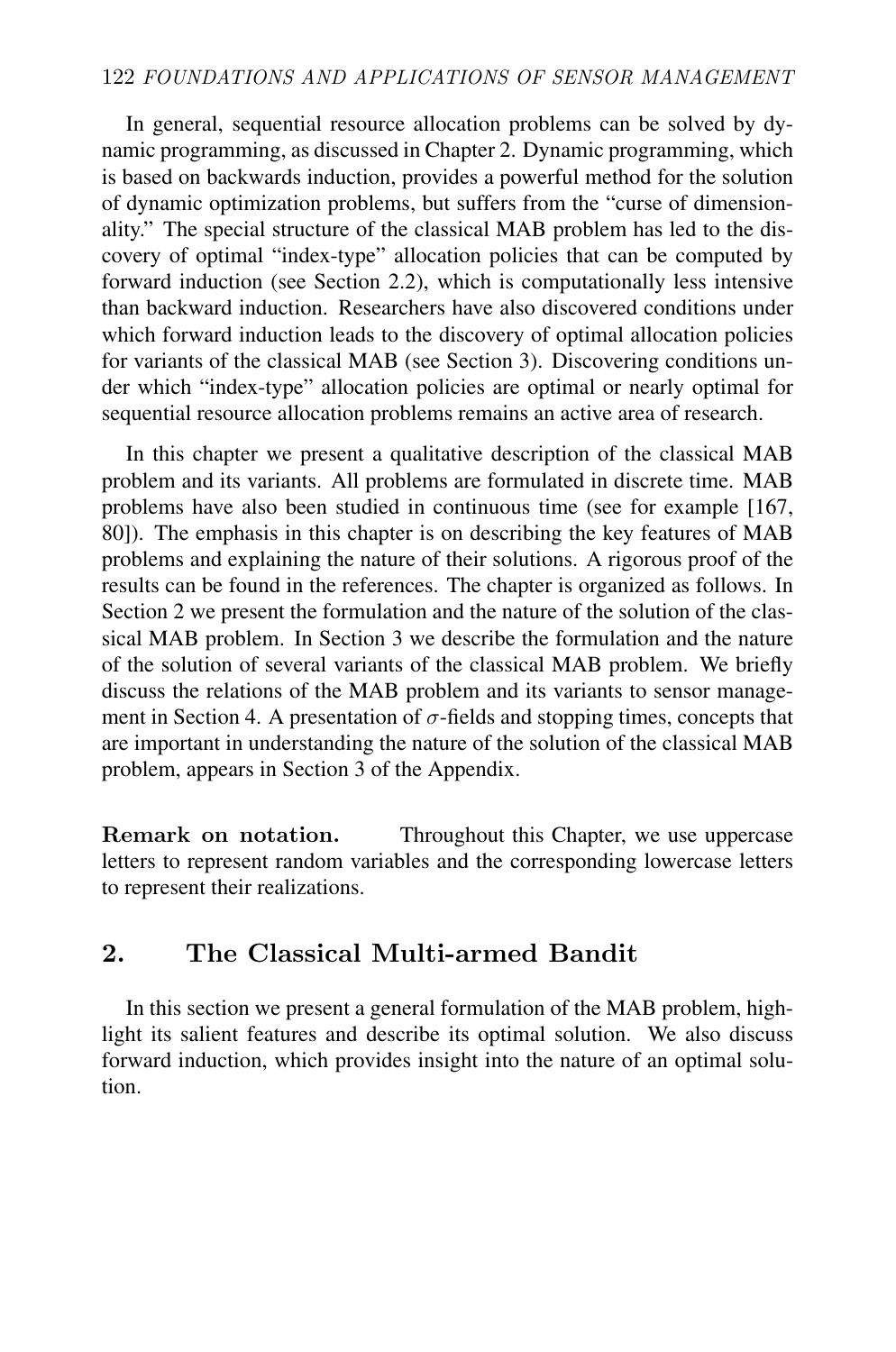In general, sequential resource allocation problems can be solved by dynamic programming, as discussed in Chapter 2. Dynamic programming, which is based on backwards induction, provides a powerful method for the solution of dynamic optimization problems, but suffers from the "curse of dimensionality." The special structure of the classical MAB problem has led to the discovery of optimal "index-type" allocation policies that can be computed by forward induction (see Section 2.2), which is computationally less intensive than backward induction. Researchers have also discovered conditions under which forward induction leads to the discovery of optimal allocation policies for variants of the classical MAB (see Section 3). Discovering conditions under which "index-type" allocation policies are optimal or nearly optimal for sequential resource allocation problems remains an active area of research.

In this chapter we present a qualitative description of the classical MAB problem and its variants. All problems are formulated in discrete time. MAB problems have also been studied in continuous time (see for example [167, 80]). The emphasis in this chapter is on describing the key features of MAB problems and explaining the nature of their solutions. A rigorous proof of the results can be found in the references. The chapter is organized as follows. In Section 2 we present the formulation and the nature of the solution of the classical MAB problem. In Section 3 we describe the formulation and the nature of the solution of several variants of the classical MAB problem. We briefly discuss the relations of the MAB problem and its variants to sensor management in Section 4. A presentation of $\sigma$-fields and stopping times, concepts that are important in understanding the nature of the solution of the classical MAB problem, appears in Section 3 of the Appendix.

**Remark on notation.** Throughout this Chapter, we use uppercase letters to represent random variables and the corresponding lowercase letters to represent their realizations.

## 2. The Classical Multi-armed Bandit

In this section we present a general formulation of the MAB problem, highlight its salient features and describe its optimal solution. We also discuss forward induction, which provides insight into the nature of an optimal solution.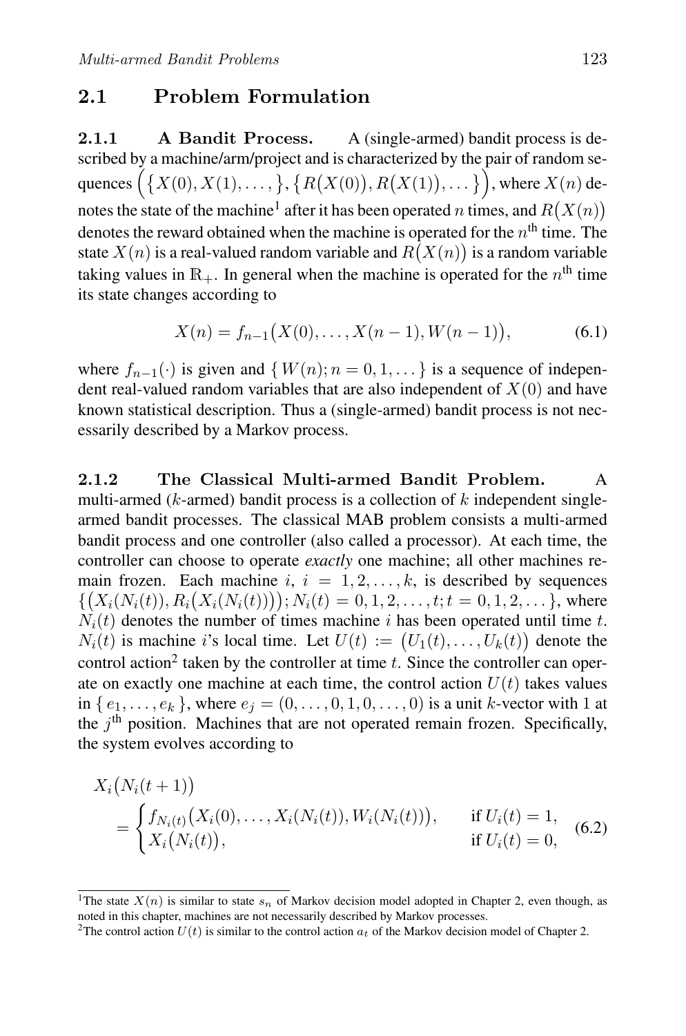## 2.1 Problem Formulation

### 2.1.1 A Bandit Process.

A (single-armed) bandit process is described by a machine/arm/project and is characterized by the pair of random sequences $\Big(\big\{X(0), X(1), \ldots, \big\}, \big\{R\big(X(0)\big), R\big(X(1)\big), \ldots\big\}\Big)$, where $X(n)$ denotes the state of the machine[1] after it has been operated $n$ times, and $R\big(X(n)\big)$ denotes the reward obtained when the machine is operated for the $n^{\text{th}}$ time. The state $X(n)$ is a real-valued random variable and $R\big(X(n)\big)$ is a random variable taking values in $\mathbb{R}_+$. In general when the machine is operated for the $n^{\text{th}}$ time its state changes according to

$$X(n) = f_{n-1}\big(X(0), \ldots, X(n-1), W(n-1)\big), \tag{6.1}$$

where $f_{n-1}(\cdot)$ is given and $\{\, W(n); n = 0, 1, \ldots \,\}$ is a sequence of independent real-valued random variables that are also independent of $X(0)$ and have known statistical description. Thus a (single-armed) bandit process is not necessarily described by a Markov process.

### 2.1.2 The Classical Multi-armed Bandit Problem.

A multi-armed ($k$-armed) bandit process is a collection of $k$ independent single-armed bandit processes. The classical MAB problem consists a multi-armed bandit process and one controller (also called a processor). At each time, the controller can choose to operate *exactly* one machine; all other machines remain frozen. Each machine $i$, $i = 1, 2, \ldots, k$, is described by sequences $\big\{\big(X_i(N_i(t)), R_i\big(X_i(N_i(t))\big)\big); N_i(t) = 0, 1, 2, \ldots, t; t = 0, 1, 2, \ldots\big\}$, where $N_i(t)$ denotes the number of times machine $i$ has been operated until time $t$. $N_i(t)$ is machine $i$'s local time. Let $U(t) := \big(U_1(t), \ldots, U_k(t)\big)$ denote the control action[2] taken by the controller at time $t$. Since the controller can operate on exactly one machine at each time, the control action $U(t)$ takes values in $\{\, e_1, \ldots, e_k \,\}$, where $e_j = (0, \ldots, 0, 1, 0, \ldots, 0)$ is a unit $k$-vector with $1$ at the $j^{\text{th}}$ position. Machines that are not operated remain frozen. Specifically, the system evolves according to

$$X_i\big(N_i(t+1)\big) = \begin{cases} f_{N_i(t)}\big(X_i(0), \ldots, X_i(N_i(t)), W_i(N_i(t))\big), & \text{if } U_i(t) = 1, \\ X_i\big(N_i(t)\big), & \text{if } U_i(t) = 0, \end{cases} \tag{6.2}$$

---

[1] The state $X(n)$ is similar to state $s_n$ of Markov decision model adopted in Chapter 2, even though, as noted in this chapter, machines are not necessarily described by Markov processes.

[2] The control action $U(t)$ is similar to the control action $a_t$ of the Markov decision model of Chapter 2.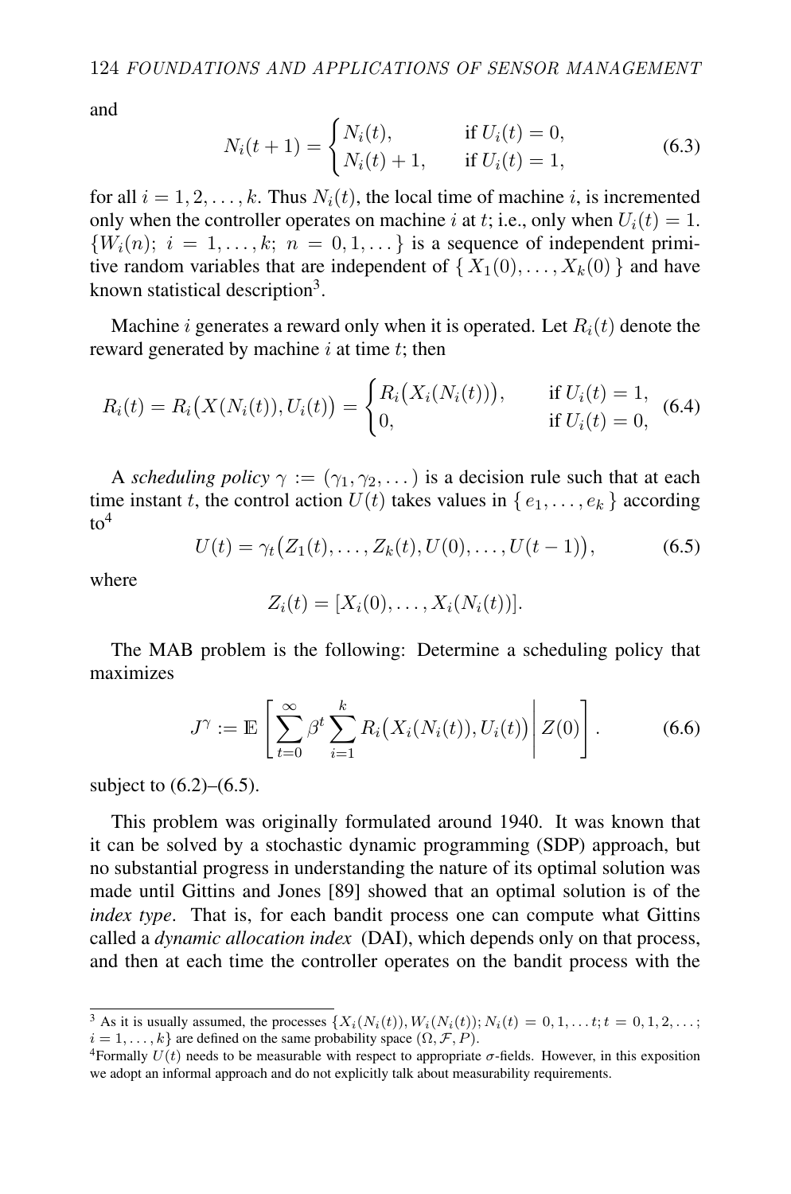and

$$N_i(t+1) = \begin{cases} N_i(t), & \text{if } U_i(t) = 0, \\ N_i(t) + 1, & \text{if } U_i(t) = 1, \end{cases} \tag{6.3}$$

for all $i = 1, 2, \ldots, k$. Thus $N_i(t)$, the local time of machine $i$, is incremented only when the controller operates on machine $i$ at $t$; i.e., only when $U_i(t) = 1$. $\{W_i(n);\ i = 1, \ldots, k;\ n = 0, 1, \ldots\}$ is a sequence of independent primitive random variables that are independent of $\{\, X_1(0), \ldots, X_k(0)\,\}$ and have known statistical description[3].

Machine $i$ generates a reward only when it is operated. Let $R_i(t)$ denote the reward generated by machine $i$ at time $t$; then

$$R_i(t) = R_i\big(X(N_i(t)), U_i(t)\big) = \begin{cases} R_i\big(X_i(N_i(t))\big), & \text{if } U_i(t) = 1, \\ 0, & \text{if } U_i(t) = 0, \end{cases} \tag{6.4}$$

A *scheduling policy* $\gamma := (\gamma_1, \gamma_2, \ldots)$ is a decision rule such that at each time instant $t$, the control action $U(t)$ takes values in $\{\, e_1, \ldots, e_k \,\}$ according to[4]

$$U(t) = \gamma_t\big(Z_1(t), \ldots, Z_k(t), U(0), \ldots, U(t-1)\big), \tag{6.5}$$

where

$$Z_i(t) = [X_i(0), \ldots, X_i(N_i(t))].$$

The MAB problem is the following: Determine a scheduling policy that maximizes

$$J^{\gamma} := \mathbb{E}\left[ \sum_{t=0}^{\infty} \beta^t \sum_{i=1}^{k} R_i\big(X_i(N_i(t)), U_i(t)\big) \,\middle|\, Z(0) \right]. \tag{6.6}$$

subject to (6.2)–(6.5).

This problem was originally formulated around 1940. It was known that it can be solved by a stochastic dynamic programming (SDP) approach, but no substantial progress in understanding the nature of its optimal solution was made until Gittins and Jones [89] showed that an optimal solution is of the *index type*. That is, for each bandit process one can compute what Gittins called a *dynamic allocation index* (DAI), which depends only on that process, and then at each time the controller operates on the bandit process with the

---

[3] As it is usually assumed, the processes $\{X_i(N_i(t)), W_i(N_i(t)); N_i(t) = 0, 1, \ldots t; t = 0, 1, 2, \ldots;$ $i = 1, \ldots, k\}$ are defined on the same probability space $(\Omega, \mathcal{F}, P)$.

[4] Formally $U(t)$ needs to be measurable with respect to appropriate $\sigma$-fields. However, in this exposition we adopt an informal approach and do not explicitly talk about measurability requirements.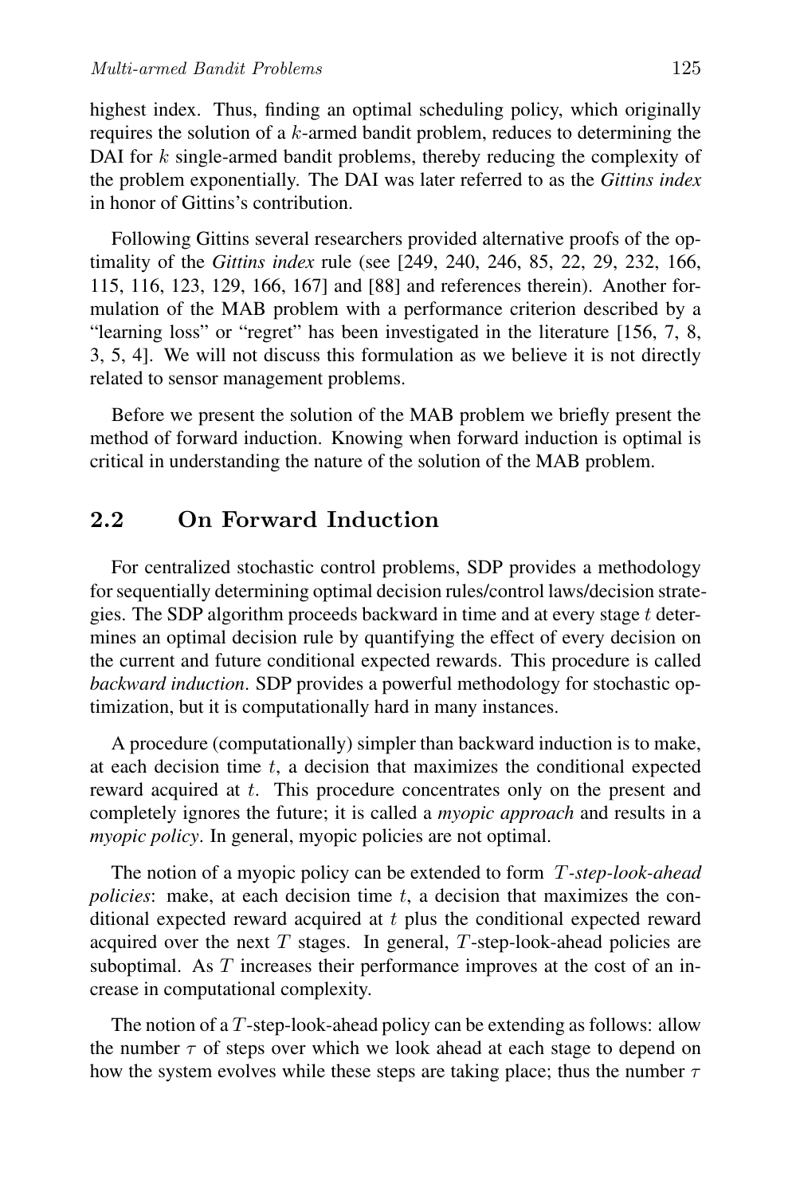highest index. Thus, finding an optimal scheduling policy, which originally requires the solution of a $k$-armed bandit problem, reduces to determining the DAI for $k$ single-armed bandit problems, thereby reducing the complexity of the problem exponentially. The DAI was later referred to as the *Gittins index* in honor of Gittins's contribution.

Following Gittins several researchers provided alternative proofs of the optimality of the *Gittins index* rule (see [249, 240, 246, 85, 22, 29, 232, 166, 115, 116, 123, 129, 166, 167] and [88] and references therein). Another formulation of the MAB problem with a performance criterion described by a "learning loss" or "regret" has been investigated in the literature [156, 7, 8, 3, 5, 4]. We will not discuss this formulation as we believe it is not directly related to sensor management problems.

Before we present the solution of the MAB problem we briefly present the method of forward induction. Knowing when forward induction is optimal is critical in understanding the nature of the solution of the MAB problem.

## 2.2 On Forward Induction

For centralized stochastic control problems, SDP provides a methodology for sequentially determining optimal decision rules/control laws/decision strategies. The SDP algorithm proceeds backward in time and at every stage $t$ determines an optimal decision rule by quantifying the effect of every decision on the current and future conditional expected rewards. This procedure is called *backward induction*. SDP provides a powerful methodology for stochastic optimization, but it is computationally hard in many instances.

A procedure (computationally) simpler than backward induction is to make, at each decision time $t$, a decision that maximizes the conditional expected reward acquired at $t$. This procedure concentrates only on the present and completely ignores the future; it is called a *myopic approach* and results in a *myopic policy*. In general, myopic policies are not optimal.

The notion of a myopic policy can be extended to form *$T$-step-look-ahead policies*: make, at each decision time $t$, a decision that maximizes the conditional expected reward acquired at $t$ plus the conditional expected reward acquired over the next $T$ stages. In general, $T$-step-look-ahead policies are suboptimal. As $T$ increases their performance improves at the cost of an increase in computational complexity.

The notion of a $T$-step-look-ahead policy can be extending as follows: allow the number $\tau$ of steps over which we look ahead at each stage to depend on how the system evolves while these steps are taking place; thus the number $\tau$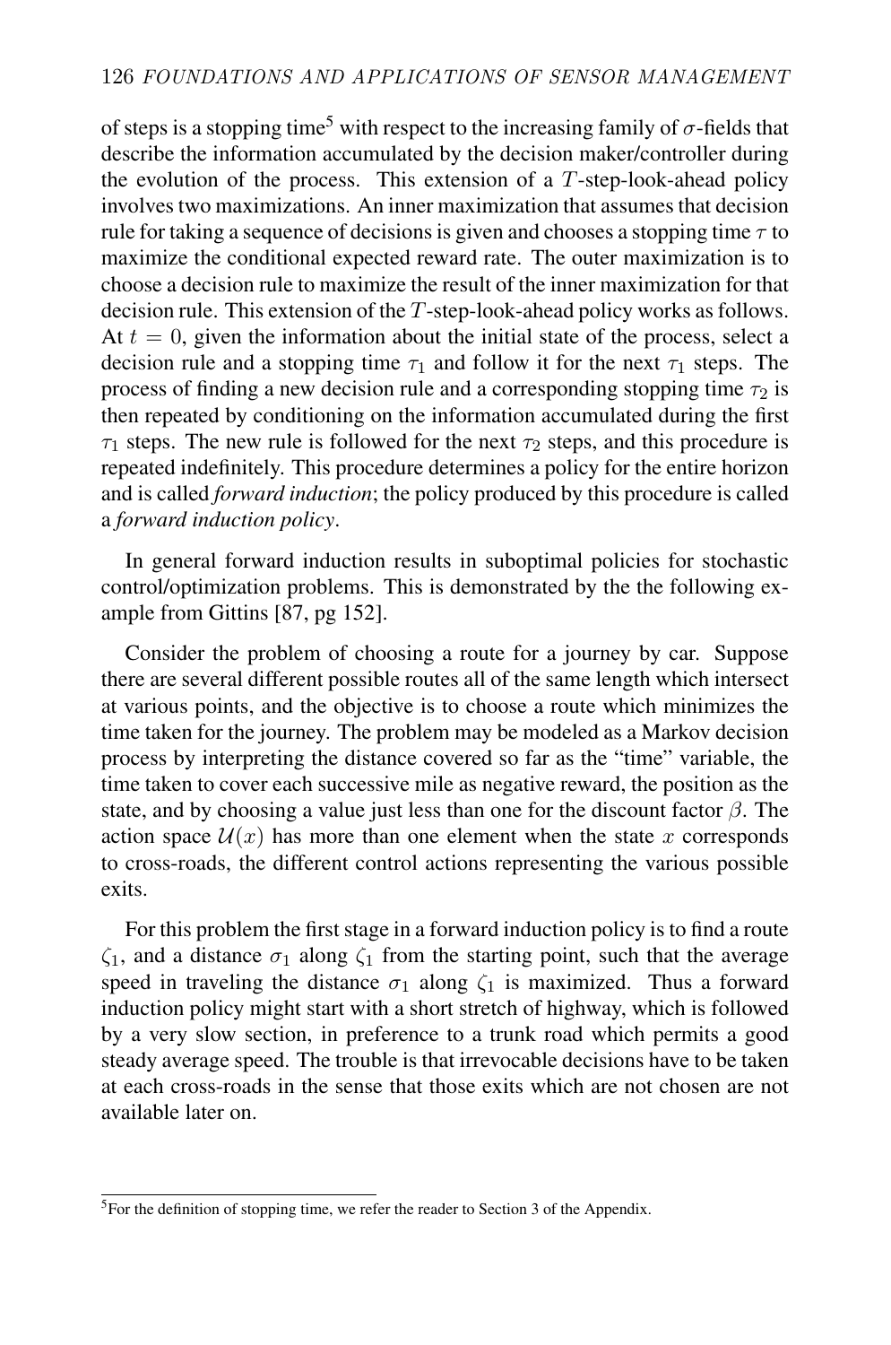of steps is a stopping time[5] with respect to the increasing family of $\sigma$-fields that describe the information accumulated by the decision maker/controller during the evolution of the process. This extension of a $T$-step-look-ahead policy involves two maximizations. An inner maximization that assumes that decision rule for taking a sequence of decisions is given and chooses a stopping time $\tau$ to maximize the conditional expected reward rate. The outer maximization is to choose a decision rule to maximize the result of the inner maximization for that decision rule. This extension of the $T$-step-look-ahead policy works as follows. At $t = 0$, given the information about the initial state of the process, select a decision rule and a stopping time $\tau_1$ and follow it for the next $\tau_1$ steps. The process of finding a new decision rule and a corresponding stopping time $\tau_2$ is then repeated by conditioning on the information accumulated during the first $\tau_1$ steps. The new rule is followed for the next $\tau_2$ steps, and this procedure is repeated indefinitely. This procedure determines a policy for the entire horizon and is called *forward induction*; the policy produced by this procedure is called a *forward induction policy*.

In general forward induction results in suboptimal policies for stochastic control/optimization problems. This is demonstrated by the the following example from Gittins [87, pg 152].

Consider the problem of choosing a route for a journey by car. Suppose there are several different possible routes all of the same length which intersect at various points, and the objective is to choose a route which minimizes the time taken for the journey. The problem may be modeled as a Markov decision process by interpreting the distance covered so far as the "time" variable, the time taken to cover each successive mile as negative reward, the position as the state, and by choosing a value just less than one for the discount factor $\beta$. The action space $\mathcal{U}(x)$ has more than one element when the state $x$ corresponds to cross-roads, the different control actions representing the various possible exits.

For this problem the first stage in a forward induction policy is to find a route $\zeta_1$, and a distance $\sigma_1$ along $\zeta_1$ from the starting point, such that the average speed in traveling the distance $\sigma_1$ along $\zeta_1$ is maximized. Thus a forward induction policy might start with a short stretch of highway, which is followed by a very slow section, in preference to a trunk road which permits a good steady average speed. The trouble is that irrevocable decisions have to be taken at each cross-roads in the sense that those exits which are not chosen are not available later on.

[5] For the definition of stopping time, we refer the reader to Section 3 of the Appendix.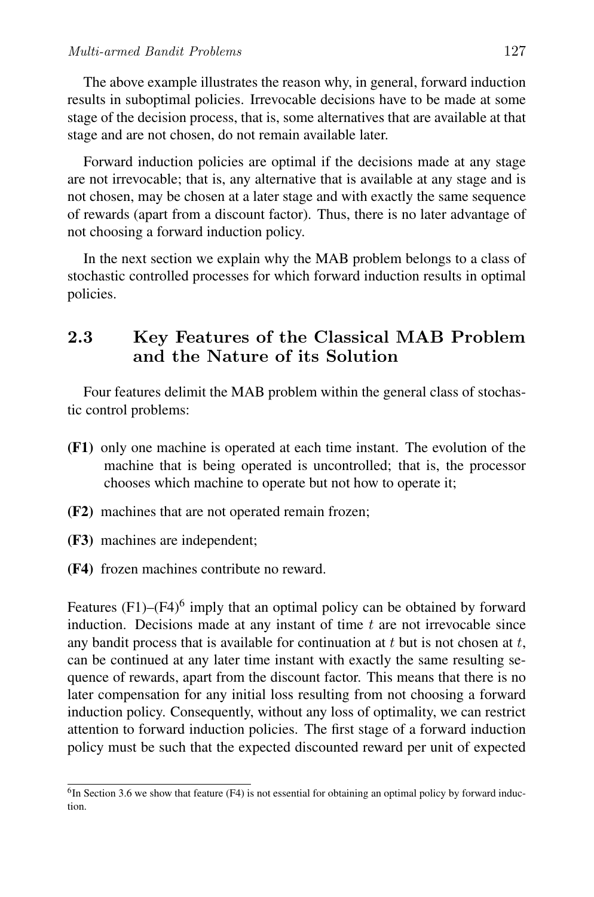The above example illustrates the reason why, in general, forward induction results in suboptimal policies. Irrevocable decisions have to be made at some stage of the decision process, that is, some alternatives that are available at that stage and are not chosen, do not remain available later.

Forward induction policies are optimal if the decisions made at any stage are not irrevocable; that is, any alternative that is available at any stage and is not chosen, may be chosen at a later stage and with exactly the same sequence of rewards (apart from a discount factor). Thus, there is no later advantage of not choosing a forward induction policy.

In the next section we explain why the MAB problem belongs to a class of stochastic controlled processes for which forward induction results in optimal policies.

## 2.3 Key Features of the Classical MAB Problem and the Nature of its Solution

Four features delimit the MAB problem within the general class of stochastic control problems:

- **(F1)** only one machine is operated at each time instant. The evolution of the machine that is being operated is uncontrolled; that is, the processor chooses which machine to operate but not how to operate it;
- **(F2)** machines that are not operated remain frozen;
- **(F3)** machines are independent;
- **(F4)** frozen machines contribute no reward.

Features (F1)–(F4)[6] imply that an optimal policy can be obtained by forward induction. Decisions made at any instant of time $t$ are not irrevocable since any bandit process that is available for continuation at $t$ but is not chosen at $t$, can be continued at any later time instant with exactly the same resulting sequence of rewards, apart from the discount factor. This means that there is no later compensation for any initial loss resulting from not choosing a forward induction policy. Consequently, without any loss of optimality, we can restrict attention to forward induction policies. The first stage of a forward induction policy must be such that the expected discounted reward per unit of expected

[6] In Section 3.6 we show that feature (F4) is not essential for obtaining an optimal policy by forward induction.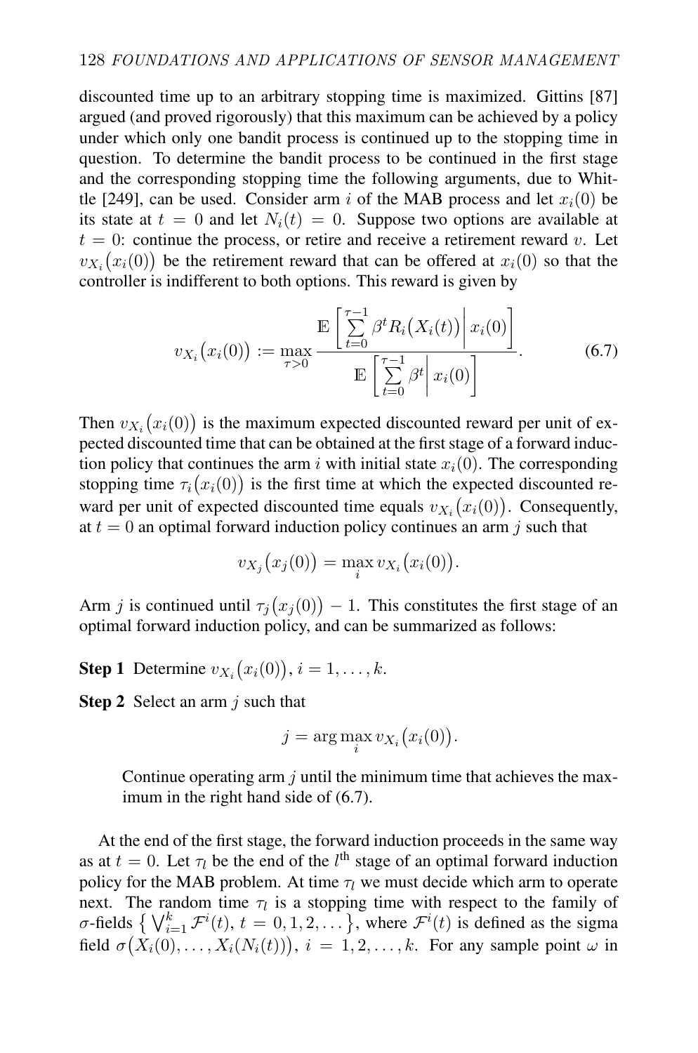discounted time up to an arbitrary stopping time is maximized. Gittins [87] argued (and proved rigorously) that this maximum can be achieved by a policy under which only one bandit process is continued up to the stopping time in question. To determine the bandit process to be continued in the first stage and the corresponding stopping time the following arguments, due to Whittle [249], can be used. Consider arm $i$ of the MAB process and let $x_i(0)$ be its state at $t = 0$ and let $N_i(t) = 0$. Suppose two options are available at $t = 0$: continue the process, or retire and receive a retirement reward $v$. Let $v_{X_i}\big(x_i(0)\big)$ be the retirement reward that can be offered at $x_i(0)$ so that the controller is indifferent to both options. This reward is given by

$$v_{X_i}\big(x_i(0)\big) := \max_{\tau > 0} \frac{\mathbb{E}\left[ \sum\limits_{t=0}^{\tau-1} \beta^t R_i\big(X_i(t)\big) \,\middle|\, x_i(0) \right]}{\mathbb{E}\left[ \sum\limits_{t=0}^{\tau-1} \beta^t \,\middle|\, x_i(0) \right]}. \tag{6.7}$$

Then $v_{X_i}\big(x_i(0)\big)$ is the maximum expected discounted reward per unit of expected discounted time that can be obtained at the first stage of a forward induction policy that continues the arm $i$ with initial state $x_i(0)$. The corresponding stopping time $\tau_i\big(x_i(0)\big)$ is the first time at which the expected discounted reward per unit of expected discounted time equals $v_{X_i}\big(x_i(0)\big)$. Consequently, at $t = 0$ an optimal forward induction policy continues an arm $j$ such that

$$v_{X_j}\big(x_j(0)\big) = \max_i v_{X_i}\big(x_i(0)\big).$$

Arm $j$ is continued until $\tau_j\big(x_j(0)\big) - 1$. This constitutes the first stage of an optimal forward induction policy, and can be summarized as follows:

**Step 1** Determine $v_{X_i}\big(x_i(0)\big)$, $i = 1, \ldots, k$.

**Step 2** Select an arm $j$ such that

$$j = \arg\max_i v_{X_i}\big(x_i(0)\big).$$

Continue operating arm $j$ until the minimum time that achieves the maximum in the right hand side of (6.7).

At the end of the first stage, the forward induction proceeds in the same way as at $t = 0$. Let $\tau_l$ be the end of the $l^{\text{th}}$ stage of an optimal forward induction policy for the MAB problem. At time $\tau_l$ we must decide which arm to operate next. The random time $\tau_l$ is a stopping time with respect to the family of $\sigma$-fields $\big\{ \bigvee_{i=1}^{k} \mathcal{F}^i(t),\ t = 0, 1, 2, \ldots \big\}$, where $\mathcal{F}^i(t)$ is defined as the sigma field $\sigma\big(X_i(0), \ldots, X_i(N_i(t))\big)$, $i = 1, 2, \ldots, k$. For any sample point $\omega$ in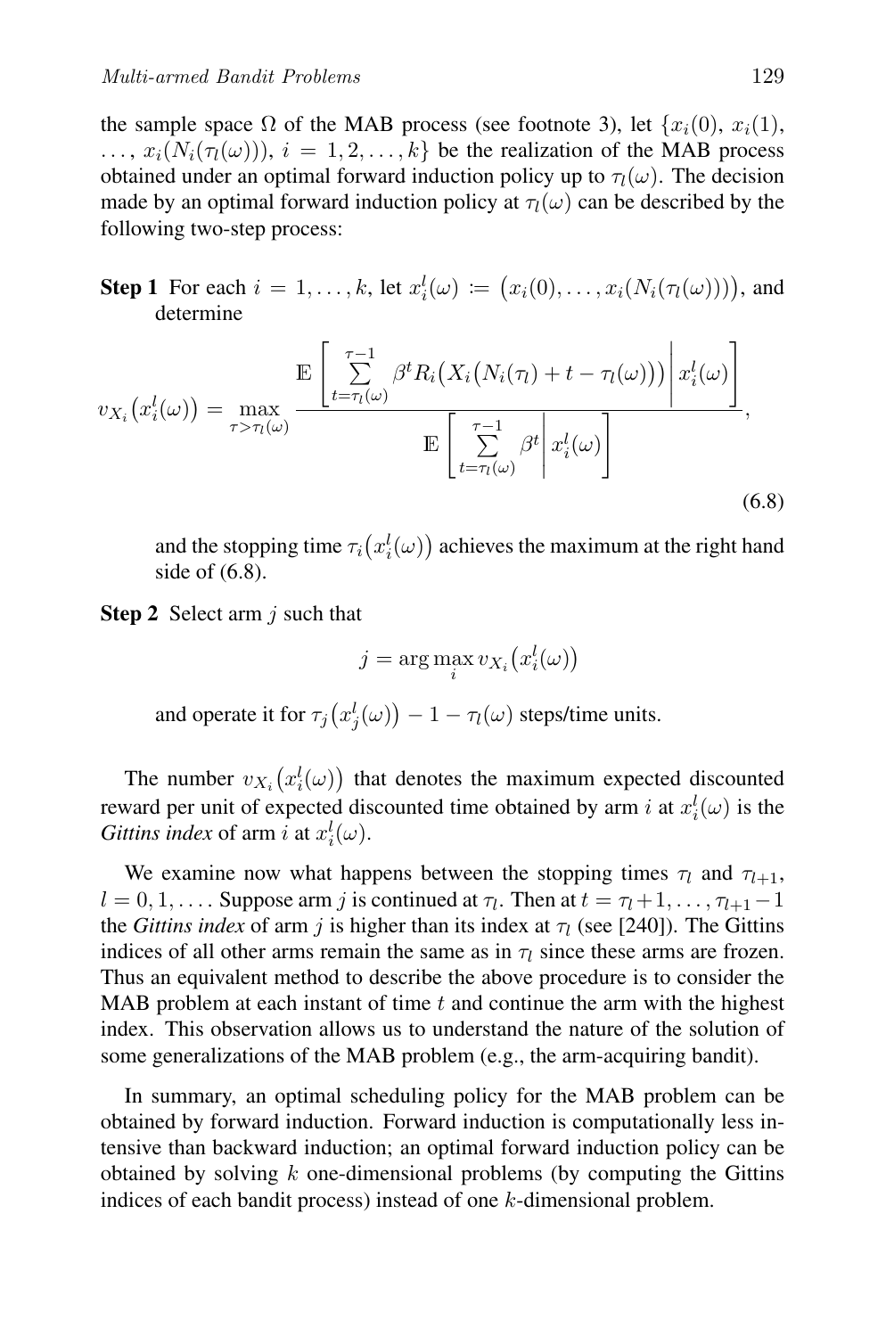the sample space $\Omega$ of the MAB process (see footnote 3), let $\{x_i(0),\ x_i(1),\ \ldots,\ x_i(N_i(\tau_l(\omega))),\ i = 1, 2, \ldots, k\}$ be the realization of the MAB process obtained under an optimal forward induction policy up to $\tau_l(\omega)$. The decision made by an optimal forward induction policy at $\tau_l(\omega)$ can be described by the following two-step process:

**Step 1** For each $i = 1, \ldots, k$, let $x_i^l(\omega) := \big(x_i(0), \ldots, x_i(N_i(\tau_l(\omega)))\big)$, and determine

$$v_{X_i}\big(x_i^l(\omega)\big) = \max_{\tau > \tau_l(\omega)} \frac{\mathbb{E}\left[ \sum_{t=\tau_l(\omega)}^{\tau-1} \beta^t R_i\big(X_i\big(N_i(\tau_l) + t - \tau_l(\omega)\big)\big) \,\middle|\, x_i^l(\omega) \right]}{\mathbb{E}\left[ \sum_{t=\tau_l(\omega)}^{\tau-1} \beta^t \,\middle|\, x_i^l(\omega) \right]}, \tag{6.8}$$

and the stopping time $\tau_i\big(x_i^l(\omega)\big)$ achieves the maximum at the right hand side of (6.8).

**Step 2** Select arm $j$ such that

$$j = \arg\max_i v_{X_i}\big(x_i^l(\omega)\big)$$

and operate it for $\tau_j\big(x_j^l(\omega)\big) - 1 - \tau_l(\omega)$ steps/time units.

The number $v_{X_i}\big(x_i^l(\omega)\big)$ that denotes the maximum expected discounted reward per unit of expected discounted time obtained by arm $i$ at $x_i^l(\omega)$ is the *Gittins index* of arm $i$ at $x_i^l(\omega)$.

We examine now what happens between the stopping times $\tau_l$ and $\tau_{l+1}$, $l = 0, 1, \ldots$. Suppose arm $j$ is continued at $\tau_l$. Then at $t = \tau_l + 1, \ldots, \tau_{l+1} - 1$ the *Gittins index* of arm $j$ is higher than its index at $\tau_l$ (see [240]). The Gittins indices of all other arms remain the same as in $\tau_l$ since these arms are frozen. Thus an equivalent method to describe the above procedure is to consider the MAB problem at each instant of time $t$ and continue the arm with the highest index. This observation allows us to understand the nature of the solution of some generalizations of the MAB problem (e.g., the arm-acquiring bandit).

In summary, an optimal scheduling policy for the MAB problem can be obtained by forward induction. Forward induction is computationally less intensive than backward induction; an optimal forward induction policy can be obtained by solving $k$ one-dimensional problems (by computing the Gittins indices of each bandit process) instead of one $k$-dimensional problem.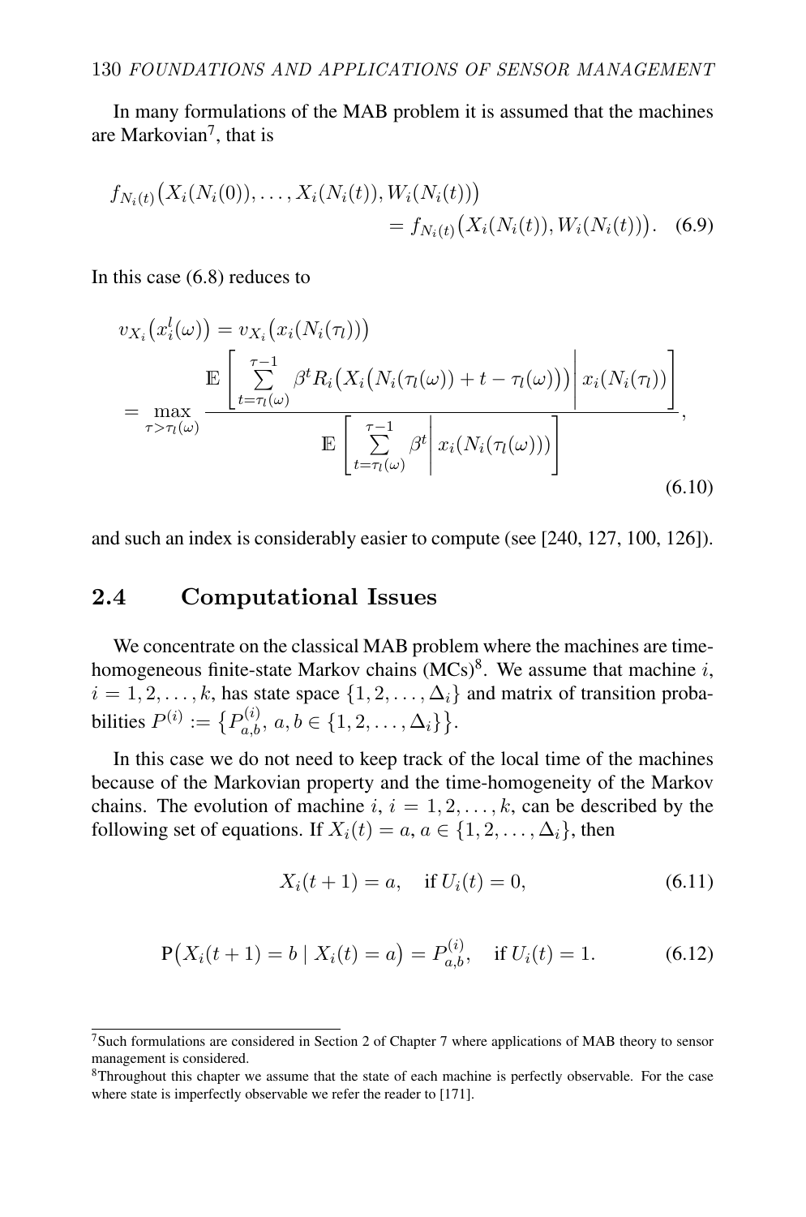In many formulations of the MAB problem it is assumed that the machines are Markovian[7], that is

$$f_{N_i(t)}\big(X_i(N_i(0)), \ldots, X_i(N_i(t)), W_i(N_i(t))\big) = f_{N_i(t)}\big(X_i(N_i(t)), W_i(N_i(t))\big). \quad (6.9)$$

In this case (6.8) reduces to

$$v_{X_i}\big(x_i^l(\omega)\big) = v_{X_i}\big(x_i(N_i(\tau_l))\big)$$
$$= \max_{\tau > \tau_l(\omega)} \frac{\mathbb{E}\left[\sum_{t=\tau_l(\omega)}^{\tau-1} \beta^t R_i\big(X_i\big(N_i(\tau_l(\omega)) + t - \tau_l(\omega)\big)\big) \middle| x_i(N_i(\tau_l))\right]}{\mathbb{E}\left[\sum_{t=\tau_l(\omega)}^{\tau-1} \beta^t \middle| x_i(N_i(\tau_l(\omega)))\right]}, \quad (6.10)$$

and such an index is considerably easier to compute (see [240, 127, 100, 126]).

## 2.4 Computational Issues

We concentrate on the classical MAB problem where the machines are time-homogeneous finite-state Markov chains (MCs)[8]. We assume that machine $i$, $i = 1, 2, \ldots, k$, has state space $\{1, 2, \ldots, \Delta_i\}$ and matrix of transition probabilities $P^{(i)} := \big\{P^{(i)}_{a,b},\ a, b \in \{1, 2, \ldots, \Delta_i\}\big\}$.

In this case we do not need to keep track of the local time of the machines because of the Markovian property and the time-homogeneity of the Markov chains. The evolution of machine $i$, $i = 1, 2, \ldots, k$, can be described by the following set of equations. If $X_i(t) = a$, $a \in \{1, 2, \ldots, \Delta_i\}$, then

$$X_i(t+1) = a, \quad \text{if } U_i(t) = 0, \quad (6.11)$$

$$\mathrm{P}\big(X_i(t+1) = b \mid X_i(t) = a\big) = P^{(i)}_{a,b}, \quad \text{if } U_i(t) = 1. \quad (6.12)$$

---

[7] Such formulations are considered in Section 2 of Chapter 7 where applications of MAB theory to sensor management is considered.

[8] Throughout this chapter we assume that the state of each machine is perfectly observable. For the case where state is imperfectly observable we refer the reader to [171].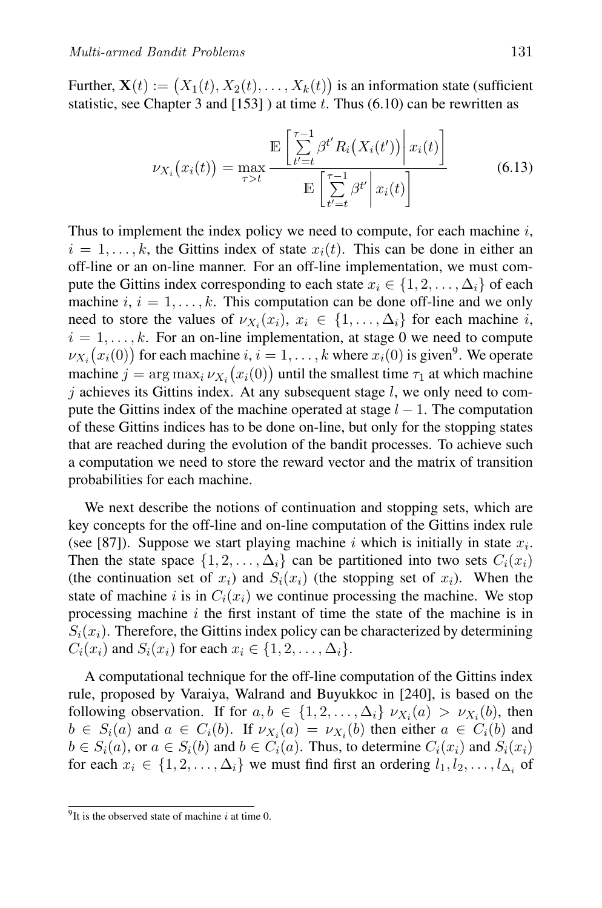Further, $\mathbf{X}(t) := \big(X_1(t), X_2(t), \ldots, X_k(t)\big)$ is an information state (sufficient statistic, see Chapter 3 and [153] ) at time $t$. Thus (6.10) can be rewritten as

$$\nu_{X_i}\big(x_i(t)\big) = \max_{\tau > t} \frac{\mathbb{E}\left[\sum_{t'=t}^{\tau-1} \beta^{t'} R_i\big(X_i(t')\big) \middle| x_i(t)\right]}{\mathbb{E}\left[\sum_{t'=t}^{\tau-1} \beta^{t'} \middle| x_i(t)\right]} \tag{6.13}$$

Thus to implement the index policy we need to compute, for each machine $i$, $i = 1, \ldots, k$, the Gittins index of state $x_i(t)$. This can be done in either an off-line or an on-line manner. For an off-line implementation, we must compute the Gittins index corresponding to each state $x_i \in \{1, 2, \ldots, \Delta_i\}$ of each machine $i$, $i = 1, \ldots, k$. This computation can be done off-line and we only need to store the values of $\nu_{X_i}(x_i)$, $x_i \in \{1, \ldots, \Delta_i\}$ for each machine $i$, $i = 1, \ldots, k$. For an on-line implementation, at stage 0 we need to compute $\nu_{X_i}\big(x_i(0)\big)$ for each machine $i$, $i = 1, \ldots, k$ where $x_i(0)$ is given[9]. We operate machine $j = \arg\max_i \nu_{X_i}\big(x_i(0)\big)$ until the smallest time $\tau_1$ at which machine $j$ achieves its Gittins index. At any subsequent stage $l$, we only need to compute the Gittins index of the machine operated at stage $l-1$. The computation of these Gittins indices has to be done on-line, but only for the stopping states that are reached during the evolution of the bandit processes. To achieve such a computation we need to store the reward vector and the matrix of transition probabilities for each machine.

We next describe the notions of continuation and stopping sets, which are key concepts for the off-line and on-line computation of the Gittins index rule (see [87]). Suppose we start playing machine $i$ which is initially in state $x_i$. Then the state space $\{1, 2, \ldots, \Delta_i\}$ can be partitioned into two sets $C_i(x_i)$ (the continuation set of $x_i$) and $S_i(x_i)$ (the stopping set of $x_i$). When the state of machine $i$ is in $C_i(x_i)$ we continue processing the machine. We stop processing machine $i$ the first instant of time the state of the machine is in $S_i(x_i)$. Therefore, the Gittins index policy can be characterized by determining $C_i(x_i)$ and $S_i(x_i)$ for each $x_i \in \{1, 2, \ldots, \Delta_i\}$.

A computational technique for the off-line computation of the Gittins index rule, proposed by Varaiya, Walrand and Buyukkoc in [240], is based on the following observation. If for $a, b \in \{1, 2, \ldots, \Delta_i\}$ $\nu_{X_i}(a) > \nu_{X_i}(b)$, then $b \in S_i(a)$ and $a \in C_i(b)$. If $\nu_{X_i}(a) = \nu_{X_i}(b)$ then either $a \in C_i(b)$ and $b \in S_i(a)$, or $a \in S_i(b)$ and $b \in C_i(a)$. Thus, to determine $C_i(x_i)$ and $S_i(x_i)$ for each $x_i \in \{1, 2, \ldots, \Delta_i\}$ we must find first an ordering $l_1, l_2, \ldots, l_{\Delta_i}$ of

[9] It is the observed state of machine $i$ at time 0.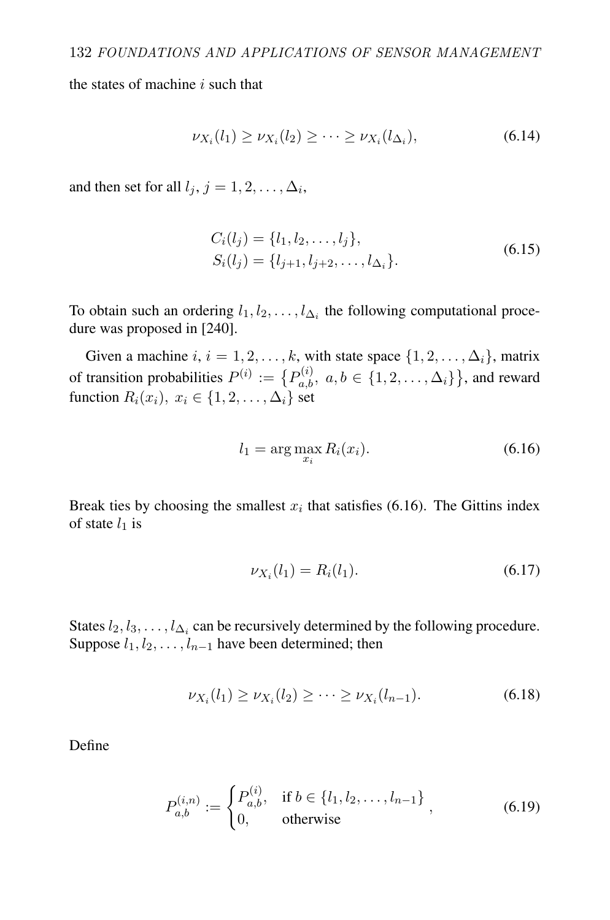the states of machine $i$ such that

$$\nu_{X_i}(l_1) \geq \nu_{X_i}(l_2) \geq \cdots \geq \nu_{X_i}(l_{\Delta_i}), \tag{6.14}$$

and then set for all $l_j$, $j = 1, 2, \ldots, \Delta_i$,

$$\begin{aligned} C_i(l_j) &= \{l_1, l_2, \ldots, l_j\}, \\ S_i(l_j) &= \{l_{j+1}, l_{j+2}, \ldots, l_{\Delta_i}\}. \end{aligned} \tag{6.15}$$

To obtain such an ordering $l_1, l_2, \ldots, l_{\Delta_i}$ the following computational procedure was proposed in [240].

Given a machine $i$, $i = 1, 2, \ldots, k$, with state space $\{1, 2, \ldots, \Delta_i\}$, matrix of transition probabilities $P^{(i)} := \left\{P^{(i)}_{a,b},\ a, b \in \{1, 2, \ldots, \Delta_i\}\right\}$, and reward function $R_i(x_i),\ x_i \in \{1, 2, \ldots, \Delta_i\}$ set

$$l_1 = \arg\max_{x_i} R_i(x_i). \tag{6.16}$$

Break ties by choosing the smallest $x_i$ that satisfies (6.16). The Gittins index of state $l_1$ is

$$\nu_{X_i}(l_1) = R_i(l_1). \tag{6.17}$$

States $l_2, l_3, \ldots, l_{\Delta_i}$ can be recursively determined by the following procedure. Suppose $l_1, l_2, \ldots, l_{n-1}$ have been determined; then

$$\nu_{X_i}(l_1) \geq \nu_{X_i}(l_2) \geq \cdots \geq \nu_{X_i}(l_{n-1}). \tag{6.18}$$

Define

$$P^{(i,n)}_{a,b} := \begin{cases} P^{(i)}_{a,b}, & \text{if } b \in \{l_1, l_2, \ldots, l_{n-1}\} \\ 0, & \text{otherwise} \end{cases}, \tag{6.19}$$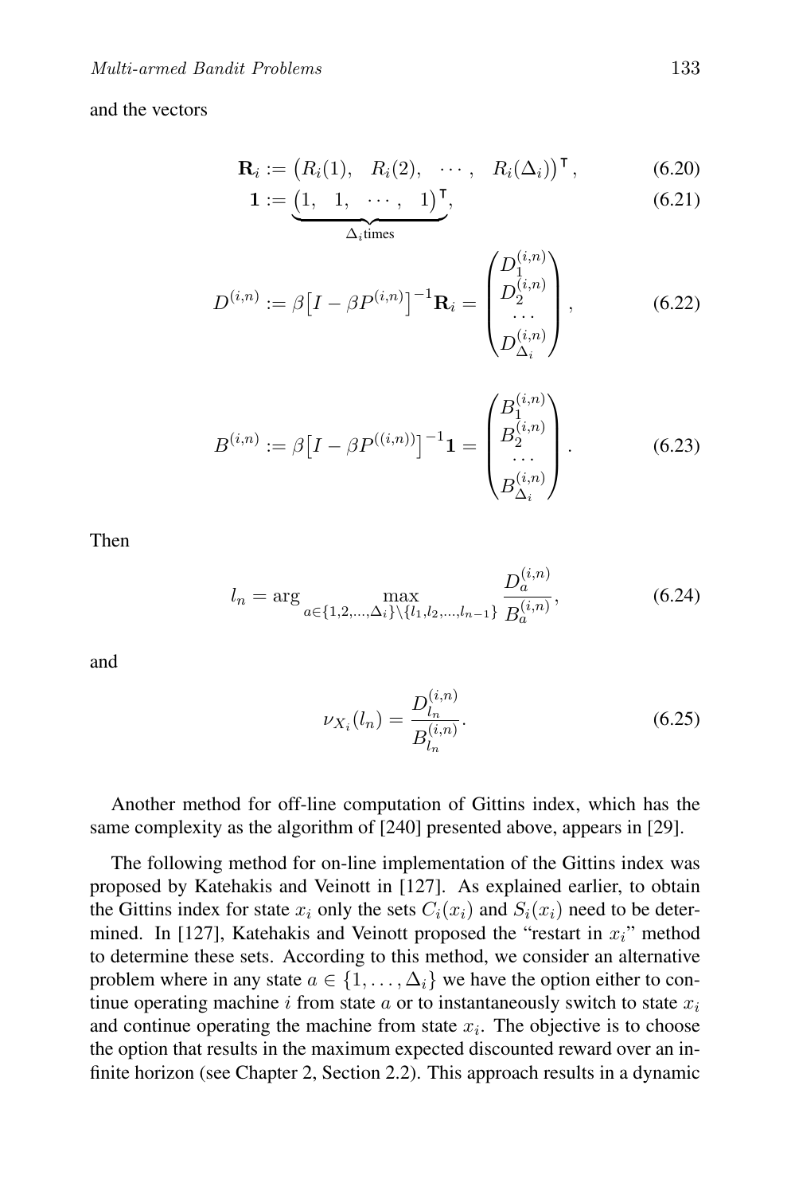and the vectors

$$\mathbf{R}_i := \big(R_i(1), \quad R_i(2), \quad \cdots, \quad R_i(\Delta_i)\big)^{\mathsf{T}}, \tag{6.20}$$

$$\mathbf{1} := \underbrace{\big(1, \quad 1, \quad \cdots, \quad 1\big)^{\mathsf{T}}}_{\Delta_i \text{times}}, \tag{6.21}$$

$$D^{(i,n)} := \beta\big[I - \beta P^{(i,n)}\big]^{-1}\mathbf{R}_i = \begin{pmatrix} D_1^{(i,n)} \\ D_2^{(i,n)} \\ \cdots \\ D_{\Delta_i}^{(i,n)} \end{pmatrix}, \tag{6.22}$$

$$B^{(i,n)} := \beta\big[I - \beta P^{((i,n))}\big]^{-1}\mathbf{1} = \begin{pmatrix} B_1^{(i,n)} \\ B_2^{(i,n)} \\ \cdots \\ B_{\Delta_i}^{(i,n)} \end{pmatrix}. \tag{6.23}$$

Then

$$l_n = \arg \max_{a \in \{1,2,\ldots,\Delta_i\} \setminus \{l_1, l_2, \ldots, l_{n-1}\}} \frac{D_a^{(i,n)}}{B_a^{(i,n)}}, \tag{6.24}$$

and

$$\nu_{X_i}(l_n) = \frac{D_{l_n}^{(i,n)}}{B_{l_n}^{(i,n)}}. \tag{6.25}$$

Another method for off-line computation of Gittins index, which has the same complexity as the algorithm of [240] presented above, appears in [29].

The following method for on-line implementation of the Gittins index was proposed by Katehakis and Veinott in [127]. As explained earlier, to obtain the Gittins index for state $x_i$ only the sets $C_i(x_i)$ and $S_i(x_i)$ need to be determined. In [127], Katehakis and Veinott proposed the "restart in $x_i$" method to determine these sets. According to this method, we consider an alternative problem where in any state $a \in \{1, \ldots, \Delta_i\}$ we have the option either to continue operating machine $i$ from state $a$ or to instantaneously switch to state $x_i$ and continue operating the machine from state $x_i$. The objective is to choose the option that results in the maximum expected discounted reward over an infinite horizon (see Chapter 2, Section 2.2). This approach results in a dynamic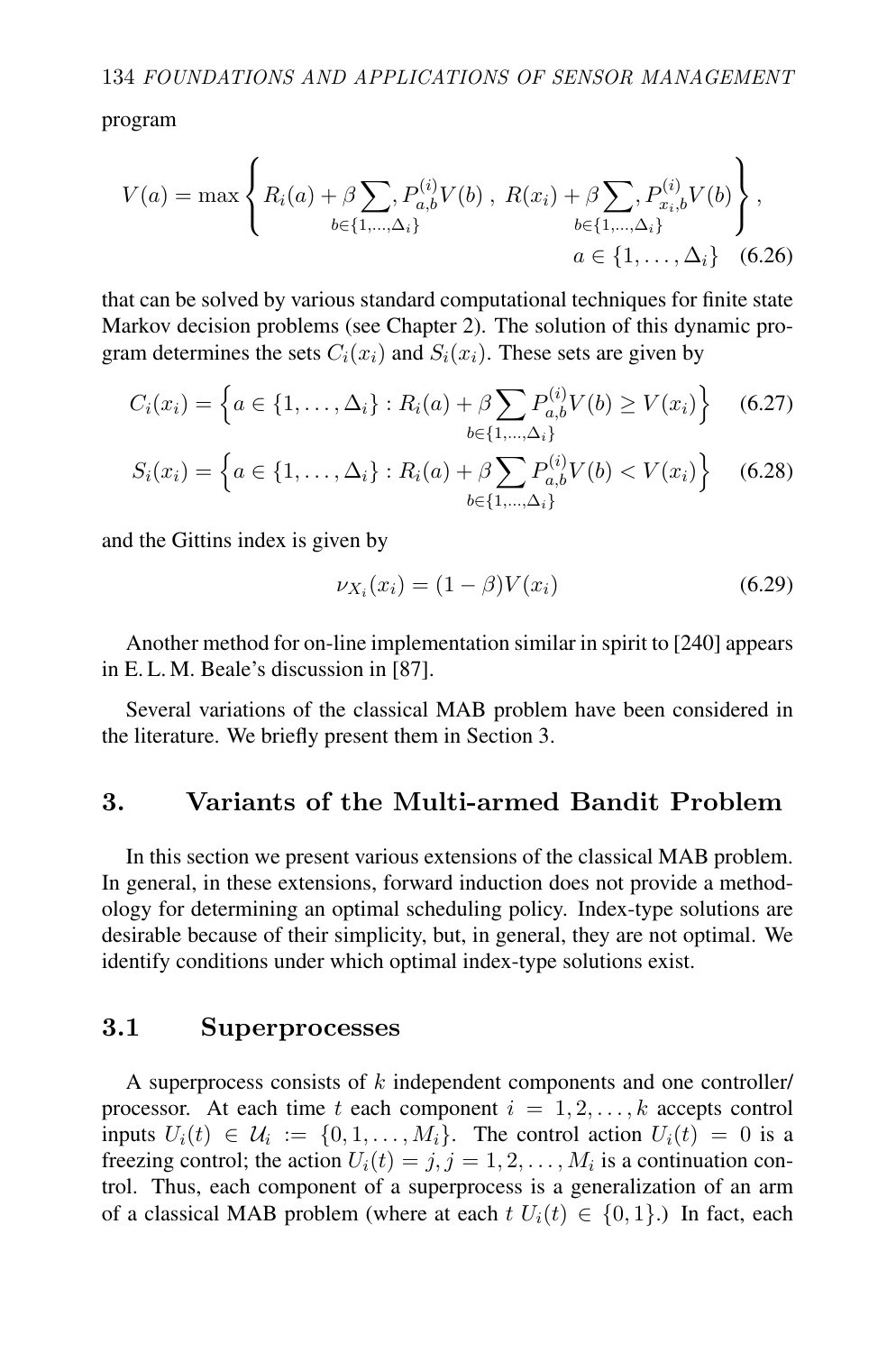program

$$V(a) = \max\left\{ R_i(a) + \beta \sum_{b\in\{1,\ldots,\Delta_i\}}, P_{a,b}^{(i)} V(b)\ ,\ R(x_i) + \beta \sum_{b\in\{1,\ldots,\Delta_i\}}, P_{x_i,b}^{(i)} V(b) \right\}, \quad a \in \{1,\ldots,\Delta_i\} \tag{6.26}$$

that can be solved by various standard computational techniques for finite state Markov decision problems (see Chapter 2). The solution of this dynamic program determines the sets $C_i(x_i)$ and $S_i(x_i)$. These sets are given by

$$C_i(x_i) = \Big\{ a \in \{1,\ldots,\Delta_i\} : R_i(a) + \beta \sum_{b\in\{1,\ldots,\Delta_i\}} P_{a,b}^{(i)} V(b) \geq V(x_i) \Big\} \tag{6.27}$$

$$S_i(x_i) = \Big\{ a \in \{1,\ldots,\Delta_i\} : R_i(a) + \beta \sum_{b\in\{1,\ldots,\Delta_i\}} P_{a,b}^{(i)} V(b) < V(x_i) \Big\} \tag{6.28}$$

and the Gittins index is given by

$$\nu_{X_i}(x_i) = (1-\beta)V(x_i) \tag{6.29}$$

Another method for on-line implementation similar in spirit to [240] appears in E. L. M. Beale's discussion in [87].

Several variations of the classical MAB problem have been considered in the literature. We briefly present them in Section 3.

## 3. Variants of the Multi-armed Bandit Problem

In this section we present various extensions of the classical MAB problem. In general, in these extensions, forward induction does not provide a methodology for determining an optimal scheduling policy. Index-type solutions are desirable because of their simplicity, but, in general, they are not optimal. We identify conditions under which optimal index-type solutions exist.

### 3.1 Superprocesses

A superprocess consists of $k$ independent components and one controller/ processor. At each time $t$ each component $i = 1, 2, \ldots, k$ accepts control inputs $U_i(t) \in \mathcal{U}_i := \{0, 1, \ldots, M_i\}$. The control action $U_i(t) = 0$ is a freezing control; the action $U_i(t) = j, j = 1, 2, \ldots, M_i$ is a continuation control. Thus, each component of a superprocess is a generalization of an arm of a classical MAB problem (where at each $t$ $U_i(t) \in \{0, 1\}$.) In fact, each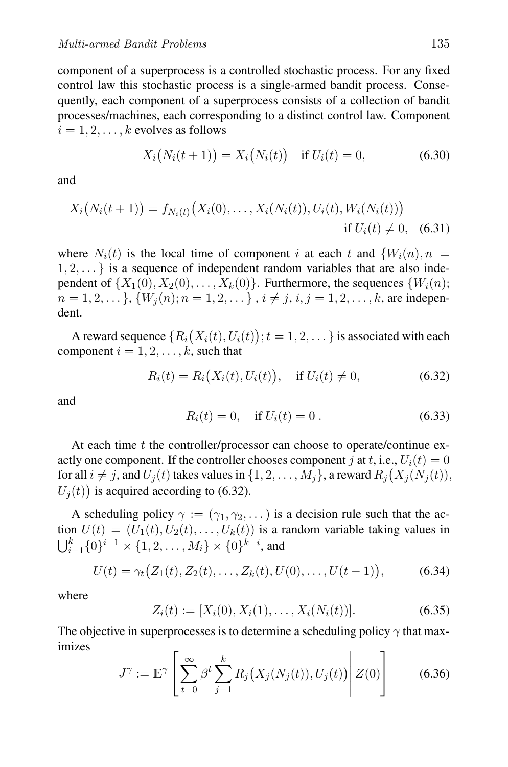component of a superprocess is a controlled stochastic process. For any fixed control law this stochastic process is a single-armed bandit process. Consequently, each component of a superprocess consists of a collection of bandit processes/machines, each corresponding to a distinct control law. Component $i = 1, 2, \dots, k$ evolves as follows

$$X_i\big(N_i(t+1)\big) = X_i\big(N_i(t)\big) \quad \text{if } U_i(t) = 0, \tag{6.30}$$

and

$$X_i\big(N_i(t+1)\big) = f_{N_i(t)}\big(X_i(0), \dots, X_i(N_i(t)), U_i(t), W_i(N_i(t))\big) \quad \text{if } U_i(t) \neq 0, \tag{6.31}$$

where $N_i(t)$ is the local time of component $i$ at each $t$ and $\{W_i(n), n = 1, 2, \dots\}$ is a sequence of independent random variables that are also independent of $\{X_1(0), X_2(0), \dots, X_k(0)\}$. Furthermore, the sequences $\{W_i(n); n = 1, 2, \dots\}$, $\{W_j(n); n = 1, 2, \dots\}$, $i \neq j$, $i, j = 1, 2, \dots, k$, are independent.

A reward sequence $\{R_i\big(X_i(t), U_i(t)\big); t = 1, 2, \dots\}$ is associated with each component $i = 1, 2, \dots, k$, such that

$$R_i(t) = R_i\big(X_i(t), U_i(t)\big), \quad \text{if } U_i(t) \neq 0, \tag{6.32}$$

and

$$R_i(t) = 0, \quad \text{if } U_i(t) = 0\,. \tag{6.33}$$

At each time $t$ the controller/processor can choose to operate/continue exactly one component. If the controller chooses component $j$ at $t$, i.e., $U_i(t) = 0$ for all $i \neq j$, and $U_j(t)$ takes values in $\{1, 2, \dots, M_j\}$, a reward $R_j\big(X_j(N_j(t)), U_j(t)\big)$ is acquired according to (6.32).

A scheduling policy $\gamma := (\gamma_1, \gamma_2, \dots)$ is a decision rule such that the action $U(t) = (U_1(t), U_2(t), \dots, U_k(t))$ is a random variable taking values in $\bigcup_{i=1}^{k} \{0\}^{i-1} \times \{1, 2, \dots, M_i\} \times \{0\}^{k-i}$, and

$$U(t) = \gamma_t\big(Z_1(t), Z_2(t), \dots, Z_k(t), U(0), \dots, U(t-1)\big), \tag{6.34}$$

where

$$Z_i(t) := [X_i(0), X_i(1), \dots, X_i(N_i(t))]. \tag{6.35}$$

The objective in superprocesses is to determine a scheduling policy $\gamma$ that maximizes

$$J^\gamma := \mathbb{E}^\gamma \left[ \sum_{t=0}^{\infty} \beta^t \sum_{j=1}^{k} R_j\big(X_j(N_j(t)), U_j(t)\big) \middle| Z(0) \right] \tag{6.36}$$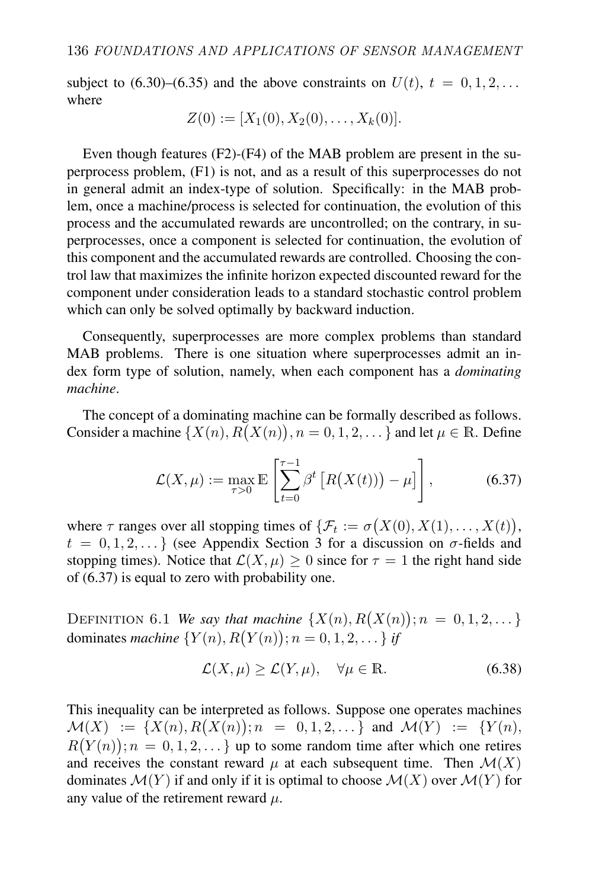subject to (6.30)–(6.35) and the above constraints on $U(t)$, $t = 0, 1, 2, \ldots$ where

$$Z(0) := [X_1(0), X_2(0), \ldots, X_k(0)].$$

Even though features (F2)-(F4) of the MAB problem are present in the superprocess problem, (F1) is not, and as a result of this superprocesses do not in general admit an index-type of solution. Specifically: in the MAB problem, once a machine/process is selected for continuation, the evolution of this process and the accumulated rewards are uncontrolled; on the contrary, in superprocesses, once a component is selected for continuation, the evolution of this component and the accumulated rewards are controlled. Choosing the control law that maximizes the infinite horizon expected discounted reward for the component under consideration leads to a standard stochastic control problem which can only be solved optimally by backward induction.

Consequently, superprocesses are more complex problems than standard MAB problems. There is one situation where superprocesses admit an index form type of solution, namely, when each component has a *dominating machine*.

The concept of a dominating machine can be formally described as follows. Consider a machine $\{X(n), R\big(X(n)\big), n = 0, 1, 2, \ldots\}$ and let $\mu \in \mathbb{R}$. Define

$$\mathcal{L}(X, \mu) := \max_{\tau > 0} \mathbb{E}\left[\sum_{t=0}^{\tau-1} \beta^t \left[R\big(X(t)\big) - \mu\right]\right], \tag{6.37}$$

where $\tau$ ranges over all stopping times of $\{\mathcal{F}_t := \sigma\big(X(0), X(1), \ldots, X(t)\big)$, $t = 0, 1, 2, \ldots\}$ (see Appendix Section 3 for a discussion on $\sigma$-fields and stopping times). Notice that $\mathcal{L}(X, \mu) \geq 0$ since for $\tau = 1$ the right hand side of (6.37) is equal to zero with probability one.

DEFINITION 6.1 *We say that machine* $\{X(n), R\big(X(n)\big); n = 0, 1, 2, \ldots\}$ dominates *machine* $\{Y(n), R\big(Y(n)\big); n = 0, 1, 2, \ldots\}$ *if*

$$\mathcal{L}(X, \mu) \geq \mathcal{L}(Y, \mu), \quad \forall \mu \in \mathbb{R}. \tag{6.38}$$

This inequality can be interpreted as follows. Suppose one operates machines $\mathcal{M}(X) := \{X(n), R\big(X(n)\big); n = 0, 1, 2, \ldots\}$ and $\mathcal{M}(Y) := \{Y(n), R\big(Y(n)\big); n = 0, 1, 2, \ldots\}$ up to some random time after which one retires and receives the constant reward $\mu$ at each subsequent time. Then $\mathcal{M}(X)$ dominates $\mathcal{M}(Y)$ if and only if it is optimal to choose $\mathcal{M}(X)$ over $\mathcal{M}(Y)$ for any value of the retirement reward $\mu$.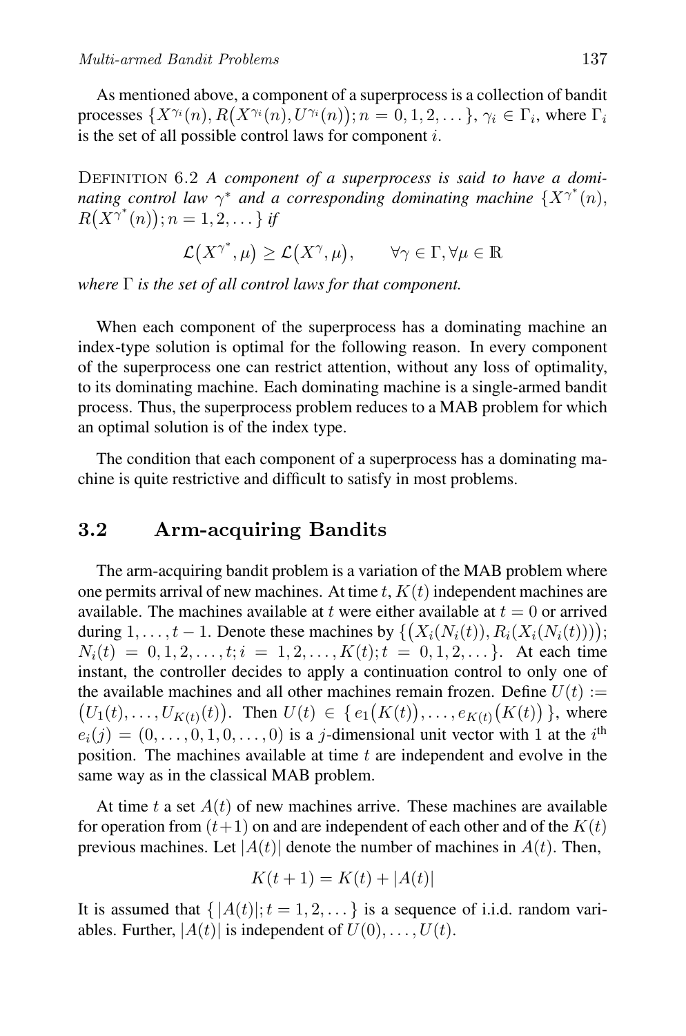As mentioned above, a component of a superprocess is a collection of bandit processes $\{X^{\gamma_i}(n), R\big(X^{\gamma_i}(n), U^{\gamma_i}(n)\big); n = 0, 1, 2, \dots\}$, $\gamma_i \in \Gamma_i$, where $\Gamma_i$ is the set of all possible control laws for component $i$.

DEFINITION 6.2 *A component of a superprocess is said to have a dominating control law $\gamma^*$ and a corresponding dominating machine $\{X^{\gamma^*}(n), R\big(X^{\gamma^*}(n)\big); n = 1, 2, \dots\}$ if*

$$\mathcal{L}\big(X^{\gamma^*}, \mu\big) \geq \mathcal{L}\big(X^{\gamma}, \mu\big), \qquad \forall \gamma \in \Gamma, \forall \mu \in \mathbb{R}$$

*where $\Gamma$ is the set of all control laws for that component.*

When each component of the superprocess has a dominating machine an index-type solution is optimal for the following reason. In every component of the superprocess one can restrict attention, without any loss of optimality, to its dominating machine. Each dominating machine is a single-armed bandit process. Thus, the superprocess problem reduces to a MAB problem for which an optimal solution is of the index type.

The condition that each component of a superprocess has a dominating machine is quite restrictive and difficult to satisfy in most problems.

## 3.2 Arm-acquiring Bandits

The arm-acquiring bandit problem is a variation of the MAB problem where one permits arrival of new machines. At time $t$, $K(t)$ independent machines are available. The machines available at $t$ were either available at $t = 0$ or arrived during $1, \dots, t-1$. Denote these machines by $\{\big(X_i(N_i(t)), R_i(X_i(N_i(t)))\big)$; $N_i(t) = 0, 1, 2, \dots, t; i = 1, 2, \dots, K(t); t = 0, 1, 2, \dots\}$. At each time instant, the controller decides to apply a continuation control to only one of the available machines and all other machines remain frozen. Define $U(t) := \big(U_1(t), \dots, U_{K(t)}(t)\big)$. Then $U(t) \in \{\, e_1\big(K(t)\big), \dots, e_{K(t)}\big(K(t)\big)\,\}$, where $e_i(j) = (0, \dots, 0, 1, 0, \dots, 0)$ is a $j$-dimensional unit vector with $1$ at the $i^{\text{th}}$ position. The machines available at time $t$ are independent and evolve in the same way as in the classical MAB problem.

At time $t$ a set $A(t)$ of new machines arrive. These machines are available for operation from $(t+1)$ on and are independent of each other and of the $K(t)$ previous machines. Let $|A(t)|$ denote the number of machines in $A(t)$. Then,

$$K(t+1) = K(t) + |A(t)|$$

It is assumed that $\{\, |A(t)|; t = 1, 2, \dots\}$ is a sequence of i.i.d. random variables. Further, $|A(t)|$ is independent of $U(0), \dots, U(t)$.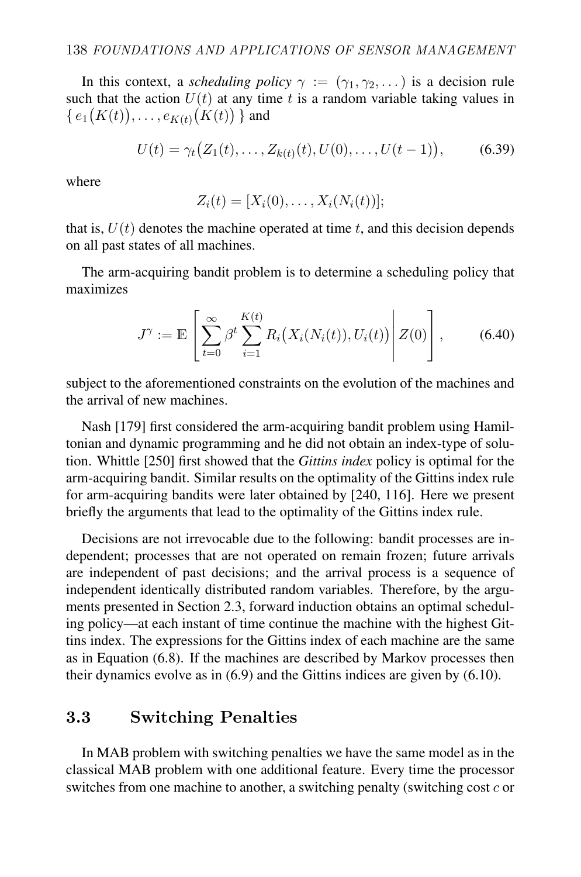In this context, a *scheduling policy* $\gamma := (\gamma_1, \gamma_2, \dots)$ is a decision rule such that the action $U(t)$ at any time $t$ is a random variable taking values in $\{ e_1\big(K(t)\big), \dots, e_{K(t)}\big(K(t)\big) \}$ and

$$U(t) = \gamma_t\big(Z_1(t), \dots, Z_{k(t)}(t), U(0), \dots, U(t-1)\big), \tag{6.39}$$

where

$$Z_i(t) = [X_i(0), \dots, X_i(N_i(t))];$$

that is, $U(t)$ denotes the machine operated at time $t$, and this decision depends on all past states of all machines.

The arm-acquiring bandit problem is to determine a scheduling policy that maximizes

$$J^{\gamma} := \mathbb{E}\left[ \sum_{t=0}^{\infty} \beta^t \sum_{i=1}^{K(t)} R_i\big(X_i(N_i(t)), U_i(t)\big) \,\middle|\, Z(0) \right], \tag{6.40}$$

subject to the aforementioned constraints on the evolution of the machines and the arrival of new machines.

Nash [179] first considered the arm-acquiring bandit problem using Hamiltonian and dynamic programming and he did not obtain an index-type of solution. Whittle [250] first showed that the *Gittins index* policy is optimal for the arm-acquiring bandit. Similar results on the optimality of the Gittins index rule for arm-acquiring bandits were later obtained by [240, 116]. Here we present briefly the arguments that lead to the optimality of the Gittins index rule.

Decisions are not irrevocable due to the following: bandit processes are independent; processes that are not operated on remain frozen; future arrivals are independent of past decisions; and the arrival process is a sequence of independent identically distributed random variables. Therefore, by the arguments presented in Section 2.3, forward induction obtains an optimal scheduling policy—at each instant of time continue the machine with the highest Gittins index. The expressions for the Gittins index of each machine are the same as in Equation (6.8). If the machines are described by Markov processes then their dynamics evolve as in (6.9) and the Gittins indices are given by (6.10).

## 3.3 Switching Penalties

In MAB problem with switching penalties we have the same model as in the classical MAB problem with one additional feature. Every time the processor switches from one machine to another, a switching penalty (switching cost $c$ or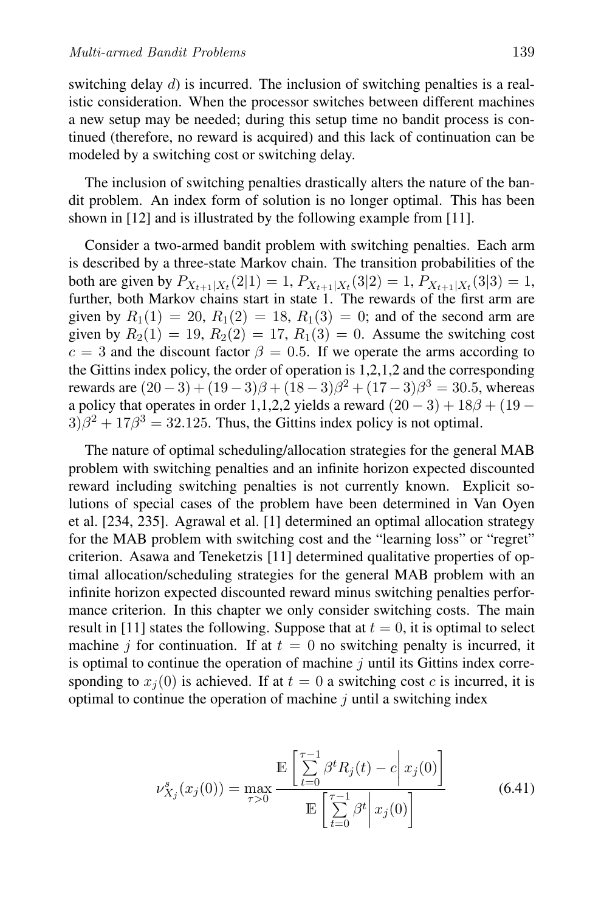switching delay $d$) is incurred. The inclusion of switching penalties is a realistic consideration. When the processor switches between different machines a new setup may be needed; during this setup time no bandit process is continued (therefore, no reward is acquired) and this lack of continuation can be modeled by a switching cost or switching delay.

The inclusion of switching penalties drastically alters the nature of the bandit problem. An index form of solution is no longer optimal. This has been shown in [12] and is illustrated by the following example from [11].

Consider a two-armed bandit problem with switching penalties. Each arm is described by a three-state Markov chain. The transition probabilities of the both are given by $P_{X_{t+1}|X_t}(2|1) = 1$, $P_{X_{t+1}|X_t}(3|2) = 1$, $P_{X_{t+1}|X_t}(3|3) = 1$, further, both Markov chains start in state 1. The rewards of the first arm are given by $R_1(1) = 20$, $R_1(2) = 18$, $R_1(3) = 0$; and of the second arm are given by $R_2(1) = 19$, $R_2(2) = 17$, $R_1(3) = 0$. Assume the switching cost $c = 3$ and the discount factor $\beta = 0.5$. If we operate the arms according to the Gittins index policy, the order of operation is 1,2,1,2 and the corresponding rewards are $(20-3)+(19-3)\beta+(18-3)\beta^2+(17-3)\beta^3 = 30.5$, whereas a policy that operates in order 1,1,2,2 yields a reward $(20-3)+18\beta+(19-3)\beta^2+17\beta^3 = 32.125$. Thus, the Gittins index policy is not optimal.

The nature of optimal scheduling/allocation strategies for the general MAB problem with switching penalties and an infinite horizon expected discounted reward including switching penalties is not currently known. Explicit solutions of special cases of the problem have been determined in Van Oyen et al. [234, 235]. Agrawal et al. [1] determined an optimal allocation strategy for the MAB problem with switching cost and the "learning loss" or "regret" criterion. Asawa and Teneketzis [11] determined qualitative properties of optimal allocation/scheduling strategies for the general MAB problem with an infinite horizon expected discounted reward minus switching penalties performance criterion. In this chapter we only consider switching costs. The main result in [11] states the following. Suppose that at $t = 0$, it is optimal to select machine $j$ for continuation. If at $t = 0$ no switching penalty is incurred, it is optimal to continue the operation of machine $j$ until its Gittins index corresponding to $x_j(0)$ is achieved. If at $t = 0$ a switching cost $c$ is incurred, it is optimal to continue the operation of machine $j$ until a switching index

$$\nu^s_{X_j}(x_j(0)) = \max_{\tau > 0} \frac{\mathbb{E}\left[ \sum_{t=0}^{\tau-1} \beta^t R_j(t) - c \,\middle|\, x_j(0) \right]}{\mathbb{E}\left[ \sum_{t=0}^{\tau-1} \beta^t \,\middle|\, x_j(0) \right]} \tag{6.41}$$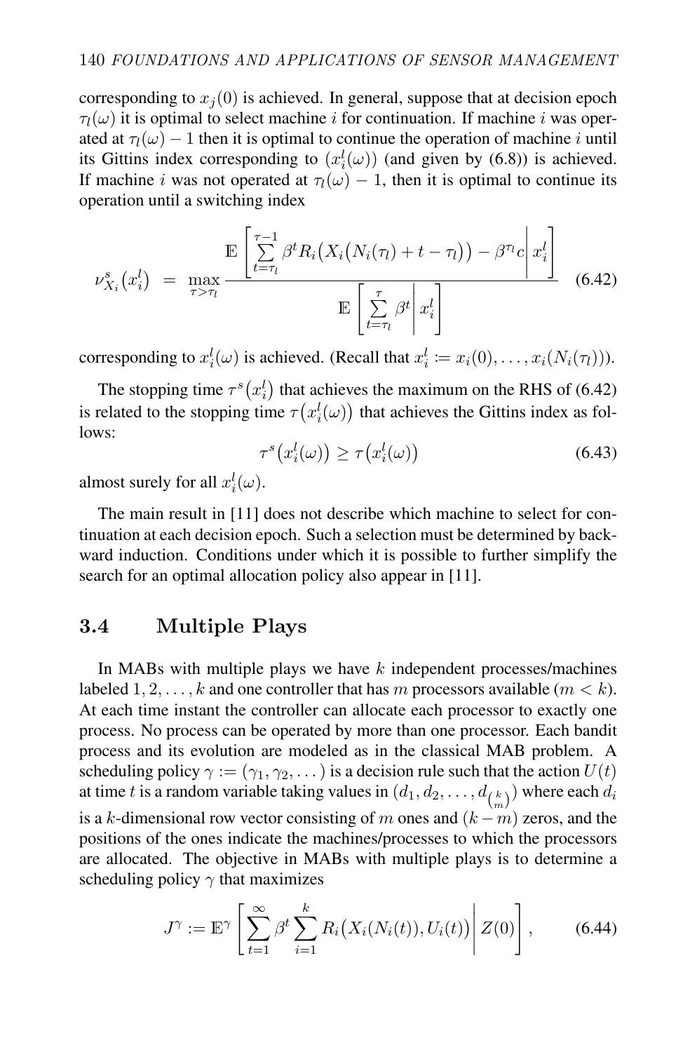corresponding to $x_j(0)$ is achieved. In general, suppose that at decision epoch $\tau_l(\omega)$ it is optimal to select machine $i$ for continuation. If machine $i$ was operated at $\tau_l(\omega) - 1$ then it is optimal to continue the operation of machine $i$ until its Gittins index corresponding to $(x_i^l(\omega))$ (and given by (6.8)) is achieved. If machine $i$ was not operated at $\tau_l(\omega) - 1$, then it is optimal to continue its operation until a switching index

$$
\nu_{X_i}^s(x_i^l) = \max_{\tau > \tau_l} \frac{\mathbb{E}\left[ \sum\limits_{t=\tau_l}^{\tau-1} \beta^t R_i\big(X_i\big(N_i(\tau_l) + t - \tau_l\big)\big) - \beta^{\tau_l} c \,\middle|\, x_i^l \right]}{\mathbb{E}\left[ \sum\limits_{t=\tau_l}^{\tau} \beta^t \,\middle|\, x_i^l \right]} \tag{6.42}
$$

corresponding to $x_i^l(\omega)$ is achieved. (Recall that $x_i^l := x_i(0), \ldots, x_i(N_i(\tau_l))$).

The stopping time $\tau^s\big(x_i^l\big)$ that achieves the maximum on the RHS of (6.42) is related to the stopping time $\tau\big(x_i^l(\omega)\big)$ that achieves the Gittins index as follows:

$$
\tau^s\big(x_i^l(\omega)\big) \geq \tau\big(x_i^l(\omega)\big) \tag{6.43}
$$

almost surely for all $x_i^l(\omega)$.

The main result in [11] does not describe which machine to select for continuation at each decision epoch. Such a selection must be determined by backward induction. Conditions under which it is possible to further simplify the search for an optimal allocation policy also appear in [11].

## 3.4 Multiple Plays

In MABs with multiple plays we have $k$ independent processes/machines labeled $1, 2, \ldots, k$ and one controller that has $m$ processors available ($m < k$). At each time instant the controller can allocate each processor to exactly one process. No process can be operated by more than one processor. Each bandit process and its evolution are modeled as in the classical MAB problem. A scheduling policy $\gamma := (\gamma_1, \gamma_2, \ldots)$ is a decision rule such that the action $U(t)$ at time $t$ is a random variable taking values in $(d_1, d_2, \ldots, d_{\binom{k}{m}})$ where each $d_i$ is a $k$-dimensional row vector consisting of $m$ ones and $(k - m)$ zeros, and the positions of the ones indicate the machines/processes to which the processors are allocated. The objective in MABs with multiple plays is to determine a scheduling policy $\gamma$ that maximizes

$$
J^\gamma := \mathbb{E}^\gamma \left[ \sum_{t=1}^{\infty} \beta^t \sum_{i=1}^{k} R_i\big(X_i(N_i(t)), U_i(t)\big) \,\middle|\, Z(0) \right], \tag{6.44}
$$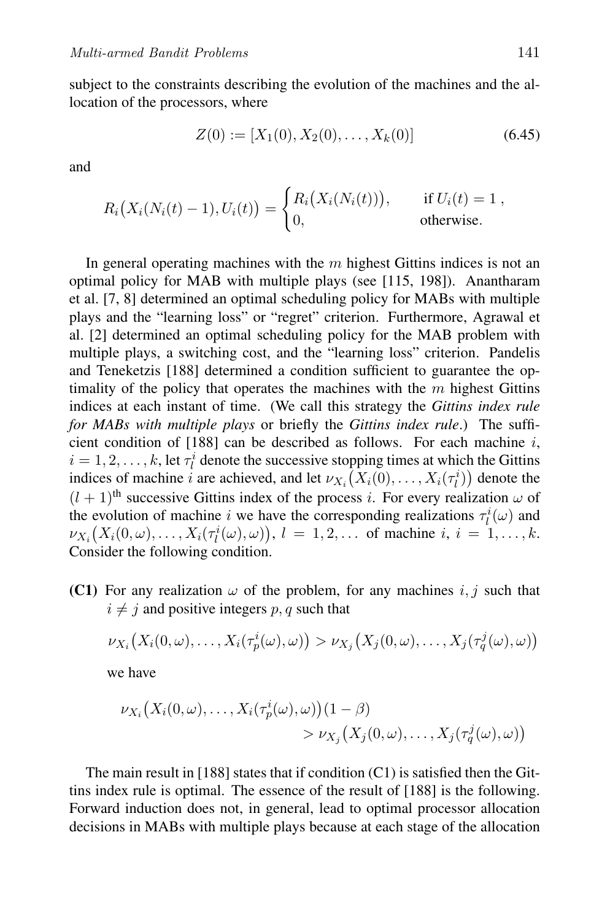subject to the constraints describing the evolution of the machines and the allocation of the processors, where

$$Z(0) := [X_1(0), X_2(0), \ldots, X_k(0)] \tag{6.45}$$

and

$$R_i\big(X_i(N_i(t)-1), U_i(t)\big) = \begin{cases} R_i\big(X_i(N_i(t))\big), & \text{if } U_i(t) = 1\,, \\ 0, & \text{otherwise.} \end{cases}$$

In general operating machines with the $m$ highest Gittins indices is not an optimal policy for MAB with multiple plays (see [115, 198]). Anantharam et al. [7, 8] determined an optimal scheduling policy for MABs with multiple plays and the "learning loss" or "regret" criterion. Furthermore, Agrawal et al. [2] determined an optimal scheduling policy for the MAB problem with multiple plays, a switching cost, and the "learning loss" criterion. Pandelis and Teneketzis [188] determined a condition sufficient to guarantee the optimality of the policy that operates the machines with the $m$ highest Gittins indices at each instant of time. (We call this strategy the *Gittins index rule for MABs with multiple plays* or briefly the *Gittins index rule*.) The sufficient condition of [188] can be described as follows. For each machine $i$, $i = 1, 2, \ldots, k$, let $\tau_l^i$ denote the successive stopping times at which the Gittins indices of machine $i$ are achieved, and let $\nu_{X_i}\big(X_i(0), \ldots, X_i(\tau_l^i)\big)$ denote the $(l+1)^{\text{th}}$ successive Gittins index of the process $i$. For every realization $\omega$ of the evolution of machine $i$ we have the corresponding realizations $\tau_l^i(\omega)$ and $\nu_{X_i}\big(X_i(0,\omega), \ldots, X_i(\tau_l^i(\omega),\omega)\big)$, $l = 1, 2, \ldots$ of machine $i$, $i = 1, \ldots, k$. Consider the following condition.

**(C1)** For any realization $\omega$ of the problem, for any machines $i, j$ such that $i \neq j$ and positive integers $p, q$ such that

$$\nu_{X_i}\big(X_i(0,\omega), \ldots, X_i(\tau_p^i(\omega),\omega)\big) > \nu_{X_j}\big(X_j(0,\omega), \ldots, X_j(\tau_q^j(\omega),\omega)\big)$$

we have

$$\nu_{X_i}\big(X_i(0,\omega), \ldots, X_i(\tau_p^i(\omega),\omega)\big)(1-\beta) > \nu_{X_j}\big(X_j(0,\omega), \ldots, X_j(\tau_q^j(\omega),\omega)\big)$$

The main result in [188] states that if condition (C1) is satisfied then the Gittins index rule is optimal. The essence of the result of [188] is the following. Forward induction does not, in general, lead to optimal processor allocation decisions in MABs with multiple plays because at each stage of the allocation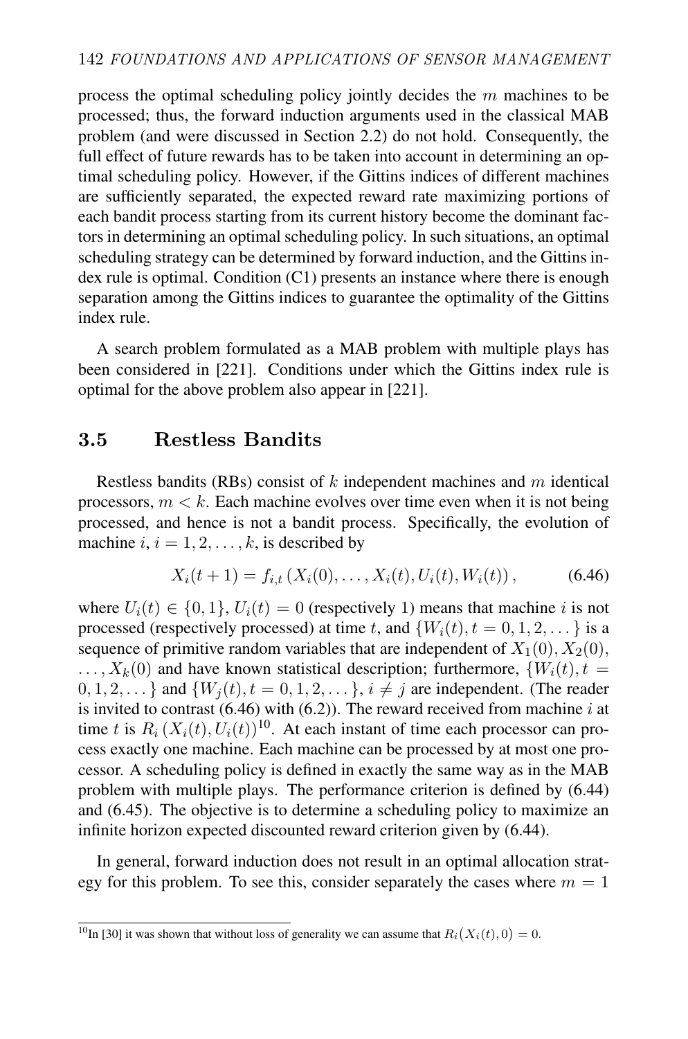process the optimal scheduling policy jointly decides the $m$ machines to be processed; thus, the forward induction arguments used in the classical MAB problem (and were discussed in Section 2.2) do not hold. Consequently, the full effect of future rewards has to be taken into account in determining an optimal scheduling policy. However, if the Gittins indices of different machines are sufficiently separated, the expected reward rate maximizing portions of each bandit process starting from its current history become the dominant factors in determining an optimal scheduling policy. In such situations, an optimal scheduling strategy can be determined by forward induction, and the Gittins index rule is optimal. Condition (C1) presents an instance where there is enough separation among the Gittins indices to guarantee the optimality of the Gittins index rule.

A search problem formulated as a MAB problem with multiple plays has been considered in [221]. Conditions under which the Gittins index rule is optimal for the above problem also appear in [221].

## 3.5 Restless Bandits

Restless bandits (RBs) consist of $k$ independent machines and $m$ identical processors, $m < k$. Each machine evolves over time even when it is not being processed, and hence is not a bandit process. Specifically, the evolution of machine $i$, $i = 1, 2, \ldots, k$, is described by

$$X_i(t+1) = f_{i,t}\left(X_i(0), \ldots, X_i(t), U_i(t), W_i(t)\right), \tag{6.46}$$

where $U_i(t) \in \{0, 1\}$, $U_i(t) = 0$ (respectively 1) means that machine $i$ is not processed (respectively processed) at time $t$, and $\{W_i(t), t = 0, 1, 2, \ldots\}$ is a sequence of primitive random variables that are independent of $X_1(0), X_2(0), \ldots, X_k(0)$ and have known statistical description; furthermore, $\{W_i(t), t = 0, 1, 2, \ldots\}$ and $\{W_j(t), t = 0, 1, 2, \ldots\}$, $i \neq j$ are independent. (The reader is invited to contrast (6.46) with (6.2)). The reward received from machine $i$ at time $t$ is $R_i\left(X_i(t), U_i(t)\right)$[10]. At each instant of time each processor can process exactly one machine. Each machine can be processed by at most one processor. A scheduling policy is defined in exactly the same way as in the MAB problem with multiple plays. The performance criterion is defined by (6.44) and (6.45). The objective is to determine a scheduling policy to maximize an infinite horizon expected discounted reward criterion given by (6.44).

In general, forward induction does not result in an optimal allocation strategy for this problem. To see this, consider separately the cases where $m = 1$

[10] In [30] it was shown that without loss of generality we can assume that $R_i\big(X_i(t), 0\big) = 0$.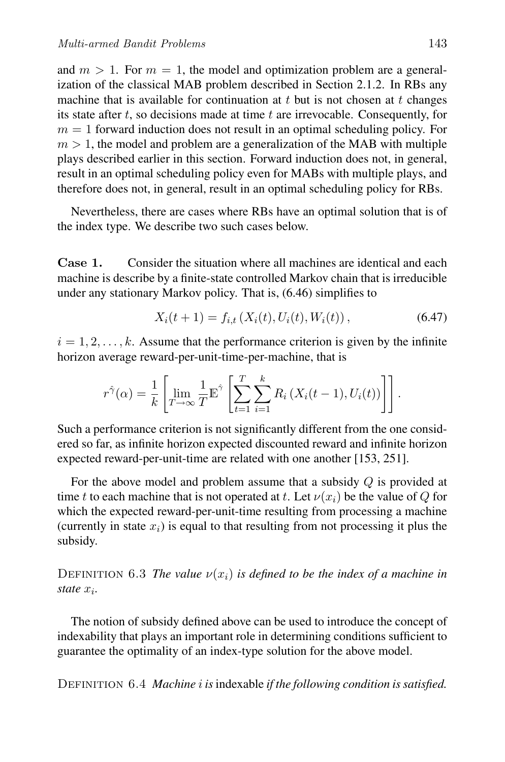and $m > 1$. For $m = 1$, the model and optimization problem are a generalization of the classical MAB problem described in Section 2.1.2. In RBs any machine that is available for continuation at $t$ but is not chosen at $t$ changes its state after $t$, so decisions made at time $t$ are irrevocable. Consequently, for $m = 1$ forward induction does not result in an optimal scheduling policy. For $m > 1$, the model and problem are a generalization of the MAB with multiple plays described earlier in this section. Forward induction does not, in general, result in an optimal scheduling policy even for MABs with multiple plays, and therefore does not, in general, result in an optimal scheduling policy for RBs.

Nevertheless, there are cases where RBs have an optimal solution that is of the index type. We describe two such cases below.

**Case 1.** Consider the situation where all machines are identical and each machine is describe by a finite-state controlled Markov chain that is irreducible under any stationary Markov policy. That is, (6.46) simplifies to

$$X_i(t+1) = f_{i,t}\left(X_i(t), U_i(t), W_i(t)\right), \tag{6.47}$$

$i = 1, 2, \ldots, k$. Assume that the performance criterion is given by the infinite horizon average reward-per-unit-time-per-machine, that is

$$r^{\hat{\gamma}}(\alpha) = \frac{1}{k}\left[\lim_{T\to\infty}\frac{1}{T}\mathbb{E}^{\hat{\gamma}}\left[\sum_{t=1}^{T}\sum_{i=1}^{k} R_i\left(X_i(t-1), U_i(t)\right)\right]\right].$$

Such a performance criterion is not significantly different from the one considered so far, as infinite horizon expected discounted reward and infinite horizon expected reward-per-unit-time are related with one another [153, 251].

For the above model and problem assume that a subsidy $Q$ is provided at time $t$ to each machine that is not operated at $t$. Let $\nu(x_i)$ be the value of $Q$ for which the expected reward-per-unit-time resulting from processing a machine (currently in state $x_i$) is equal to that resulting from not processing it plus the subsidy.

DEFINITION 6.3 *The value $\nu(x_i)$ is defined to be the index of a machine in state $x_i$.*

The notion of subsidy defined above can be used to introduce the concept of indexability that plays an important role in determining conditions sufficient to guarantee the optimality of an index-type solution for the above model.

DEFINITION 6.4 *Machine $i$ is* indexable *if the following condition is satisfied.*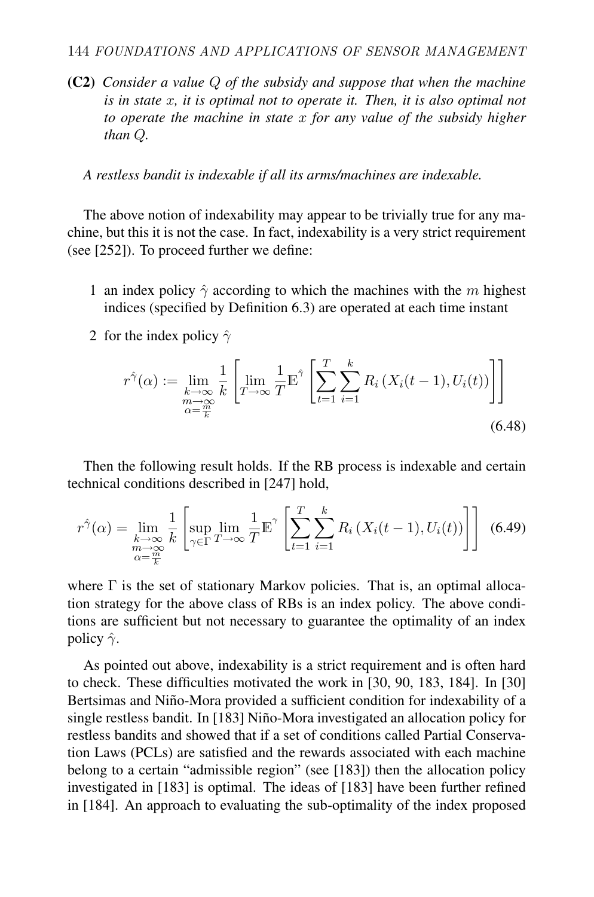**(C2)** *Consider a value $Q$ of the subsidy and suppose that when the machine is in state $x$, it is optimal not to operate it. Then, it is also optimal not to operate the machine in state $x$ for any value of the subsidy higher than $Q$.*

*A restless bandit is indexable if all its arms/machines are indexable.*

The above notion of indexability may appear to be trivially true for any machine, but this it is not the case. In fact, indexability is a very strict requirement (see [252]). To proceed further we define:

1. an index policy $\hat{\gamma}$ according to which the machines with the $m$ highest indices (specified by Definition 6.3) are operated at each time instant

2. for the index policy $\hat{\gamma}$

$$r^{\hat{\gamma}}(\alpha) := \lim_{\substack{k\to\infty \\ m\to\infty \\ \alpha=\frac{m}{k}}} \frac{1}{k}\left[\lim_{T\to\infty}\frac{1}{T}\mathbb{E}^{\hat{\gamma}}\left[\sum_{t=1}^{T}\sum_{i=1}^{k} R_i\left(X_i(t-1), U_i(t)\right)\right]\right] \tag{6.48}$$

Then the following result holds. If the RB process is indexable and certain technical conditions described in [247] hold,

$$r^{\hat{\gamma}}(\alpha) = \lim_{\substack{k\to\infty \\ m\to\infty \\ \alpha=\frac{m}{k}}} \frac{1}{k}\left[\sup_{\gamma\in\Gamma}\lim_{T\to\infty}\frac{1}{T}\mathbb{E}^{\gamma}\left[\sum_{t=1}^{T}\sum_{i=1}^{k} R_i\left(X_i(t-1), U_i(t)\right)\right]\right] \tag{6.49}$$

where $\Gamma$ is the set of stationary Markov policies. That is, an optimal allocation strategy for the above class of RBs is an index policy. The above conditions are sufficient but not necessary to guarantee the optimality of an index policy $\hat{\gamma}$.

As pointed out above, indexability is a strict requirement and is often hard to check. These difficulties motivated the work in [30, 90, 183, 184]. In [30] Bertsimas and Niño-Mora provided a sufficient condition for indexability of a single restless bandit. In [183] Niño-Mora investigated an allocation policy for restless bandits and showed that if a set of conditions called Partial Conservation Laws (PCLs) are satisfied and the rewards associated with each machine belong to a certain "admissible region" (see [183]) then the allocation policy investigated in [183] is optimal. The ideas of [183] have been further refined in [184]. An approach to evaluating the sub-optimality of the index proposed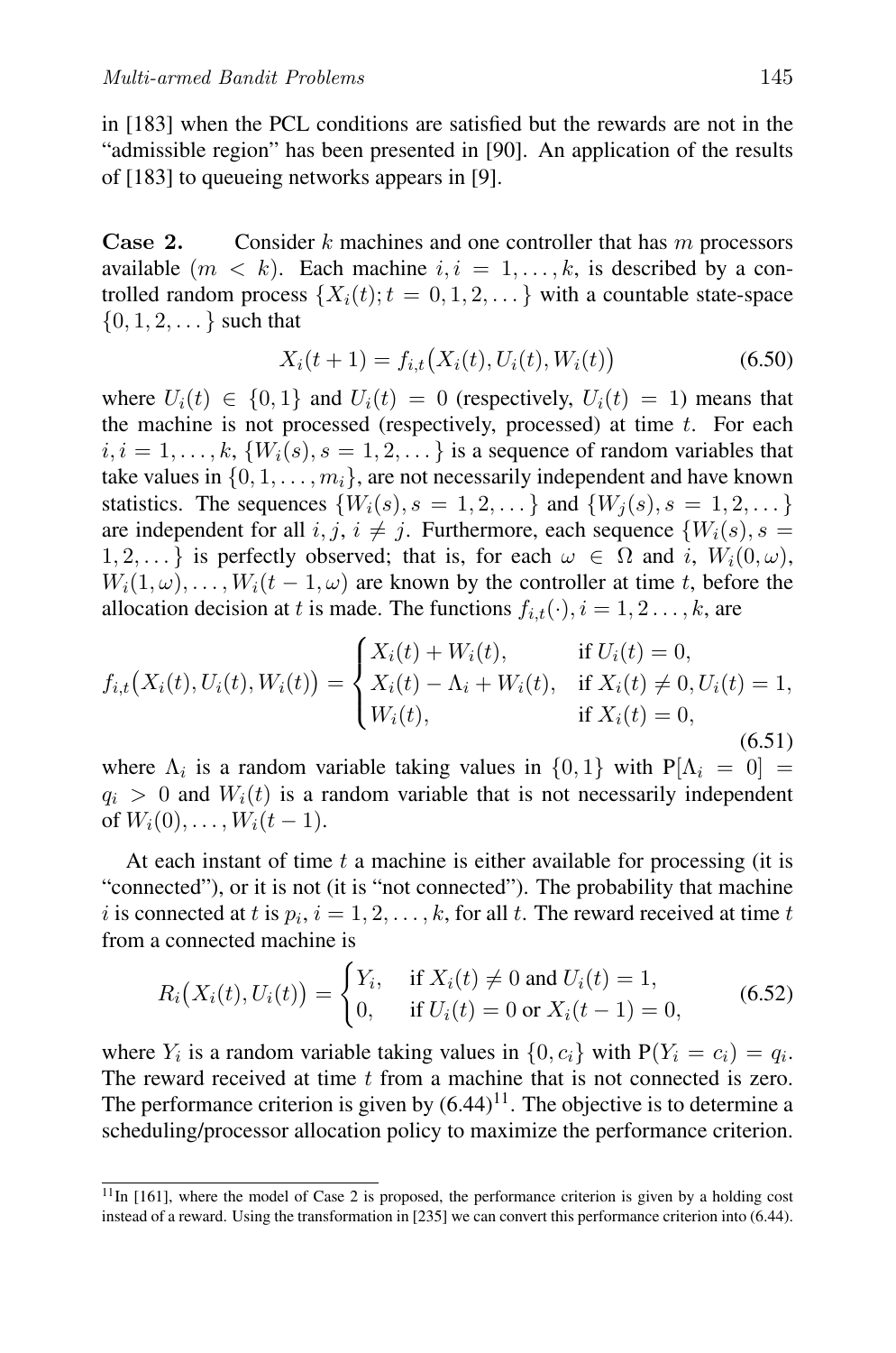in [183] when the PCL conditions are satisfied but the rewards are not in the "admissible region" has been presented in [90]. An application of the results of [183] to queueing networks appears in [9].

**Case 2.** Consider $k$ machines and one controller that has $m$ processors available ($m < k$). Each machine $i, i = 1, \dots, k$, is described by a controlled random process $\{X_i(t); t = 0, 1, 2, \dots\}$ with a countable state-space $\{0, 1, 2, \dots\}$ such that

$$X_i(t+1) = f_{i,t}\big(X_i(t), U_i(t), W_i(t)\big) \tag{6.50}$$

where $U_i(t) \in \{0, 1\}$ and $U_i(t) = 0$ (respectively, $U_i(t) = 1$) means that the machine is not processed (respectively, processed) at time $t$. For each $i, i = 1, \dots, k$, $\{W_i(s), s = 1, 2, \dots\}$ is a sequence of random variables that take values in $\{0, 1, \dots, m_i\}$, are not necessarily independent and have known statistics. The sequences $\{W_i(s), s = 1, 2, \dots\}$ and $\{W_j(s), s = 1, 2, \dots\}$ are independent for all $i, j$, $i \neq j$. Furthermore, each sequence $\{W_i(s), s = 1, 2, \dots\}$ is perfectly observed; that is, for each $\omega \in \Omega$ and $i$, $W_i(0, \omega)$, $W_i(1, \omega), \dots, W_i(t-1, \omega)$ are known by the controller at time $t$, before the allocation decision at $t$ is made. The functions $f_{i,t}(\cdot), i = 1, 2 \dots, k$, are

$$f_{i,t}\big(X_i(t), U_i(t), W_i(t)\big) = \begin{cases} X_i(t) + W_i(t), & \text{if } U_i(t) = 0, \\ X_i(t) - \Lambda_i + W_i(t), & \text{if } X_i(t) \neq 0, U_i(t) = 1, \\ W_i(t), & \text{if } X_i(t) = 0, \end{cases} \tag{6.51}$$

where $\Lambda_i$ is a random variable taking values in $\{0, 1\}$ with $\mathrm{P}[\Lambda_i = 0] = q_i > 0$ and $W_i(t)$ is a random variable that is not necessarily independent of $W_i(0), \dots, W_i(t-1)$.

At each instant of time $t$ a machine is either available for processing (it is "connected"), or it is not (it is "not connected"). The probability that machine $i$ is connected at $t$ is $p_i$, $i = 1, 2, \dots, k$, for all $t$. The reward received at time $t$ from a connected machine is

$$R_i\big(X_i(t), U_i(t)\big) = \begin{cases} Y_i, & \text{if } X_i(t) \neq 0 \text{ and } U_i(t) = 1, \\ 0, & \text{if } U_i(t) = 0 \text{ or } X_i(t-1) = 0, \end{cases} \tag{6.52}$$

where $Y_i$ is a random variable taking values in $\{0, c_i\}$ with $\mathrm{P}(Y_i = c_i) = q_i$. The reward received at time $t$ from a machine that is not connected is zero. The performance criterion is given by (6.44)[11]. The objective is to determine a scheduling/processor allocation policy to maximize the performance criterion.

---

[11] In [161], where the model of Case 2 is proposed, the performance criterion is given by a holding cost instead of a reward. Using the transformation in [235] we can convert this performance criterion into (6.44).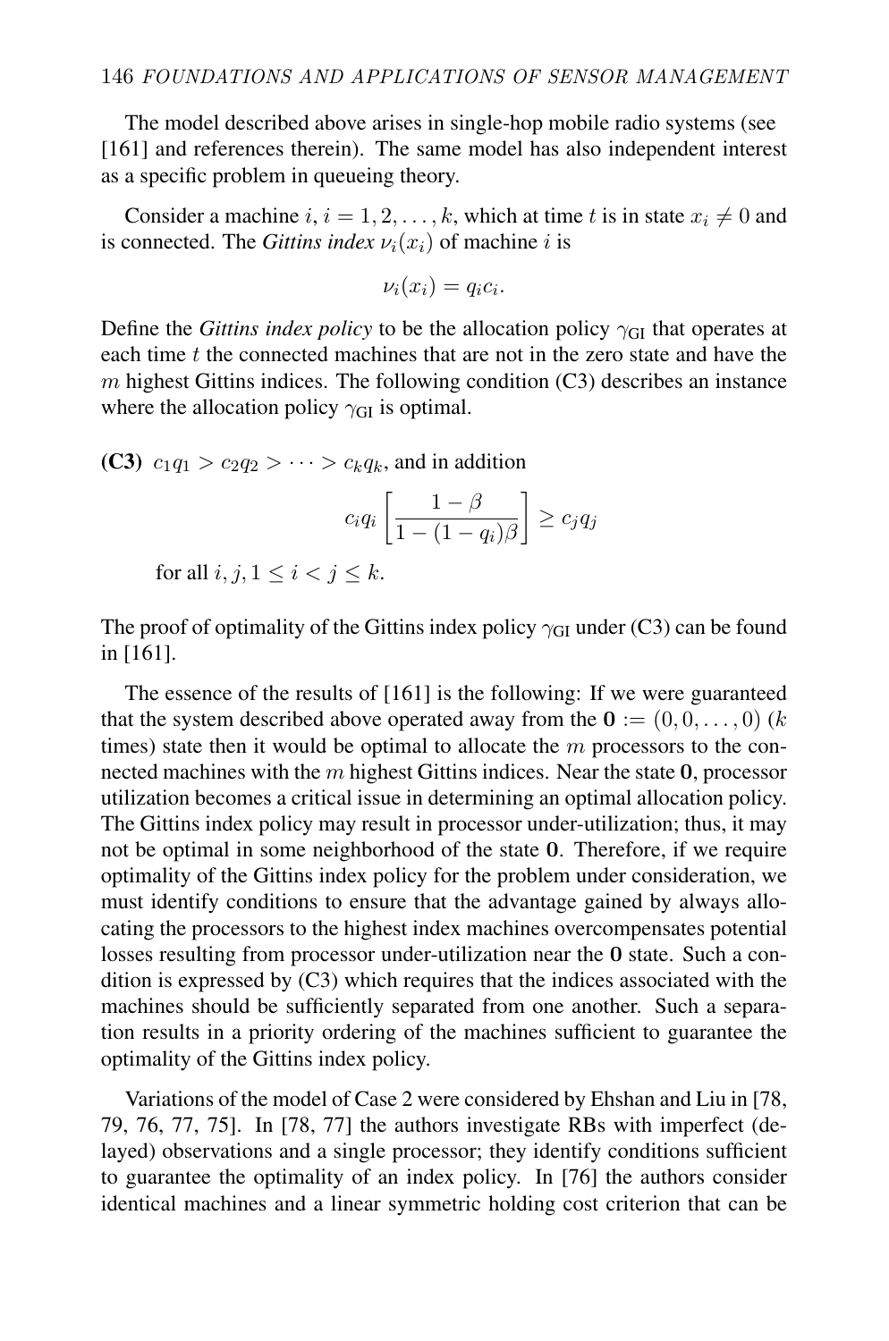The model described above arises in single-hop mobile radio systems (see [161] and references therein). The same model has also independent interest as a specific problem in queueing theory.

Consider a machine $i$, $i = 1, 2, \ldots, k$, which at time $t$ is in state $x_i \neq 0$ and is connected. The *Gittins index* $\nu_i(x_i)$ of machine $i$ is

$$\nu_i(x_i) = q_i c_i.$$

Define the *Gittins index policy* to be the allocation policy $\gamma_{\text{GI}}$ that operates at each time $t$ the connected machines that are not in the zero state and have the $m$ highest Gittins indices. The following condition (C3) describes an instance where the allocation policy $\gamma_{\text{GI}}$ is optimal.

**(C3)** $c_1 q_1 > c_2 q_2 > \cdots > c_k q_k$, and in addition

$$c_i q_i \left[ \frac{1 - \beta}{1 - (1 - q_i)\beta} \right] \geq c_j q_j$$

for all $i, j, 1 \leq i < j \leq k$.

The proof of optimality of the Gittins index policy $\gamma_{\text{GI}}$ under (C3) can be found in [161].

The essence of the results of [161] is the following: If we were guaranteed that the system described above operated away from the $\mathbf{0} := (0, 0, \ldots, 0)$ ($k$ times) state then it would be optimal to allocate the $m$ processors to the connected machines with the $m$ highest Gittins indices. Near the state $\mathbf{0}$, processor utilization becomes a critical issue in determining an optimal allocation policy. The Gittins index policy may result in processor under-utilization; thus, it may not be optimal in some neighborhood of the state $\mathbf{0}$. Therefore, if we require optimality of the Gittins index policy for the problem under consideration, we must identify conditions to ensure that the advantage gained by always allocating the processors to the highest index machines overcompensates potential losses resulting from processor under-utilization near the $\mathbf{0}$ state. Such a condition is expressed by (C3) which requires that the indices associated with the machines should be sufficiently separated from one another. Such a separation results in a priority ordering of the machines sufficient to guarantee the optimality of the Gittins index policy.

Variations of the model of Case 2 were considered by Ehshan and Liu in [78, 79, 76, 77, 75]. In [78, 77] the authors investigate RBs with imperfect (delayed) observations and a single processor; they identify conditions sufficient to guarantee the optimality of an index policy. In [76] the authors consider identical machines and a linear symmetric holding cost criterion that can be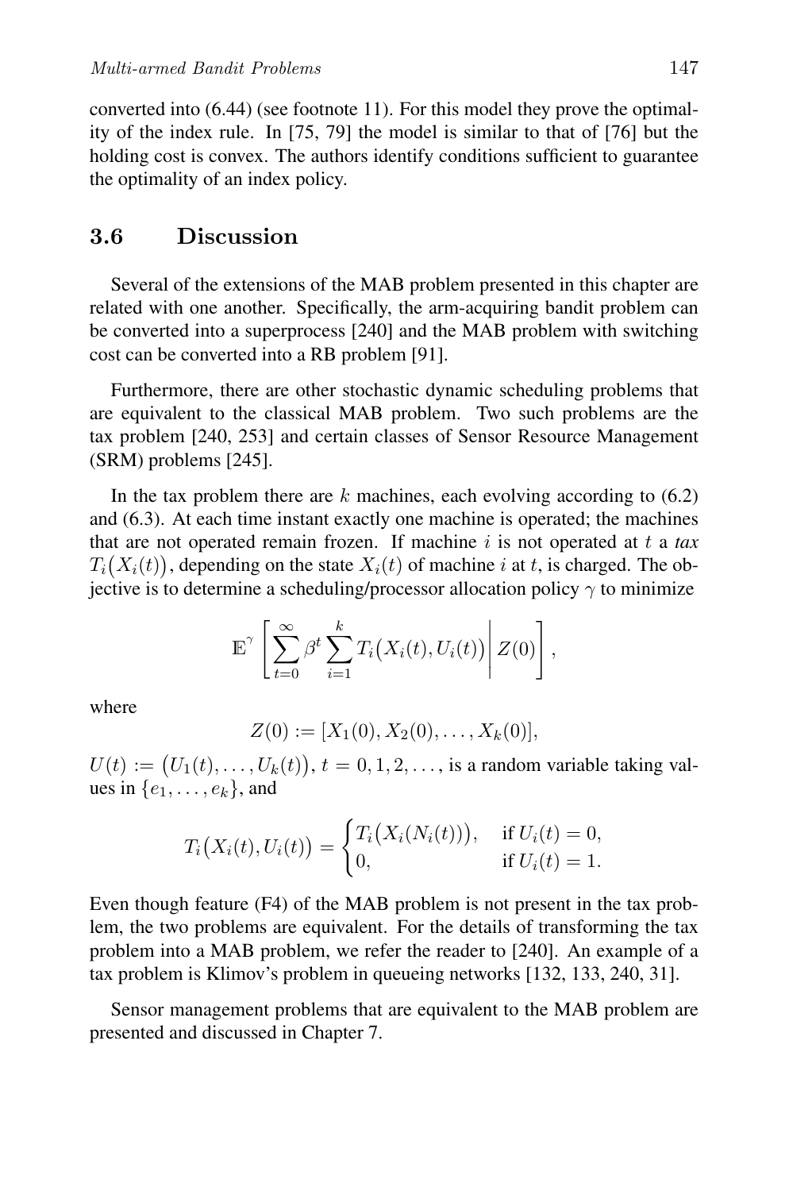converted into (6.44) (see footnote 11). For this model they prove the optimality of the index rule. In [75, 79] the model is similar to that of [76] but the holding cost is convex. The authors identify conditions sufficient to guarantee the optimality of an index policy.

## 3.6 Discussion

Several of the extensions of the MAB problem presented in this chapter are related with one another. Specifically, the arm-acquiring bandit problem can be converted into a superprocess [240] and the MAB problem with switching cost can be converted into a RB problem [91].

Furthermore, there are other stochastic dynamic scheduling problems that are equivalent to the classical MAB problem. Two such problems are the tax problem [240, 253] and certain classes of Sensor Resource Management (SRM) problems [245].

In the tax problem there are $k$ machines, each evolving according to (6.2) and (6.3). At each time instant exactly one machine is operated; the machines that are not operated remain frozen. If machine $i$ is not operated at $t$ a *tax* $T_i\big(X_i(t)\big)$, depending on the state $X_i(t)$ of machine $i$ at $t$, is charged. The objective is to determine a scheduling/processor allocation policy $\gamma$ to minimize

$$\mathbb{E}^{\gamma}\left[\sum_{t=0}^{\infty}\beta^t\sum_{i=1}^{k}T_i\big(X_i(t),U_i(t)\big)\,\middle|\,Z(0)\right],$$

where

$$Z(0) := [X_1(0), X_2(0), \ldots, X_k(0)],$$

$U(t) := \big(U_1(t), \ldots, U_k(t)\big)$, $t = 0, 1, 2, \ldots$, is a random variable taking values in $\{e_1, \ldots, e_k\}$, and

$$T_i\big(X_i(t), U_i(t)\big) = \begin{cases} T_i\big(X_i(N_i(t))\big), & \text{if } U_i(t) = 0, \\ 0, & \text{if } U_i(t) = 1. \end{cases}$$

Even though feature (F4) of the MAB problem is not present in the tax problem, the two problems are equivalent. For the details of transforming the tax problem into a MAB problem, we refer the reader to [240]. An example of a tax problem is Klimov's problem in queueing networks [132, 133, 240, 31].

Sensor management problems that are equivalent to the MAB problem are presented and discussed in Chapter 7.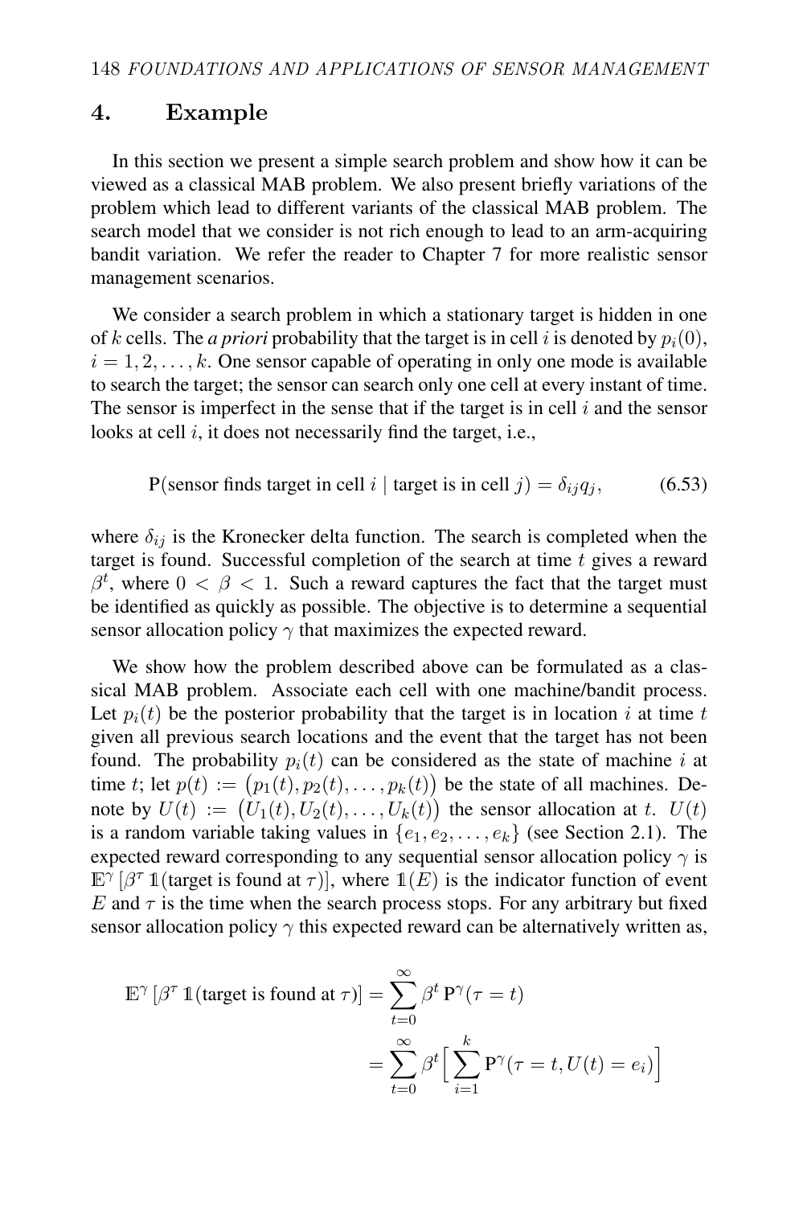## 4. Example

In this section we present a simple search problem and show how it can be viewed as a classical MAB problem. We also present briefly variations of the problem which lead to different variants of the classical MAB problem. The search model that we consider is not rich enough to lead to an arm-acquiring bandit variation. We refer the reader to Chapter 7 for more realistic sensor management scenarios.

We consider a search problem in which a stationary target is hidden in one of $k$ cells. The *a priori* probability that the target is in cell $i$ is denoted by $p_i(0)$, $i = 1, 2, \ldots, k$. One sensor capable of operating in only one mode is available to search the target; the sensor can search only one cell at every instant of time. The sensor is imperfect in the sense that if the target is in cell $i$ and the sensor looks at cell $i$, it does not necessarily find the target, i.e.,

$$\text{P(sensor finds target in cell } i \mid \text{target is in cell } j) = \delta_{ij} q_j, \tag{6.53}$$

where $\delta_{ij}$ is the Kronecker delta function. The search is completed when the target is found. Successful completion of the search at time $t$ gives a reward $\beta^t$, where $0 < \beta < 1$. Such a reward captures the fact that the target must be identified as quickly as possible. The objective is to determine a sequential sensor allocation policy $\gamma$ that maximizes the expected reward.

We show how the problem described above can be formulated as a classical MAB problem. Associate each cell with one machine/bandit process. Let $p_i(t)$ be the posterior probability that the target is in location $i$ at time $t$ given all previous search locations and the event that the target has not been found. The probability $p_i(t)$ can be considered as the state of machine $i$ at time $t$; let $p(t) := \big(p_1(t), p_2(t), \ldots, p_k(t)\big)$ be the state of all machines. Denote by $U(t) := \big(U_1(t), U_2(t), \ldots, U_k(t)\big)$ the sensor allocation at $t$. $U(t)$ is a random variable taking values in $\{e_1, e_2, \ldots, e_k\}$ (see Section 2.1). The expected reward corresponding to any sequential sensor allocation policy $\gamma$ is $\mathbb{E}^\gamma\left[\beta^\tau \, \mathbb{1}(\text{target is found at } \tau)\right]$, where $\mathbb{1}(E)$ is the indicator function of event $E$ and $\tau$ is the time when the search process stops. For any arbitrary but fixed sensor allocation policy $\gamma$ this expected reward can be alternatively written as,

$$\begin{aligned}
\mathbb{E}^\gamma\left[\beta^\tau \, \mathbb{1}(\text{target is found at } \tau)\right] &= \sum_{t=0}^{\infty} \beta^t \, \mathrm{P}^\gamma(\tau = t) \\
&= \sum_{t=0}^{\infty} \beta^t \Big[ \sum_{i=1}^{k} \mathrm{P}^\gamma(\tau = t, U(t) = e_i) \Big]
\end{aligned}$$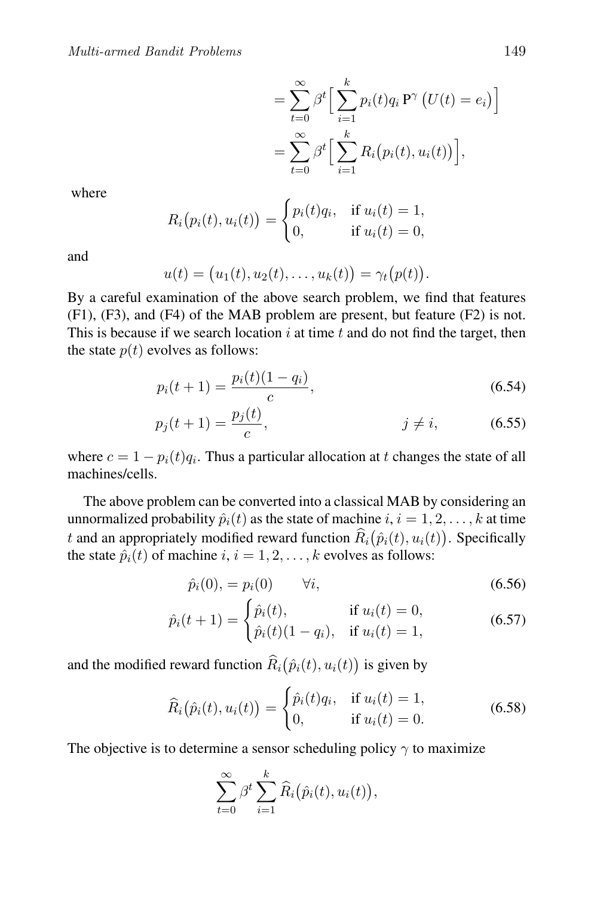$$= \sum_{t=0}^{\infty} \beta^t \Big[ \sum_{i=1}^{k} p_i(t) q_i \, \mathbf{P}^{\gamma} \big( U(t) = e_i \big) \Big]$$

$$= \sum_{t=0}^{\infty} \beta^t \Big[ \sum_{i=1}^{k} R_i\big(p_i(t), u_i(t)\big) \Big],$$

where

$$R_i\big(p_i(t), u_i(t)\big) = \begin{cases} p_i(t) q_i, & \text{if } u_i(t) = 1, \\ 0, & \text{if } u_i(t) = 0, \end{cases}$$

and

$$u(t) = \big(u_1(t), u_2(t), \dots, u_k(t)\big) = \gamma_t\big(p(t)\big).$$

By a careful examination of the above search problem, we find that features (F1), (F3), and (F4) of the MAB problem are present, but feature (F2) is not. This is because if we search location $i$ at time $t$ and do not find the target, then the state $p(t)$ evolves as follows:

$$p_i(t+1) = \frac{p_i(t)(1-q_i)}{c}, \tag{6.54}$$

$$p_j(t+1) = \frac{p_j(t)}{c}, \qquad j \neq i, \tag{6.55}$$

where $c = 1 - p_i(t) q_i$. Thus a particular allocation at $t$ changes the state of all machines/cells.

The above problem can be converted into a classical MAB by considering an unnormalized probability $\hat{p}_i(t)$ as the state of machine $i$, $i = 1, 2, \dots, k$ at time $t$ and an appropriately modified reward function $\widehat{R}_i\big(\hat{p}_i(t), u_i(t)\big)$. Specifically the state $\hat{p}_i(t)$ of machine $i$, $i = 1, 2, \dots, k$ evolves as follows:

$$\hat{p}_i(0), = p_i(0) \qquad \forall i, \tag{6.56}$$

$$\hat{p}_i(t+1) = \begin{cases} \hat{p}_i(t), & \text{if } u_i(t) = 0, \\ \hat{p}_i(t)(1-q_i), & \text{if } u_i(t) = 1, \end{cases} \tag{6.57}$$

and the modified reward function $\widehat{R}_i\big(\hat{p}_i(t), u_i(t)\big)$ is given by

$$\widehat{R}_i\big(\hat{p}_i(t), u_i(t)\big) = \begin{cases} \hat{p}_i(t) q_i, & \text{if } u_i(t) = 1, \\ 0, & \text{if } u_i(t) = 0. \end{cases} \tag{6.58}$$

The objective is to determine a sensor scheduling policy $\gamma$ to maximize

$$\sum_{t=0}^{\infty} \beta^t \sum_{i=1}^{k} \widehat{R}_i\big(\hat{p}_i(t), u_i(t)\big),$$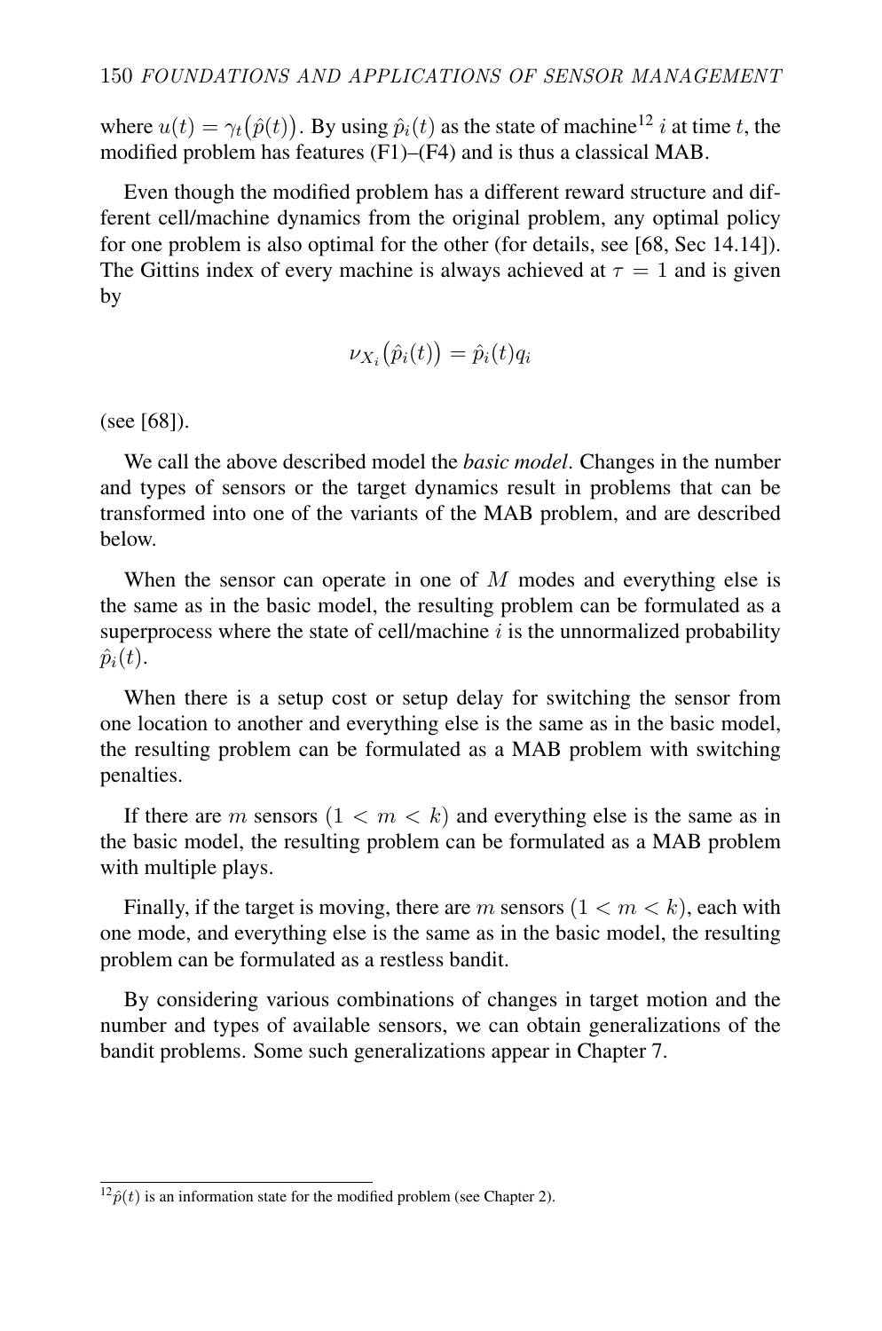where $u(t) = \gamma_t\big(\hat{p}(t)\big)$. By using $\hat{p}_i(t)$ as the state of machine[12] $i$ at time $t$, the modified problem has features (F1)–(F4) and is thus a classical MAB.

Even though the modified problem has a different reward structure and different cell/machine dynamics from the original problem, any optimal policy for one problem is also optimal for the other (for details, see [68, Sec 14.14]). The Gittins index of every machine is always achieved at $\tau = 1$ and is given by

$$\nu_{X_i}\big(\hat{p}_i(t)\big) = \hat{p}_i(t) q_i$$

(see [68]).

We call the above described model the *basic model*. Changes in the number and types of sensors or the target dynamics result in problems that can be transformed into one of the variants of the MAB problem, and are described below.

When the sensor can operate in one of $M$ modes and everything else is the same as in the basic model, the resulting problem can be formulated as a superprocess where the state of cell/machine $i$ is the unnormalized probability $\hat{p}_i(t)$.

When there is a setup cost or setup delay for switching the sensor from one location to another and everything else is the same as in the basic model, the resulting problem can be formulated as a MAB problem with switching penalties.

If there are $m$ sensors $(1 < m < k)$ and everything else is the same as in the basic model, the resulting problem can be formulated as a MAB problem with multiple plays.

Finally, if the target is moving, there are $m$ sensors $(1 < m < k)$, each with one mode, and everything else is the same as in the basic model, the resulting problem can be formulated as a restless bandit.

By considering various combinations of changes in target motion and the number and types of available sensors, we can obtain generalizations of the bandit problems. Some such generalizations appear in Chapter 7.

---

[12] $\hat{p}(t)$ is an information state for the modified problem (see Chapter 2).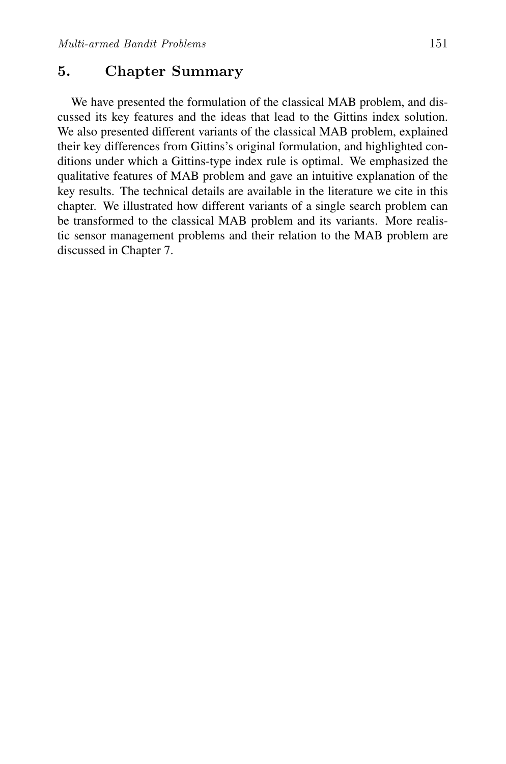## 5. Chapter Summary

We have presented the formulation of the classical MAB problem, and discussed its key features and the ideas that lead to the Gittins index solution. We also presented different variants of the classical MAB problem, explained their key differences from Gittins's original formulation, and highlighted conditions under which a Gittins-type index rule is optimal. We emphasized the qualitative features of MAB problem and gave an intuitive explanation of the key results. The technical details are available in the literature we cite in this chapter. We illustrated how different variants of a single search problem can be transformed to the classical MAB problem and its variants. More realistic sensor management problems and their relation to the MAB problem are discussed in Chapter 7.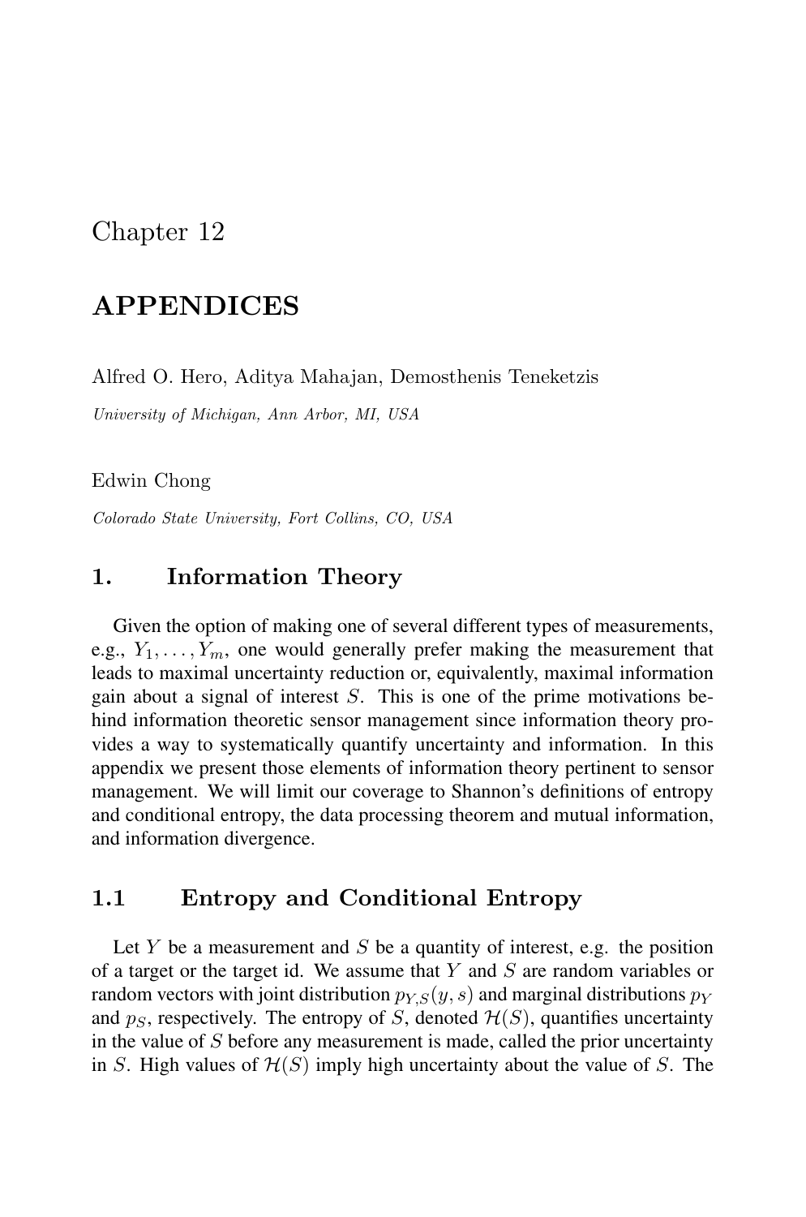# Chapter 12

# APPENDICES

Alfred O. Hero, Aditya Mahajan, Demosthenis Teneketzis

*University of Michigan, Ann Arbor, MI, USA*

Edwin Chong

*Colorado State University, Fort Collins, CO, USA*

## 1. Information Theory

Given the option of making one of several different types of measurements, e.g., $Y_1, \ldots, Y_m$, one would generally prefer making the measurement that leads to maximal uncertainty reduction or, equivalently, maximal information gain about a signal of interest $S$. This is one of the prime motivations behind information theoretic sensor management since information theory provides a way to systematically quantify uncertainty and information. In this appendix we present those elements of information theory pertinent to sensor management. We will limit our coverage to Shannon's definitions of entropy and conditional entropy, the data processing theorem and mutual information, and information divergence.

### 1.1 Entropy and Conditional Entropy

Let $Y$ be a measurement and $S$ be a quantity of interest, e.g. the position of a target or the target id. We assume that $Y$ and $S$ are random variables or random vectors with joint distribution $p_{Y,S}(y, s)$ and marginal distributions $p_Y$ and $p_S$, respectively. The entropy of $S$, denoted $\mathcal{H}(S)$, quantifies uncertainty in the value of $S$ before any measurement is made, called the prior uncertainty in $S$. High values of $\mathcal{H}(S)$ imply high uncertainty about the value of $S$. The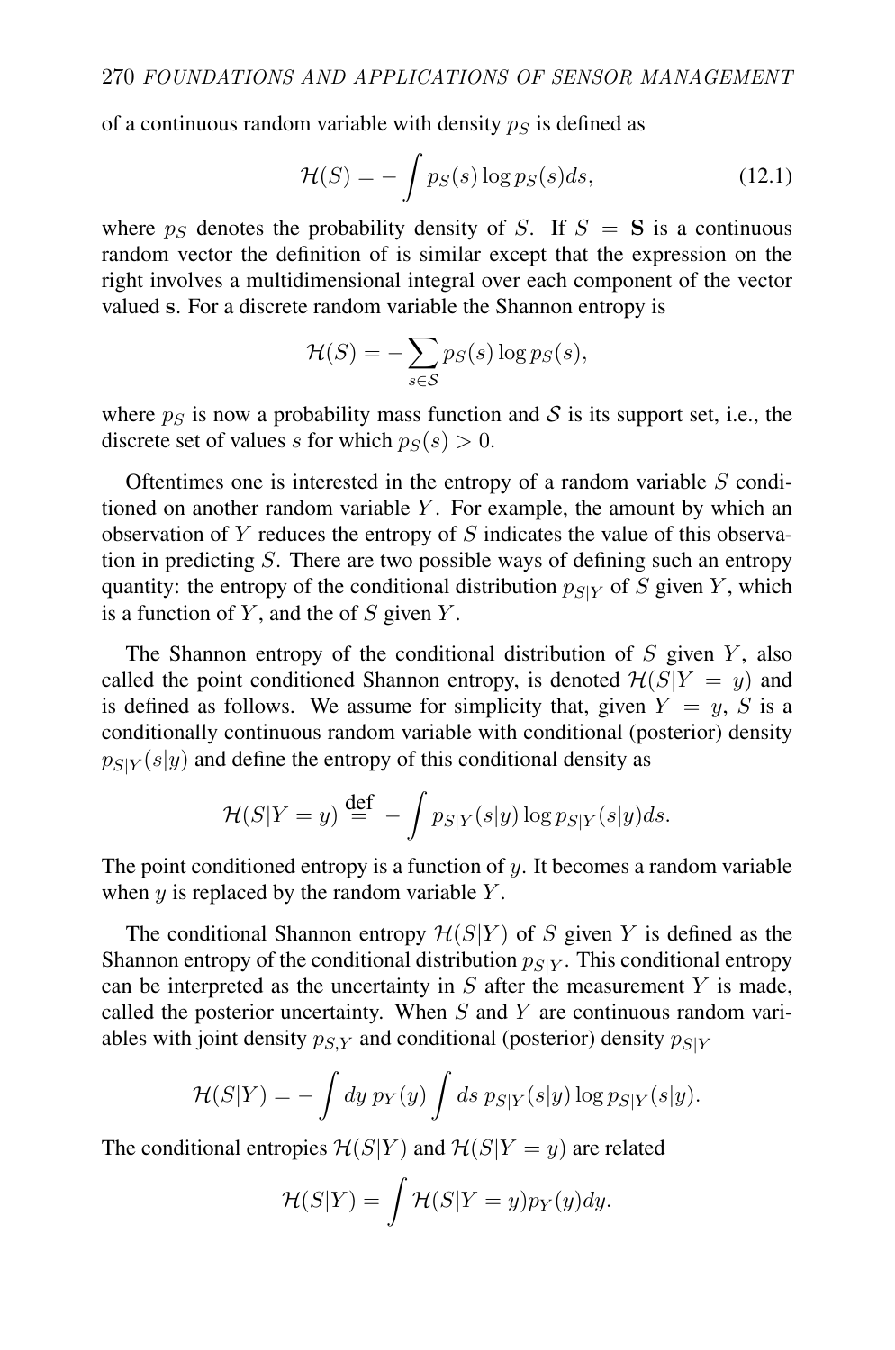of a continuous random variable with density $p_S$ is defined as

$$\mathcal{H}(S) = -\int p_S(s) \log p_S(s) ds, \tag{12.1}$$

where $p_S$ denotes the probability density of $S$. If $S = \mathbf{S}$ is a continuous random vector the definition of is similar except that the expression on the right involves a multidimensional integral over each component of the vector valued $\mathbf{s}$. For a discrete random variable the Shannon entropy is

$$\mathcal{H}(S) = -\sum_{s \in \mathcal{S}} p_S(s) \log p_S(s),$$

where $p_S$ is now a probability mass function and $\mathcal{S}$ is its support set, i.e., the discrete set of values $s$ for which $p_S(s) > 0$.

Oftentimes one is interested in the entropy of a random variable $S$ conditioned on another random variable $Y$. For example, the amount by which an observation of $Y$ reduces the entropy of $S$ indicates the value of this observation in predicting $S$. There are two possible ways of defining such an entropy quantity: the entropy of the conditional distribution $p_{S|Y}$ of $S$ given $Y$, which is a function of $Y$, and the of $S$ given $Y$.

The Shannon entropy of the conditional distribution of $S$ given $Y$, also called the point conditioned Shannon entropy, is denoted $\mathcal{H}(S|Y = y)$ and is defined as follows. We assume for simplicity that, given $Y = y$, $S$ is a conditionally continuous random variable with conditional (posterior) density $p_{S|Y}(s|y)$ and define the entropy of this conditional density as

$$\mathcal{H}(S|Y = y) \stackrel{\text{def}}{=} -\int p_{S|Y}(s|y) \log p_{S|Y}(s|y) ds.$$

The point conditioned entropy is a function of $y$. It becomes a random variable when $y$ is replaced by the random variable $Y$.

The conditional Shannon entropy $\mathcal{H}(S|Y)$ of $S$ given $Y$ is defined as the Shannon entropy of the conditional distribution $p_{S|Y}$. This conditional entropy can be interpreted as the uncertainty in $S$ after the measurement $Y$ is made, called the posterior uncertainty. When $S$ and $Y$ are continuous random variables with joint density $p_{S,Y}$ and conditional (posterior) density $p_{S|Y}$

$$\mathcal{H}(S|Y) = -\int dy\, p_Y(y) \int ds\, p_{S|Y}(s|y) \log p_{S|Y}(s|y).$$

The conditional entropies $\mathcal{H}(S|Y)$ and $\mathcal{H}(S|Y = y)$ are related

$$\mathcal{H}(S|Y) = \int \mathcal{H}(S|Y = y) p_Y(y) dy.$$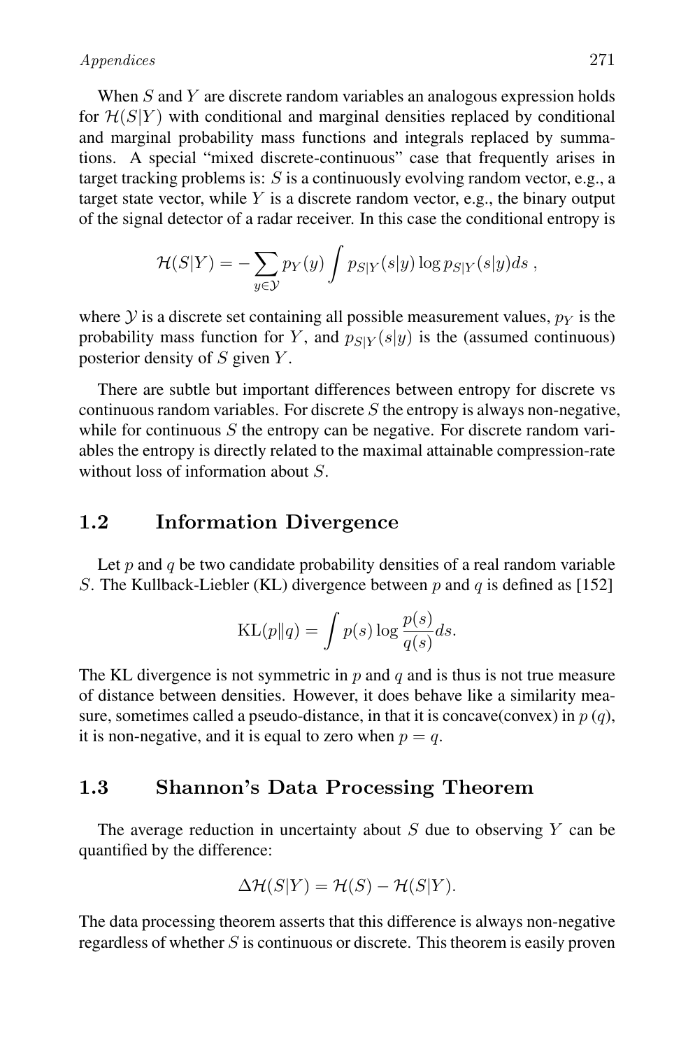When $S$ and $Y$ are discrete random variables an analogous expression holds for $\mathcal{H}(S|Y)$ with conditional and marginal densities replaced by conditional and marginal probability mass functions and integrals replaced by summations. A special "mixed discrete-continuous" case that frequently arises in target tracking problems is: $S$ is a continuously evolving random vector, e.g., a target state vector, while $Y$ is a discrete random vector, e.g., the binary output of the signal detector of a radar receiver. In this case the conditional entropy is

$$\mathcal{H}(S|Y) = -\sum_{y \in \mathcal{Y}} p_Y(y) \int p_{S|Y}(s|y) \log p_{S|Y}(s|y) ds \,,$$

where $\mathcal{Y}$ is a discrete set containing all possible measurement values, $p_Y$ is the probability mass function for $Y$, and $p_{S|Y}(s|y)$ is the (assumed continuous) posterior density of $S$ given $Y$.

There are subtle but important differences between entropy for discrete vs continuous random variables. For discrete $S$ the entropy is always non-negative, while for continuous $S$ the entropy can be negative. For discrete random variables the entropy is directly related to the maximal attainable compression-rate without loss of information about $S$.

## 1.2 Information Divergence

Let $p$ and $q$ be two candidate probability densities of a real random variable $S$. The Kullback-Liebler (KL) divergence between $p$ and $q$ is defined as [152]

$$\text{KL}(p\|q) = \int p(s) \log \frac{p(s)}{q(s)} ds.$$

The KL divergence is not symmetric in $p$ and $q$ and is thus is not true measure of distance between densities. However, it does behave like a similarity measure, sometimes called a pseudo-distance, in that it is concave(convex) in $p$ ($q$), it is non-negative, and it is equal to zero when $p = q$.

## 1.3 Shannon's Data Processing Theorem

The average reduction in uncertainty about $S$ due to observing $Y$ can be quantified by the difference:

$$\Delta\mathcal{H}(S|Y) = \mathcal{H}(S) - \mathcal{H}(S|Y).$$

The data processing theorem asserts that this difference is always non-negative regardless of whether $S$ is continuous or discrete. This theorem is easily proven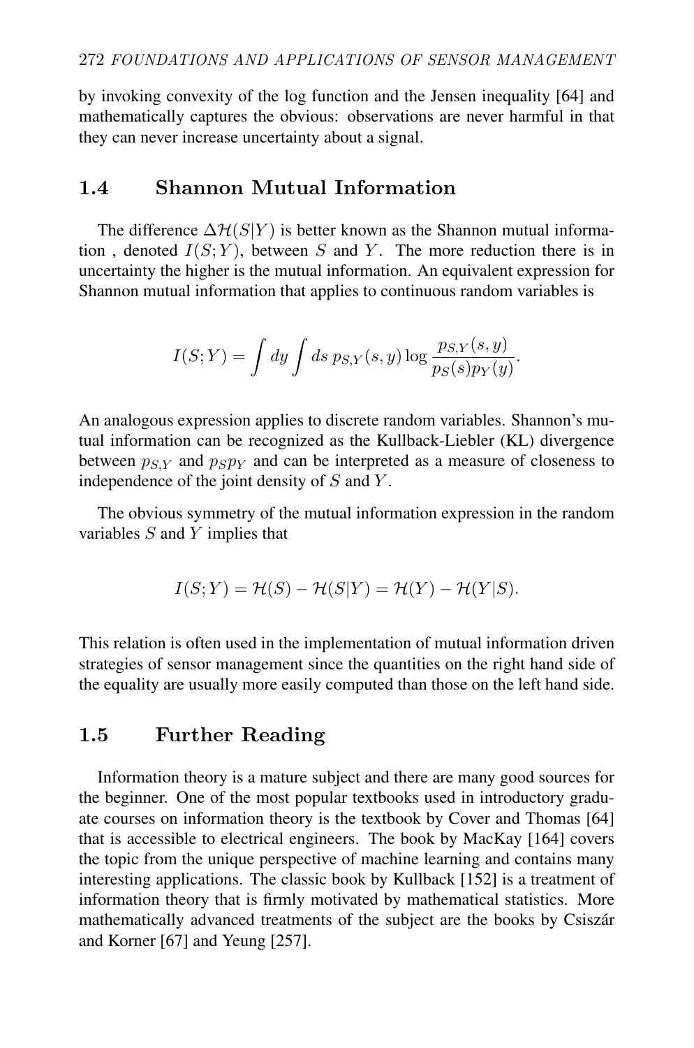by invoking convexity of the log function and the Jensen inequality [64] and mathematically captures the obvious: observations are never harmful in that they can never increase uncertainty about a signal.

## 1.4 Shannon Mutual Information

The difference $\Delta\mathcal{H}(S|Y)$ is better known as the Shannon mutual information , denoted $I(S;Y)$, between $S$ and $Y$. The more reduction there is in uncertainty the higher is the mutual information. An equivalent expression for Shannon mutual information that applies to continuous random variables is

$$I(S;Y) = \int dy \int ds\, p_{S,Y}(s,y) \log \frac{p_{S,Y}(s,y)}{p_S(s)p_Y(y)}.$$

An analogous expression applies to discrete random variables. Shannon's mutual information can be recognized as the Kullback-Liebler (KL) divergence between $p_{S,Y}$ and $p_S p_Y$ and can be interpreted as a measure of closeness to independence of the joint density of $S$ and $Y$.

The obvious symmetry of the mutual information expression in the random variables $S$ and $Y$ implies that

$$I(S;Y) = \mathcal{H}(S) - \mathcal{H}(S|Y) = \mathcal{H}(Y) - \mathcal{H}(Y|S).$$

This relation is often used in the implementation of mutual information driven strategies of sensor management since the quantities on the right hand side of the equality are usually more easily computed than those on the left hand side.

## 1.5 Further Reading

Information theory is a mature subject and there are many good sources for the beginner. One of the most popular textbooks used in introductory graduate courses on information theory is the textbook by Cover and Thomas [64] that is accessible to electrical engineers. The book by MacKay [164] covers the topic from the unique perspective of machine learning and contains many interesting applications. The classic book by Kullback [152] is a treatment of information theory that is firmly motivated by mathematical statistics. More mathematically advanced treatments of the subject are the books by Csiszár and Korner [67] and Yeung [257].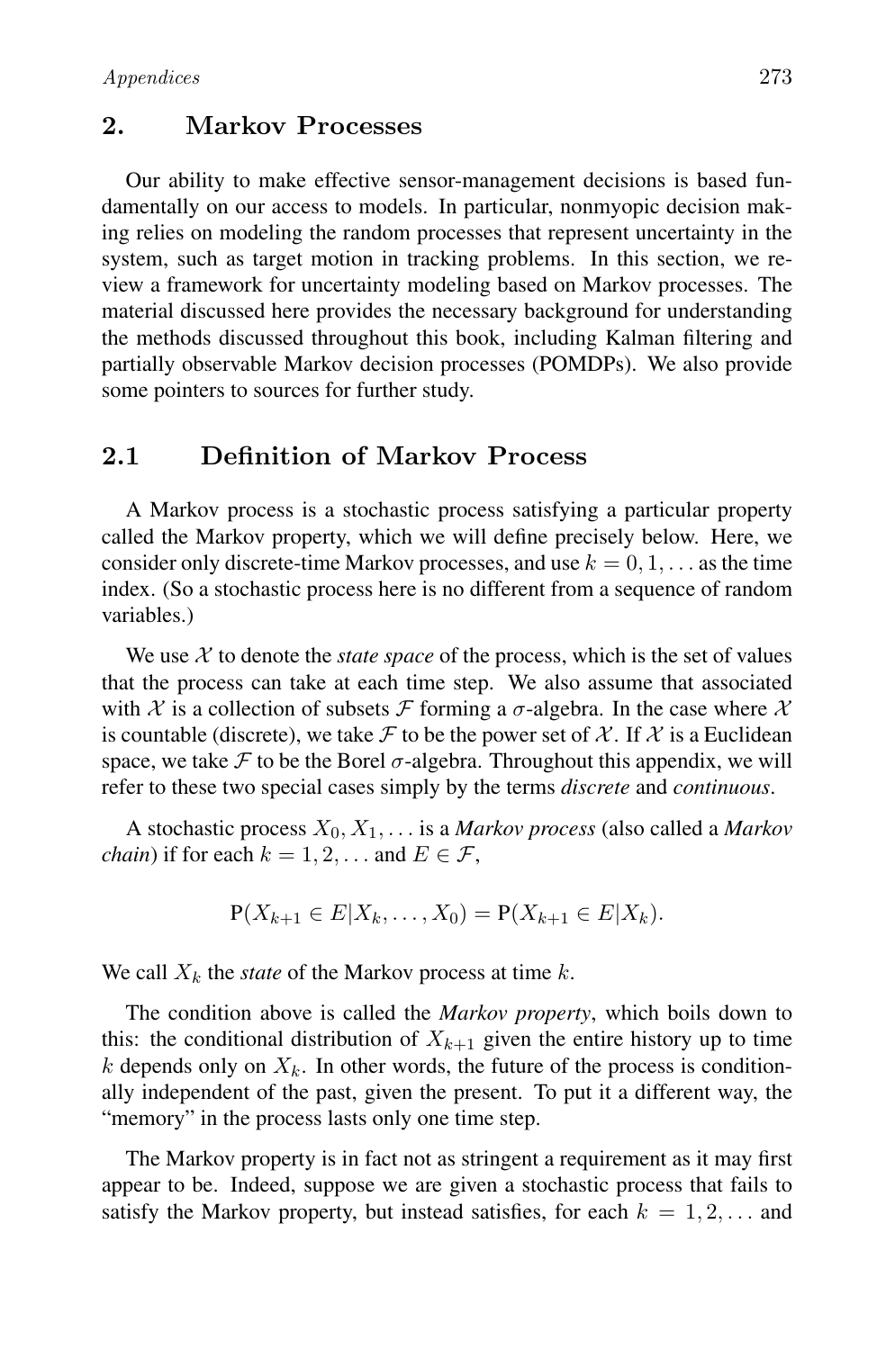## 2. Markov Processes

Our ability to make effective sensor-management decisions is based fundamentally on our access to models. In particular, nonmyopic decision making relies on modeling the random processes that represent uncertainty in the system, such as target motion in tracking problems. In this section, we review a framework for uncertainty modeling based on Markov processes. The material discussed here provides the necessary background for understanding the methods discussed throughout this book, including Kalman filtering and partially observable Markov decision processes (POMDPs). We also provide some pointers to sources for further study.

### 2.1 Definition of Markov Process

A Markov process is a stochastic process satisfying a particular property called the Markov property, which we will define precisely below. Here, we consider only discrete-time Markov processes, and use $k = 0, 1, \ldots$ as the time index. (So a stochastic process here is no different from a sequence of random variables.)

We use $\mathcal{X}$ to denote the *state space* of the process, which is the set of values that the process can take at each time step. We also assume that associated with $\mathcal{X}$ is a collection of subsets $\mathcal{F}$ forming a $\sigma$-algebra. In the case where $\mathcal{X}$ is countable (discrete), we take $\mathcal{F}$ to be the power set of $\mathcal{X}$. If $\mathcal{X}$ is a Euclidean space, we take $\mathcal{F}$ to be the Borel $\sigma$-algebra. Throughout this appendix, we will refer to these two special cases simply by the terms *discrete* and *continuous*.

A stochastic process $X_0, X_1, \ldots$ is a *Markov process* (also called a *Markov chain*) if for each $k = 1, 2, \ldots$ and $E \in \mathcal{F}$,

$$\mathrm{P}(X_{k+1} \in E | X_k, \ldots, X_0) = \mathrm{P}(X_{k+1} \in E | X_k).$$

We call $X_k$ the *state* of the Markov process at time $k$.

The condition above is called the *Markov property*, which boils down to this: the conditional distribution of $X_{k+1}$ given the entire history up to time $k$ depends only on $X_k$. In other words, the future of the process is conditionally independent of the past, given the present. To put it a different way, the "memory" in the process lasts only one time step.

The Markov property is in fact not as stringent a requirement as it may first appear to be. Indeed, suppose we are given a stochastic process that fails to satisfy the Markov property, but instead satisfies, for each $k = 1, 2, \ldots$ and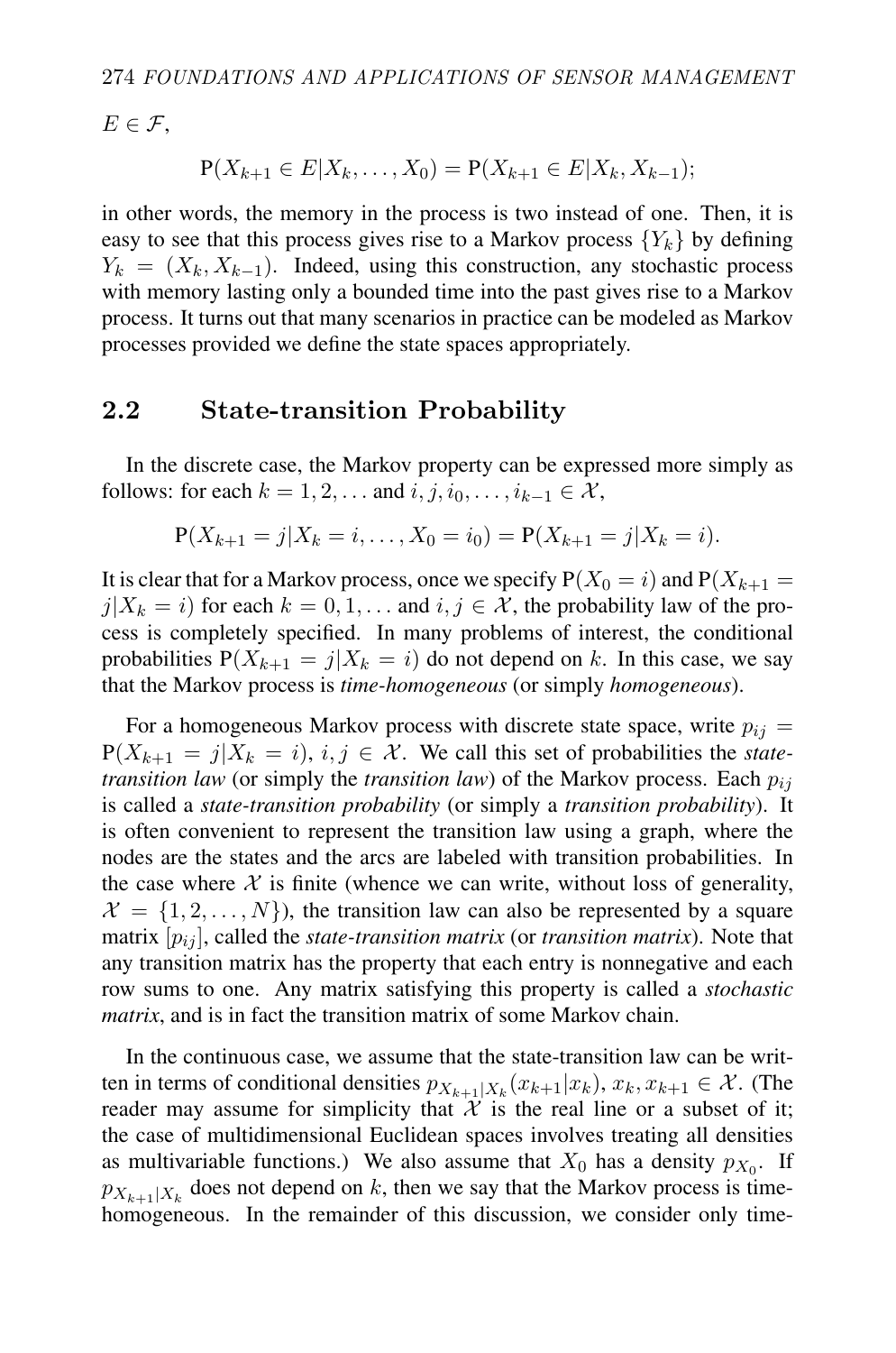$E \in \mathcal{F}$,

$$\mathrm{P}(X_{k+1} \in E | X_k, \ldots, X_0) = \mathrm{P}(X_{k+1} \in E | X_k, X_{k-1});$$

in other words, the memory in the process is two instead of one. Then, it is easy to see that this process gives rise to a Markov process $\{Y_k\}$ by defining $Y_k = (X_k, X_{k-1})$. Indeed, using this construction, any stochastic process with memory lasting only a bounded time into the past gives rise to a Markov process. It turns out that many scenarios in practice can be modeled as Markov processes provided we define the state spaces appropriately.

## 2.2 State-transition Probability

In the discrete case, the Markov property can be expressed more simply as follows: for each $k = 1, 2, \ldots$ and $i, j, i_0, \ldots, i_{k-1} \in \mathcal{X}$,

$$\mathrm{P}(X_{k+1} = j | X_k = i, \ldots, X_0 = i_0) = \mathrm{P}(X_{k+1} = j | X_k = i).$$

It is clear that for a Markov process, once we specify $\mathrm{P}(X_0 = i)$ and $\mathrm{P}(X_{k+1} = j | X_k = i)$ for each $k = 0, 1, \ldots$ and $i, j \in \mathcal{X}$, the probability law of the process is completely specified. In many problems of interest, the conditional probabilities $\mathrm{P}(X_{k+1} = j | X_k = i)$ do not depend on $k$. In this case, we say that the Markov process is *time-homogeneous* (or simply *homogeneous*).

For a homogeneous Markov process with discrete state space, write $p_{ij} = \mathrm{P}(X_{k+1} = j | X_k = i)$, $i, j \in \mathcal{X}$. We call this set of probabilities the *state-transition law* (or simply the *transition law*) of the Markov process. Each $p_{ij}$ is called a *state-transition probability* (or simply a *transition probability*). It is often convenient to represent the transition law using a graph, where the nodes are the states and the arcs are labeled with transition probabilities. In the case where $\mathcal{X}$ is finite (whence we can write, without loss of generality, $\mathcal{X} = \{1, 2, \ldots, N\}$), the transition law can also be represented by a square matrix $[p_{ij}]$, called the *state-transition matrix* (or *transition matrix*). Note that any transition matrix has the property that each entry is nonnegative and each row sums to one. Any matrix satisfying this property is called a *stochastic matrix*, and is in fact the transition matrix of some Markov chain.

In the continuous case, we assume that the state-transition law can be written in terms of conditional densities $p_{X_{k+1}|X_k}(x_{k+1}|x_k)$, $x_k, x_{k+1} \in \mathcal{X}$. (The reader may assume for simplicity that $\mathcal{X}$ is the real line or a subset of it; the case of multidimensional Euclidean spaces involves treating all densities as multivariable functions.) We also assume that $X_0$ has a density $p_{X_0}$. If $p_{X_{k+1}|X_k}$ does not depend on $k$, then we say that the Markov process is time-homogeneous. In the remainder of this discussion, we consider only time-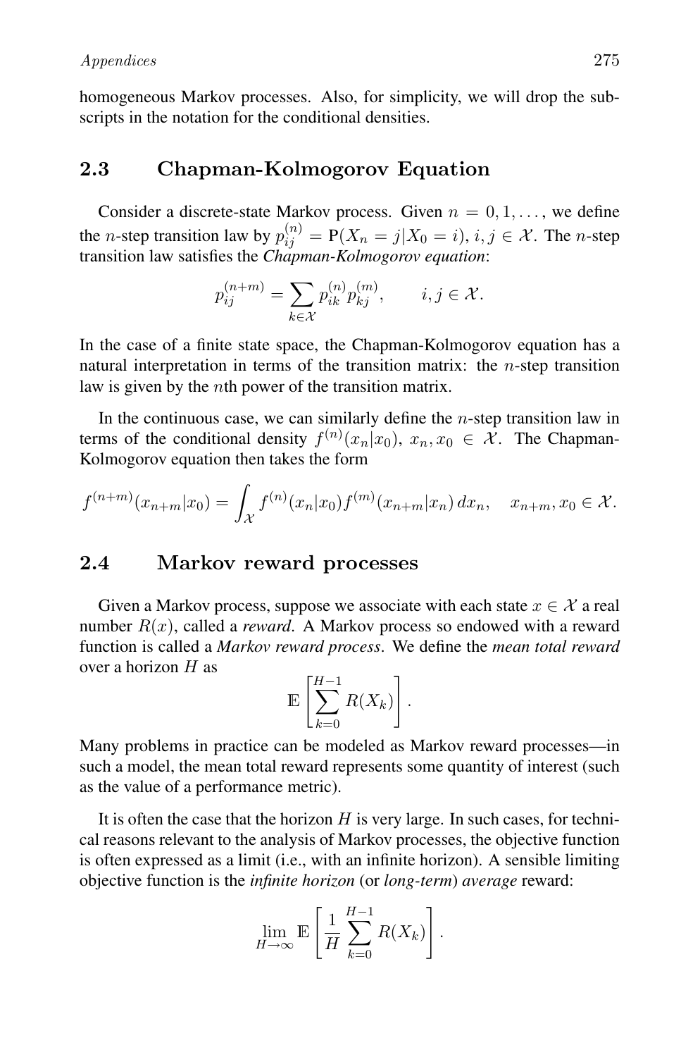homogeneous Markov processes. Also, for simplicity, we will drop the subscripts in the notation for the conditional densities.

## 2.3 Chapman-Kolmogorov Equation

Consider a discrete-state Markov process. Given $n = 0, 1, \ldots$, we define the $n$-step transition law by $p_{ij}^{(n)} = \mathrm{P}(X_n = j | X_0 = i)$, $i, j \in \mathcal{X}$. The $n$-step transition law satisfies the *Chapman-Kolmogorov equation*:

$$p_{ij}^{(n+m)} = \sum_{k \in \mathcal{X}} p_{ik}^{(n)} p_{kj}^{(m)}, \qquad i, j \in \mathcal{X}.$$

In the case of a finite state space, the Chapman-Kolmogorov equation has a natural interpretation in terms of the transition matrix: the $n$-step transition law is given by the $n$th power of the transition matrix.

In the continuous case, we can similarly define the $n$-step transition law in terms of the conditional density $f^{(n)}(x_n | x_0)$, $x_n, x_0 \in \mathcal{X}$. The Chapman-Kolmogorov equation then takes the form

$$f^{(n+m)}(x_{n+m} | x_0) = \int_{\mathcal{X}} f^{(n)}(x_n | x_0) f^{(m)}(x_{n+m} | x_n) \, dx_n, \quad x_{n+m}, x_0 \in \mathcal{X}.$$

## 2.4 Markov reward processes

Given a Markov process, suppose we associate with each state $x \in \mathcal{X}$ a real number $R(x)$, called a *reward*. A Markov process so endowed with a reward function is called a *Markov reward process*. We define the *mean total reward* over a horizon $H$ as

$$\mathbb{E}\left[\sum_{k=0}^{H-1} R(X_k)\right].$$

Many problems in practice can be modeled as Markov reward processes—in such a model, the mean total reward represents some quantity of interest (such as the value of a performance metric).

It is often the case that the horizon $H$ is very large. In such cases, for technical reasons relevant to the analysis of Markov processes, the objective function is often expressed as a limit (i.e., with an infinite horizon). A sensible limiting objective function is the *infinite horizon* (or *long-term*) *average* reward:

$$\lim_{H \to \infty} \mathbb{E}\left[\frac{1}{H} \sum_{k=0}^{H-1} R(X_k)\right].$$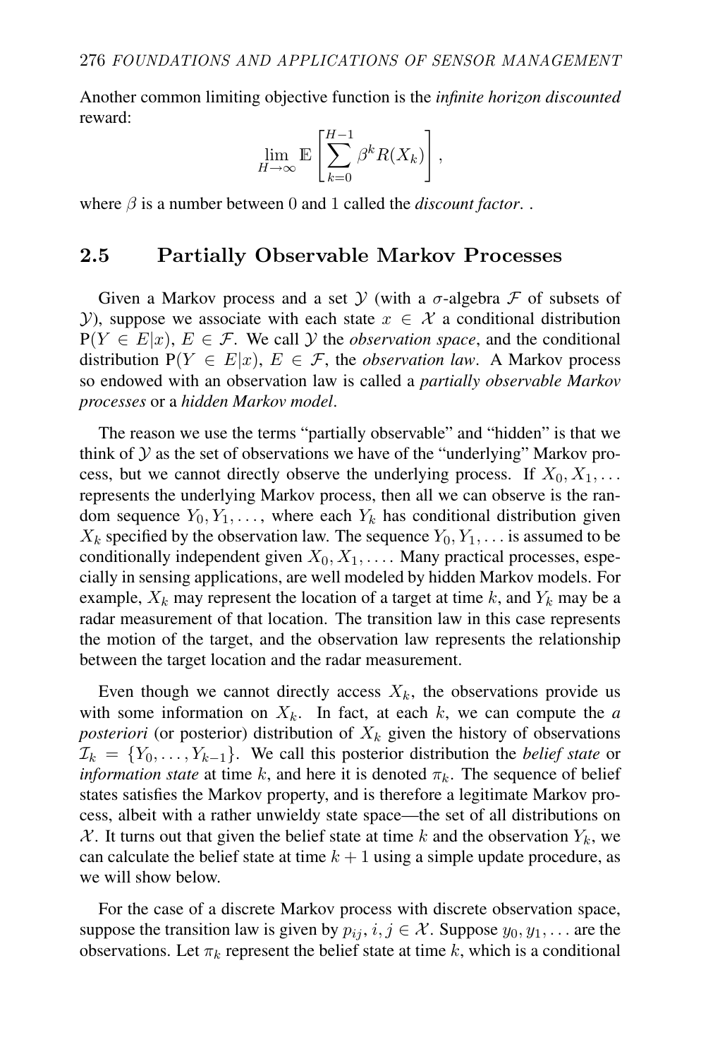Another common limiting objective function is the *infinite horizon discounted* reward:

$$\lim_{H\to\infty} \mathbb{E}\left[\sum_{k=0}^{H-1} \beta^k R(X_k)\right],$$

where $\beta$ is a number between 0 and 1 called the *discount factor*. .

## 2.5 Partially Observable Markov Processes

Given a Markov process and a set $\mathcal{Y}$ (with a $\sigma$-algebra $\mathcal{F}$ of subsets of $\mathcal{Y}$), suppose we associate with each state $x \in \mathcal{X}$ a conditional distribution $\mathrm{P}(Y \in E|x)$, $E \in \mathcal{F}$. We call $\mathcal{Y}$ the *observation space*, and the conditional distribution $\mathrm{P}(Y \in E|x)$, $E \in \mathcal{F}$, the *observation law*. A Markov process so endowed with an observation law is called a *partially observable Markov processes* or a *hidden Markov model*.

The reason we use the terms "partially observable" and "hidden" is that we think of $\mathcal{Y}$ as the set of observations we have of the "underlying" Markov process, but we cannot directly observe the underlying process. If $X_0, X_1, \ldots$ represents the underlying Markov process, then all we can observe is the random sequence $Y_0, Y_1, \ldots$, where each $Y_k$ has conditional distribution given $X_k$ specified by the observation law. The sequence $Y_0, Y_1, \ldots$ is assumed to be conditionally independent given $X_0, X_1, \ldots$. Many practical processes, especially in sensing applications, are well modeled by hidden Markov models. For example, $X_k$ may represent the location of a target at time $k$, and $Y_k$ may be a radar measurement of that location. The transition law in this case represents the motion of the target, and the observation law represents the relationship between the target location and the radar measurement.

Even though we cannot directly access $X_k$, the observations provide us with some information on $X_k$. In fact, at each $k$, we can compute the *a posteriori* (or posterior) distribution of $X_k$ given the history of observations $\mathcal{I}_k = \{Y_0, \ldots, Y_{k-1}\}$. We call this posterior distribution the *belief state* or *information state* at time $k$, and here it is denoted $\pi_k$. The sequence of belief states satisfies the Markov property, and is therefore a legitimate Markov process, albeit with a rather unwieldy state space—the set of all distributions on $\mathcal{X}$. It turns out that given the belief state at time $k$ and the observation $Y_k$, we can calculate the belief state at time $k+1$ using a simple update procedure, as we will show below.

For the case of a discrete Markov process with discrete observation space, suppose the transition law is given by $p_{ij}$, $i, j \in \mathcal{X}$. Suppose $y_0, y_1, \ldots$ are the observations. Let $\pi_k$ represent the belief state at time $k$, which is a conditional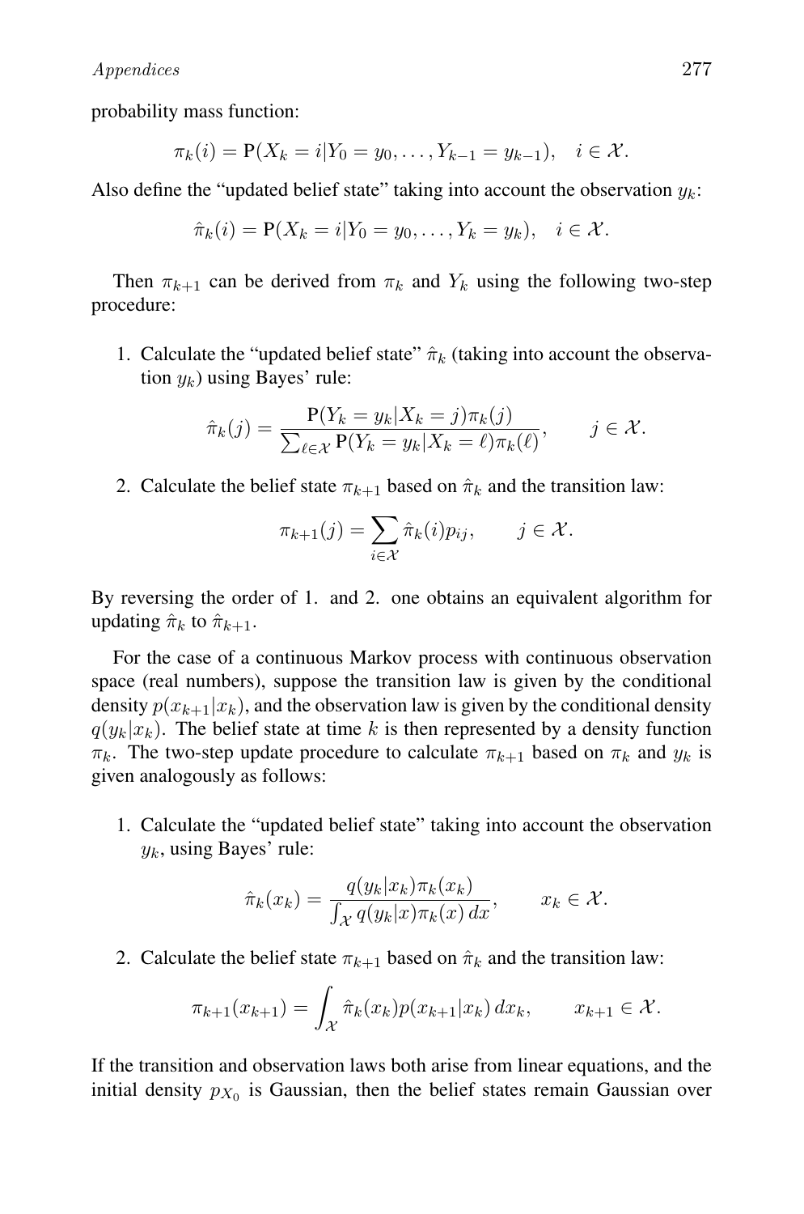probability mass function:

$$\pi_k(i) = \mathrm{P}(X_k = i | Y_0 = y_0, \ldots, Y_{k-1} = y_{k-1}), \quad i \in \mathcal{X}.$$

Also define the "updated belief state" taking into account the observation $y_k$:

$$\hat{\pi}_k(i) = \mathrm{P}(X_k = i | Y_0 = y_0, \ldots, Y_k = y_k), \quad i \in \mathcal{X}.$$

Then $\pi_{k+1}$ can be derived from $\pi_k$ and $Y_k$ using the following two-step procedure:

1. Calculate the "updated belief state" $\hat{\pi}_k$ (taking into account the observation $y_k$) using Bayes' rule:

$$\hat{\pi}_k(j) = \frac{\mathrm{P}(Y_k = y_k | X_k = j)\pi_k(j)}{\sum_{\ell \in \mathcal{X}} \mathrm{P}(Y_k = y_k | X_k = \ell)\pi_k(\ell)}, \qquad j \in \mathcal{X}.$$

2. Calculate the belief state $\pi_{k+1}$ based on $\hat{\pi}_k$ and the transition law:

$$\pi_{k+1}(j) = \sum_{i \in \mathcal{X}} \hat{\pi}_k(i) p_{ij}, \qquad j \in \mathcal{X}.$$

By reversing the order of 1. and 2. one obtains an equivalent algorithm for updating $\hat{\pi}_k$ to $\hat{\pi}_{k+1}$.

For the case of a continuous Markov process with continuous observation space (real numbers), suppose the transition law is given by the conditional density $p(x_{k+1}|x_k)$, and the observation law is given by the conditional density $q(y_k|x_k)$. The belief state at time $k$ is then represented by a density function $\pi_k$. The two-step update procedure to calculate $\pi_{k+1}$ based on $\pi_k$ and $y_k$ is given analogously as follows:

1. Calculate the "updated belief state" taking into account the observation $y_k$, using Bayes' rule:

$$\hat{\pi}_k(x_k) = \frac{q(y_k|x_k)\pi_k(x_k)}{\int_{\mathcal{X}} q(y_k|x)\pi_k(x)\, dx}, \qquad x_k \in \mathcal{X}.$$

2. Calculate the belief state $\pi_{k+1}$ based on $\hat{\pi}_k$ and the transition law:

$$\pi_{k+1}(x_{k+1}) = \int_{\mathcal{X}} \hat{\pi}_k(x_k) p(x_{k+1}|x_k)\, dx_k, \qquad x_{k+1} \in \mathcal{X}.$$

If the transition and observation laws both arise from linear equations, and the initial density $p_{X_0}$ is Gaussian, then the belief states remain Gaussian over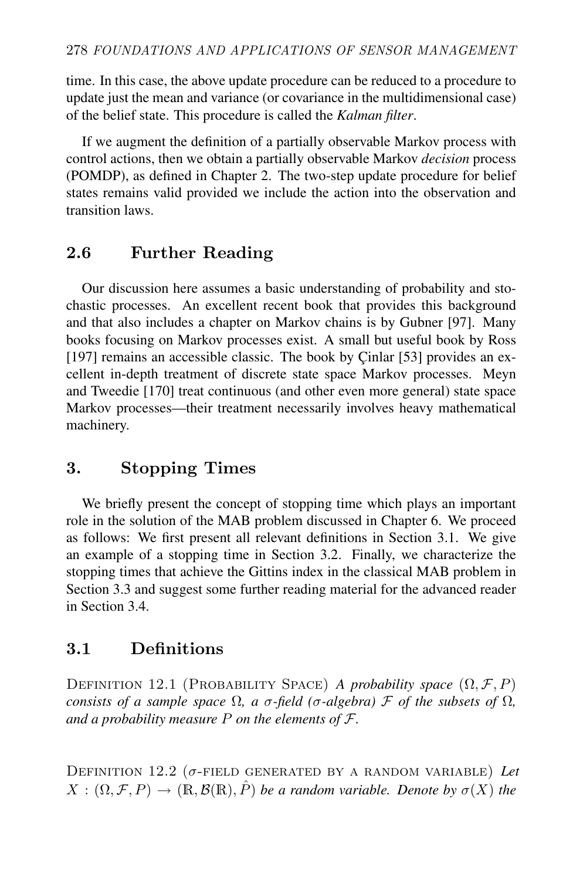time. In this case, the above update procedure can be reduced to a procedure to update just the mean and variance (or covariance in the multidimensional case) of the belief state. This procedure is called the *Kalman filter*.

If we augment the definition of a partially observable Markov process with control actions, then we obtain a partially observable Markov *decision* process (POMDP), as defined in Chapter 2. The two-step update procedure for belief states remains valid provided we include the action into the observation and transition laws.

## 2.6 Further Reading

Our discussion here assumes a basic understanding of probability and stochastic processes. An excellent recent book that provides this background and that also includes a chapter on Markov chains is by Gubner [97]. Many books focusing on Markov processes exist. A small but useful book by Ross [197] remains an accessible classic. The book by Çinlar [53] provides an excellent in-depth treatment of discrete state space Markov processes. Meyn and Tweedie [170] treat continuous (and other even more general) state space Markov processes—their treatment necessarily involves heavy mathematical machinery.

# 3. Stopping Times

We briefly present the concept of stopping time which plays an important role in the solution of the MAB problem discussed in Chapter 6. We proceed as follows: We first present all relevant definitions in Section 3.1. We give an example of a stopping time in Section 3.2. Finally, we characterize the stopping times that achieve the Gittins index in the classical MAB problem in Section 3.3 and suggest some further reading material for the advanced reader in Section 3.4.

## 3.1 Definitions

DEFINITION 12.1 (PROBABILITY SPACE) *A probability space $(\Omega, \mathcal{F}, P)$ consists of a sample space $\Omega$, a $\sigma$-field ($\sigma$-algebra) $\mathcal{F}$ of the subsets of $\Omega$, and a probability measure $P$ on the elements of $\mathcal{F}$.*

DEFINITION 12.2 ($\sigma$-FIELD GENERATED BY A RANDOM VARIABLE) *Let $X : (\Omega, \mathcal{F}, P) \rightarrow (\mathbb{R}, \mathcal{B}(\mathbb{R}), \hat{P})$ be a random variable. Denote by $\sigma(X)$ the*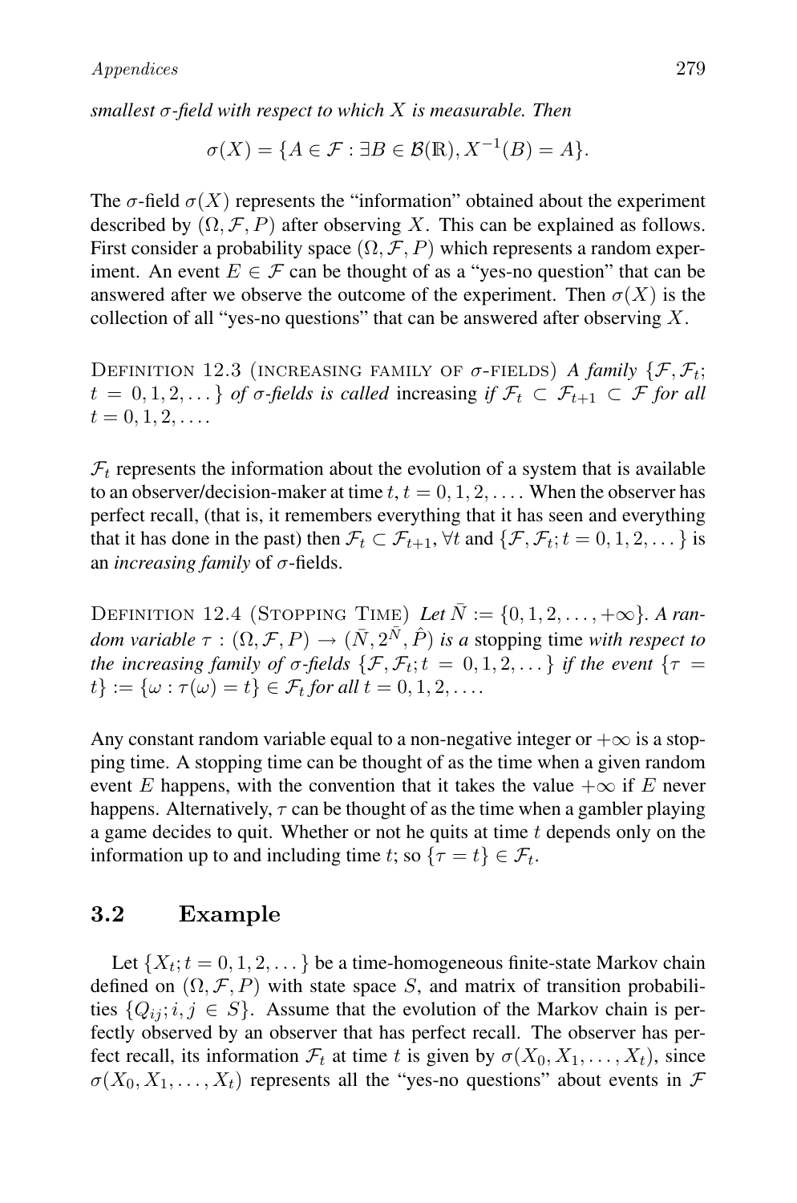*smallest σ-field with respect to which X is measurable. Then*

$$\sigma(X) = \{A \in \mathcal{F} : \exists B \in \mathcal{B}(\mathbb{R}), X^{-1}(B) = A\}.$$

The σ-field $\sigma(X)$ represents the "information" obtained about the experiment described by $(\Omega, \mathcal{F}, P)$ after observing $X$. This can be explained as follows. First consider a probability space $(\Omega, \mathcal{F}, P)$ which represents a random experiment. An event $E \in \mathcal{F}$ can be thought of as a "yes-no question" that can be answered after we observe the outcome of the experiment. Then $\sigma(X)$ is the collection of all "yes-no questions" that can be answered after observing $X$.

DEFINITION 12.3 (INCREASING FAMILY OF σ-FIELDS) *A family* $\{\mathcal{F}, \mathcal{F}_t; t = 0, 1, 2, \dots\}$ *of σ-fields is called* **increasing** *if* $\mathcal{F}_t \subset \mathcal{F}_{t+1} \subset \mathcal{F}$ *for all* $t = 0, 1, 2, \dots$.

$\mathcal{F}_t$ represents the information about the evolution of a system that is available to an observer/decision-maker at time $t$, $t = 0, 1, 2, \dots$. When the observer has perfect recall, (that is, it remembers everything that it has seen and everything that it has done in the past) then $\mathcal{F}_t \subset \mathcal{F}_{t+1}, \forall t$ and $\{\mathcal{F}, \mathcal{F}_t; t = 0, 1, 2, \dots\}$ is an *increasing family* of σ-fields.

DEFINITION 12.4 (STOPPING TIME) *Let* $\bar{N} := \{0, 1, 2, \dots, +\infty\}$. *A random variable* $\tau : (\Omega, \mathcal{F}, P) \to (\bar{N}, 2^{\bar{N}}, \hat{P})$ *is a* **stopping time** *with respect to the increasing family of σ-fields* $\{\mathcal{F}, \mathcal{F}_t; t = 0, 1, 2, \dots\}$ *if the event* $\{\tau = t\} := \{\omega : \tau(\omega) = t\} \in \mathcal{F}_t$ *for all* $t = 0, 1, 2, \dots$.

Any constant random variable equal to a non-negative integer or $+\infty$ is a stopping time. A stopping time can be thought of as the time when a given random event $E$ happens, with the convention that it takes the value $+\infty$ if $E$ never happens. Alternatively, $\tau$ can be thought of as the time when a gambler playing a game decides to quit. Whether or not he quits at time $t$ depends only on the information up to and including time $t$; so $\{\tau = t\} \in \mathcal{F}_t$.

## 3.2 Example

Let $\{X_t; t = 0, 1, 2, \dots\}$ be a time-homogeneous finite-state Markov chain defined on $(\Omega, \mathcal{F}, P)$ with state space $S$, and matrix of transition probabilities $\{Q_{ij}; i, j \in S\}$. Assume that the evolution of the Markov chain is perfectly observed by an observer that has perfect recall. The observer has perfect recall, its information $\mathcal{F}_t$ at time $t$ is given by $\sigma(X_0, X_1, \dots, X_t)$, since $\sigma(X_0, X_1, \dots, X_t)$ represents all the "yes-no questions" about events in $\mathcal{F}$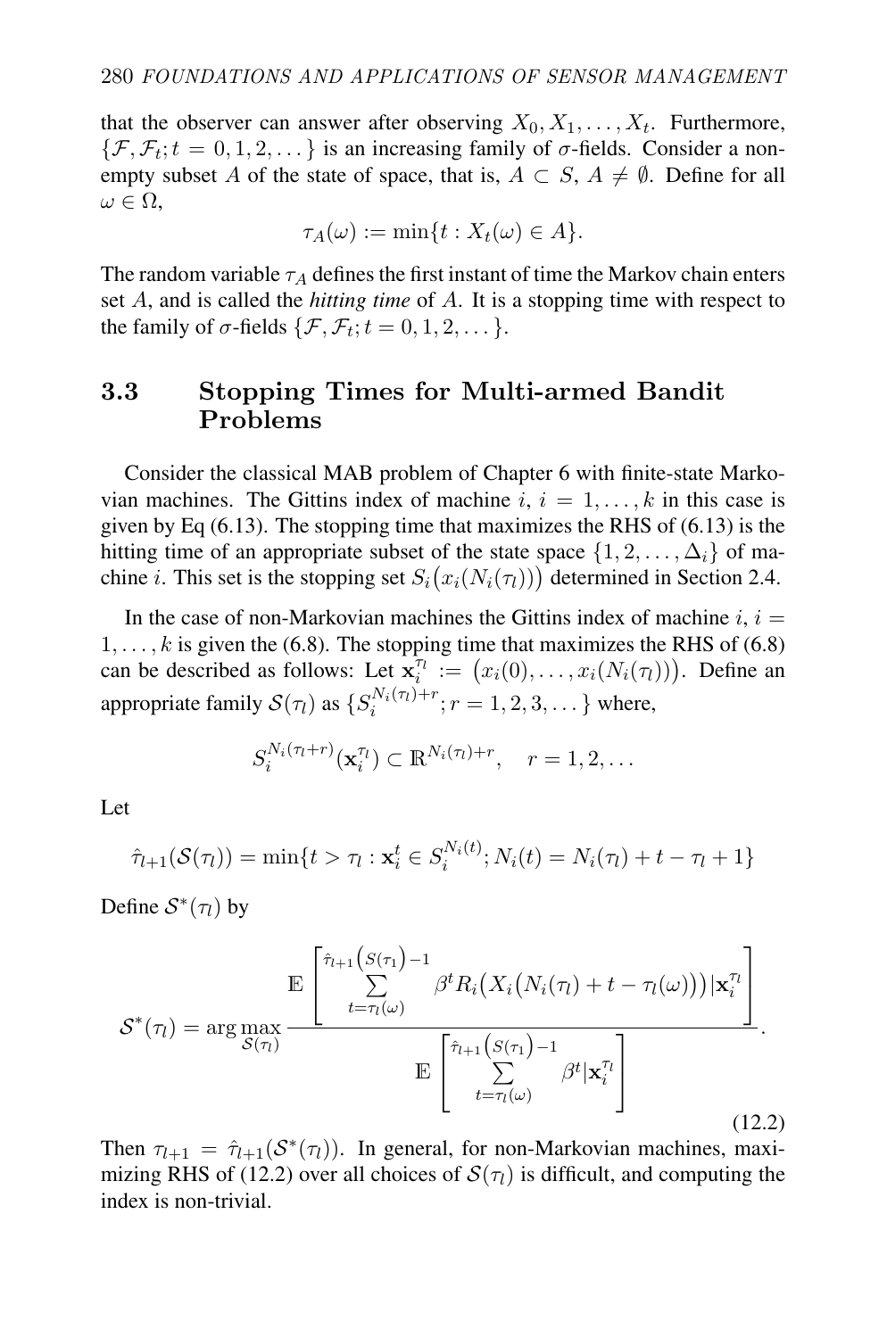that the observer can answer after observing $X_0, X_1, \ldots, X_t$. Furthermore, $\{\mathcal{F}, \mathcal{F}_t; t = 0, 1, 2, \ldots\}$ is an increasing family of $\sigma$-fields. Consider a non-empty subset $A$ of the state of space, that is, $A \subset S$, $A \neq \emptyset$. Define for all $\omega \in \Omega$,

$$\tau_A(\omega) := \min\{t : X_t(\omega) \in A\}.$$

The random variable $\tau_A$ defines the first instant of time the Markov chain enters set $A$, and is called the *hitting time* of $A$. It is a stopping time with respect to the family of $\sigma$-fields $\{\mathcal{F}, \mathcal{F}_t; t = 0, 1, 2, \ldots\}$.

## 3.3 Stopping Times for Multi-armed Bandit Problems

Consider the classical MAB problem of Chapter 6 with finite-state Markovian machines. The Gittins index of machine $i$, $i = 1, \ldots, k$ in this case is given by Eq (6.13). The stopping time that maximizes the RHS of (6.13) is the hitting time of an appropriate subset of the state space $\{1, 2, \ldots, \Delta_i\}$ of machine $i$. This set is the stopping set $S_i\big(x_i(N_i(\tau_l))\big)$ determined in Section 2.4.

In the case of non-Markovian machines the Gittins index of machine $i$, $i = 1, \ldots, k$ is given the (6.8). The stopping time that maximizes the RHS of (6.8) can be described as follows: Let $\mathbf{x}_i^{\tau_l} := \big(x_i(0), \ldots, x_i(N_i(\tau_l))\big)$. Define an appropriate family $\mathcal{S}(\tau_l)$ as $\{S_i^{N_i(\tau_l)+r}; r = 1, 2, 3, \ldots\}$ where,

$$S_i^{N_i(\tau_l+r)}(\mathbf{x}_i^{\tau_l}) \subset \mathbb{R}^{N_i(\tau_l)+r}, \quad r = 1, 2, \ldots$$

Let

$$\hat{\tau}_{l+1}(\mathcal{S}(\tau_l)) = \min\{t > \tau_l : \mathbf{x}_i^t \in S_i^{N_i(t)}; N_i(t) = N_i(\tau_l) + t - \tau_l + 1\}$$

Define $\mathcal{S}^*(\tau_l)$ by

$$\mathcal{S}^*(\tau_l) = \arg\max_{\mathcal{S}(\tau_l)} \frac{\mathbb{E}\left[\displaystyle\sum_{t=\tau_l(\omega)}^{\hat{\tau}_{l+1}\left(S(\tau_1)\right)-1} \beta^t R_i\big(X_i\big(N_i(\tau_l) + t - \tau_l(\omega)\big)\big) | \mathbf{x}_i^{\tau_l}\right]}{\mathbb{E}\left[\displaystyle\sum_{t=\tau_l(\omega)}^{\hat{\tau}_{l+1}\left(S(\tau_1)\right)-1} \beta^t | \mathbf{x}_i^{\tau_l}\right]}. \tag{12.2}$$

Then $\tau_{l+1} = \hat{\tau}_{l+1}(\mathcal{S}^*(\tau_l))$. In general, for non-Markovian machines, maximizing RHS of (12.2) over all choices of $\mathcal{S}(\tau_l)$ is difficult, and computing the index is non-trivial.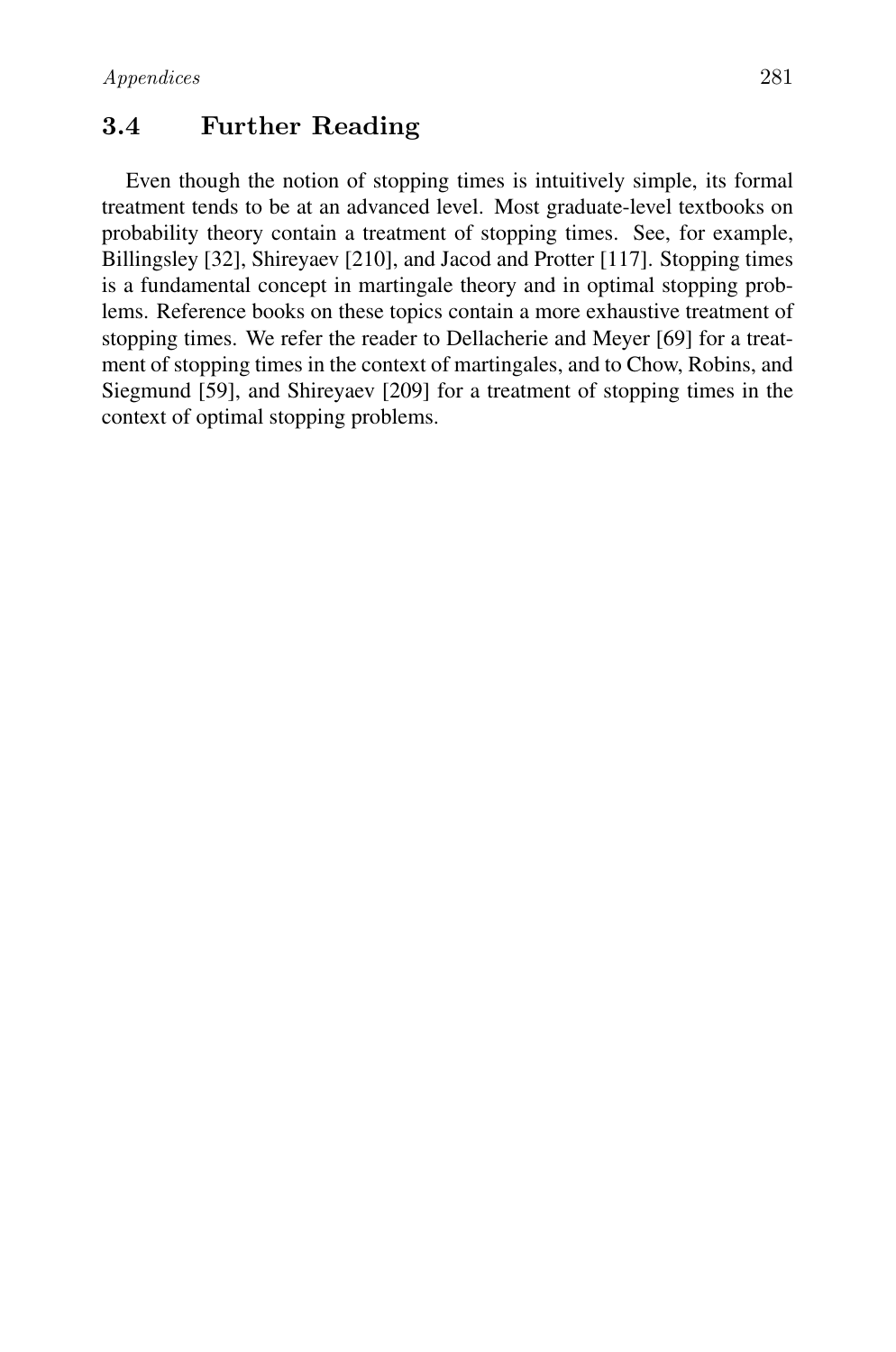## 3.4 Further Reading

Even though the notion of stopping times is intuitively simple, its formal treatment tends to be at an advanced level. Most graduate-level textbooks on probability theory contain a treatment of stopping times. See, for example, Billingsley [32], Shireyaev [210], and Jacod and Protter [117]. Stopping times is a fundamental concept in martingale theory and in optimal stopping problems. Reference books on these topics contain a more exhaustive treatment of stopping times. We refer the reader to Dellacherie and Meyer [69] for a treatment of stopping times in the context of martingales, and to Chow, Robins, and Siegmund [59], and Shireyaev [209] for a treatment of stopping times in the context of optimal stopping problems.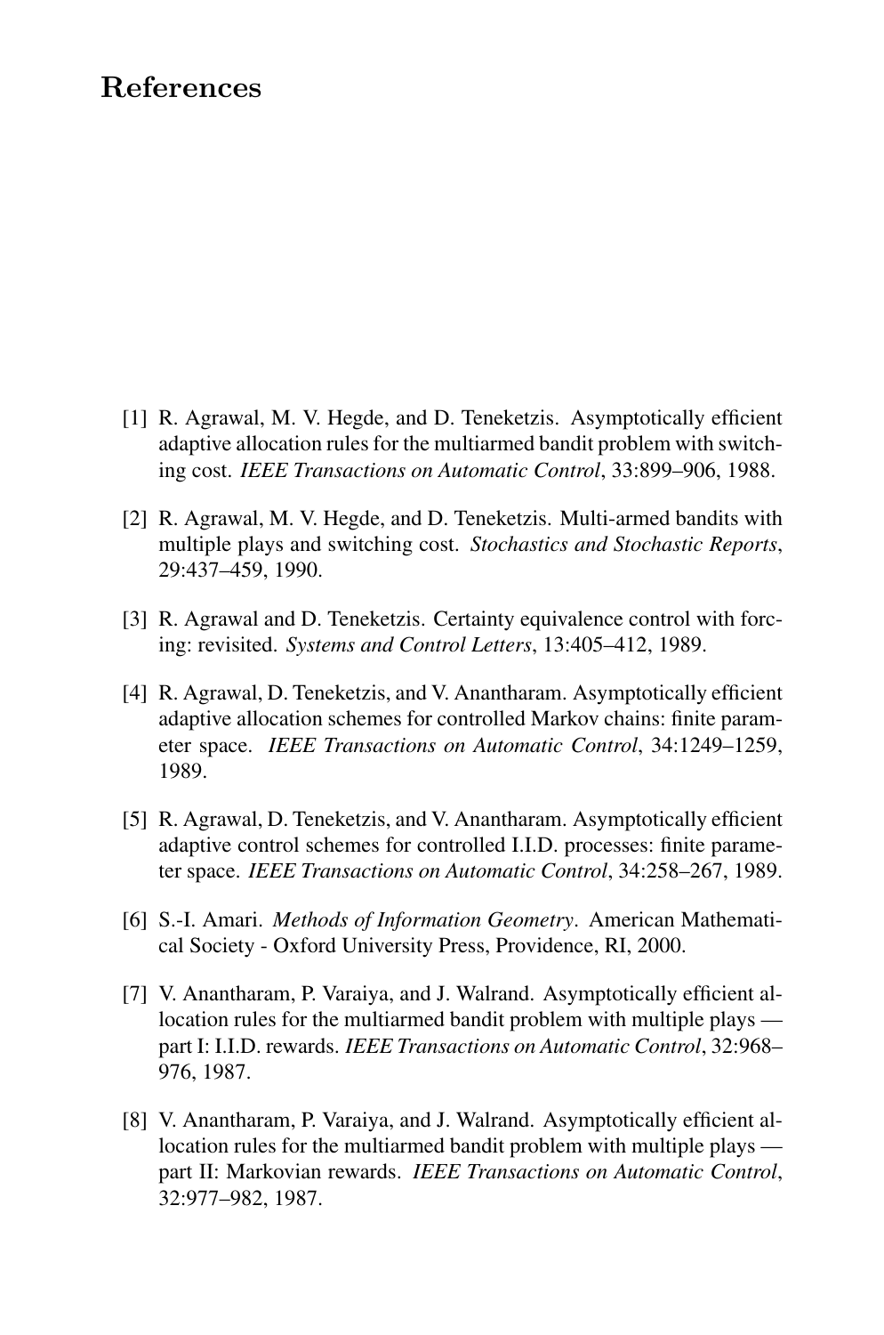# References

[1] R. Agrawal, M. V. Hegde, and D. Teneketzis. Asymptotically efficient adaptive allocation rules for the multiarmed bandit problem with switching cost. *IEEE Transactions on Automatic Control*, 33:899–906, 1988.

[2] R. Agrawal, M. V. Hegde, and D. Teneketzis. Multi-armed bandits with multiple plays and switching cost. *Stochastics and Stochastic Reports*, 29:437–459, 1990.

[3] R. Agrawal and D. Teneketzis. Certainty equivalence control with forcing: revisited. *Systems and Control Letters*, 13:405–412, 1989.

[4] R. Agrawal, D. Teneketzis, and V. Anantharam. Asymptotically efficient adaptive allocation schemes for controlled Markov chains: finite parameter space. *IEEE Transactions on Automatic Control*, 34:1249–1259, 1989.

[5] R. Agrawal, D. Teneketzis, and V. Anantharam. Asymptotically efficient adaptive control schemes for controlled I.I.D. processes: finite parameter space. *IEEE Transactions on Automatic Control*, 34:258–267, 1989.

[6] S.-I. Amari. *Methods of Information Geometry*. American Mathematical Society - Oxford University Press, Providence, RI, 2000.

[7] V. Anantharam, P. Varaiya, and J. Walrand. Asymptotically efficient allocation rules for the multiarmed bandit problem with multiple plays — part I: I.I.D. rewards. *IEEE Transactions on Automatic Control*, 32:968–976, 1987.

[8] V. Anantharam, P. Varaiya, and J. Walrand. Asymptotically efficient allocation rules for the multiarmed bandit problem with multiple plays — part II: Markovian rewards. *IEEE Transactions on Automatic Control*, 32:977–982, 1987.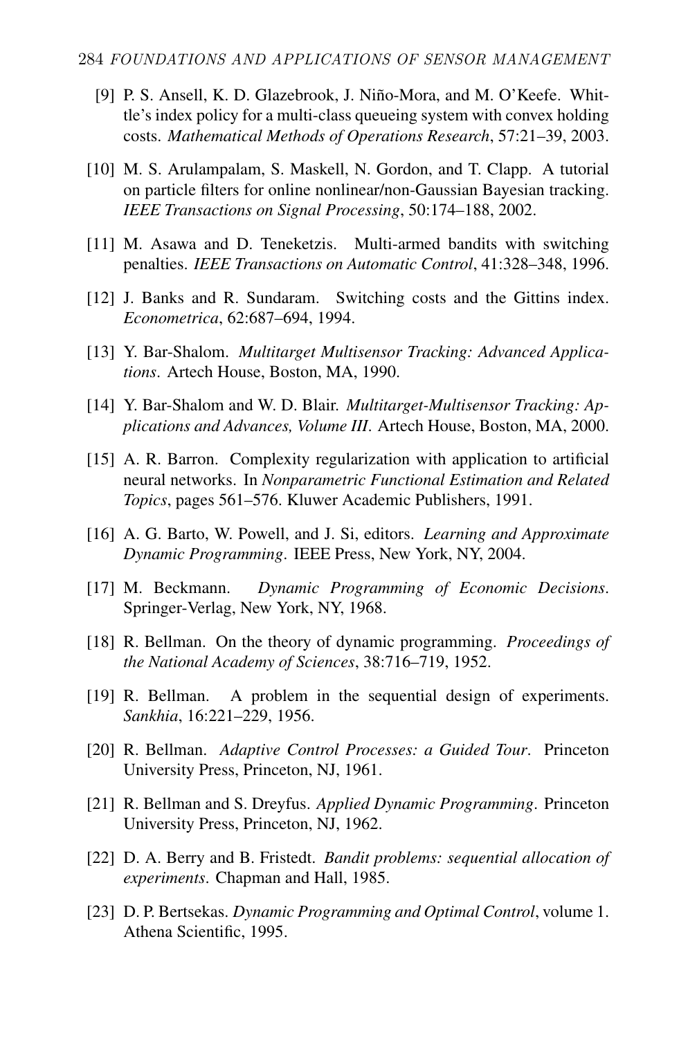[9] P. S. Ansell, K. D. Glazebrook, J. Niño-Mora, and M. O'Keefe. Whittle's index policy for a multi-class queueing system with convex holding costs. *Mathematical Methods of Operations Research*, 57:21–39, 2003.

[10] M. S. Arulampalam, S. Maskell, N. Gordon, and T. Clapp. A tutorial on particle filters for online nonlinear/non-Gaussian Bayesian tracking. *IEEE Transactions on Signal Processing*, 50:174–188, 2002.

[11] M. Asawa and D. Teneketzis. Multi-armed bandits with switching penalties. *IEEE Transactions on Automatic Control*, 41:328–348, 1996.

[12] J. Banks and R. Sundaram. Switching costs and the Gittins index. *Econometrica*, 62:687–694, 1994.

[13] Y. Bar-Shalom. *Multitarget Multisensor Tracking: Advanced Applications*. Artech House, Boston, MA, 1990.

[14] Y. Bar-Shalom and W. D. Blair. *Multitarget-Multisensor Tracking: Applications and Advances, Volume III*. Artech House, Boston, MA, 2000.

[15] A. R. Barron. Complexity regularization with application to artificial neural networks. In *Nonparametric Functional Estimation and Related Topics*, pages 561–576. Kluwer Academic Publishers, 1991.

[16] A. G. Barto, W. Powell, and J. Si, editors. *Learning and Approximate Dynamic Programming*. IEEE Press, New York, NY, 2004.

[17] M. Beckmann. *Dynamic Programming of Economic Decisions*. Springer-Verlag, New York, NY, 1968.

[18] R. Bellman. On the theory of dynamic programming. *Proceedings of the National Academy of Sciences*, 38:716–719, 1952.

[19] R. Bellman. A problem in the sequential design of experiments. *Sankhia*, 16:221–229, 1956.

[20] R. Bellman. *Adaptive Control Processes: a Guided Tour*. Princeton University Press, Princeton, NJ, 1961.

[21] R. Bellman and S. Dreyfus. *Applied Dynamic Programming*. Princeton University Press, Princeton, NJ, 1962.

[22] D. A. Berry and B. Fristedt. *Bandit problems: sequential allocation of experiments*. Chapman and Hall, 1985.

[23] D. P. Bertsekas. *Dynamic Programming and Optimal Control*, volume 1. Athena Scientific, 1995.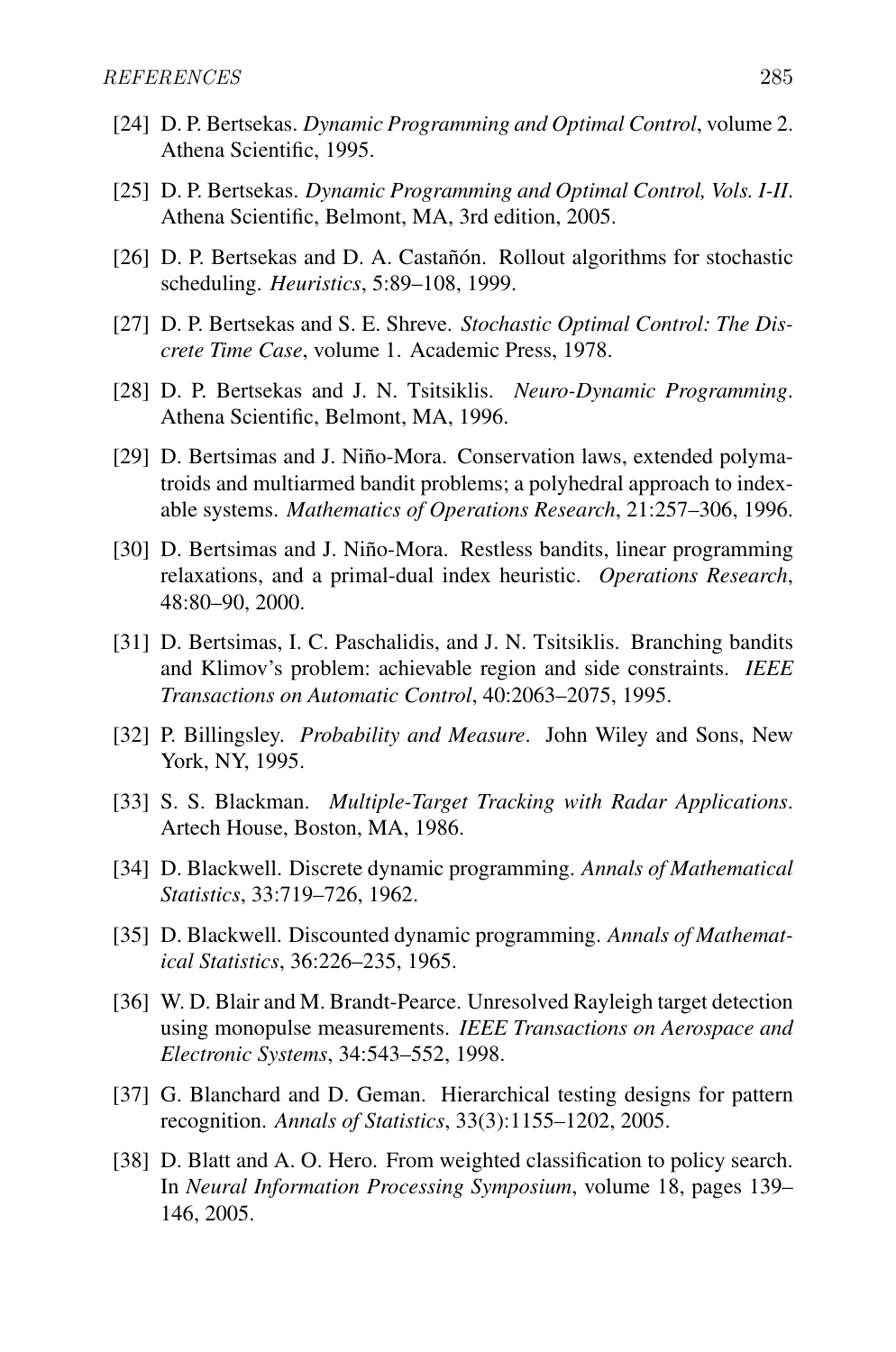[24] D. P. Bertsekas. *Dynamic Programming and Optimal Control*, volume 2. Athena Scientific, 1995.

[25] D. P. Bertsekas. *Dynamic Programming and Optimal Control, Vols. I-II*. Athena Scientific, Belmont, MA, 3rd edition, 2005.

[26] D. P. Bertsekas and D. A. Castañón. Rollout algorithms for stochastic scheduling. *Heuristics*, 5:89–108, 1999.

[27] D. P. Bertsekas and S. E. Shreve. *Stochastic Optimal Control: The Discrete Time Case*, volume 1. Academic Press, 1978.

[28] D. P. Bertsekas and J. N. Tsitsiklis. *Neuro-Dynamic Programming*. Athena Scientific, Belmont, MA, 1996.

[29] D. Bertsimas and J. Niño-Mora. Conservation laws, extended polymatroids and multiarmed bandit problems; a polyhedral approach to indexable systems. *Mathematics of Operations Research*, 21:257–306, 1996.

[30] D. Bertsimas and J. Niño-Mora. Restless bandits, linear programming relaxations, and a primal-dual index heuristic. *Operations Research*, 48:80–90, 2000.

[31] D. Bertsimas, I. C. Paschalidis, and J. N. Tsitsiklis. Branching bandits and Klimov's problem: achievable region and side constraints. *IEEE Transactions on Automatic Control*, 40:2063–2075, 1995.

[32] P. Billingsley. *Probability and Measure*. John Wiley and Sons, New York, NY, 1995.

[33] S. S. Blackman. *Multiple-Target Tracking with Radar Applications*. Artech House, Boston, MA, 1986.

[34] D. Blackwell. Discrete dynamic programming. *Annals of Mathematical Statistics*, 33:719–726, 1962.

[35] D. Blackwell. Discounted dynamic programming. *Annals of Mathematical Statistics*, 36:226–235, 1965.

[36] W. D. Blair and M. Brandt-Pearce. Unresolved Rayleigh target detection using monopulse measurements. *IEEE Transactions on Aerospace and Electronic Systems*, 34:543–552, 1998.

[37] G. Blanchard and D. Geman. Hierarchical testing designs for pattern recognition. *Annals of Statistics*, 33(3):1155–1202, 2005.

[38] D. Blatt and A. O. Hero. From weighted classification to policy search. In *Neural Information Processing Symposium*, volume 18, pages 139–146, 2005.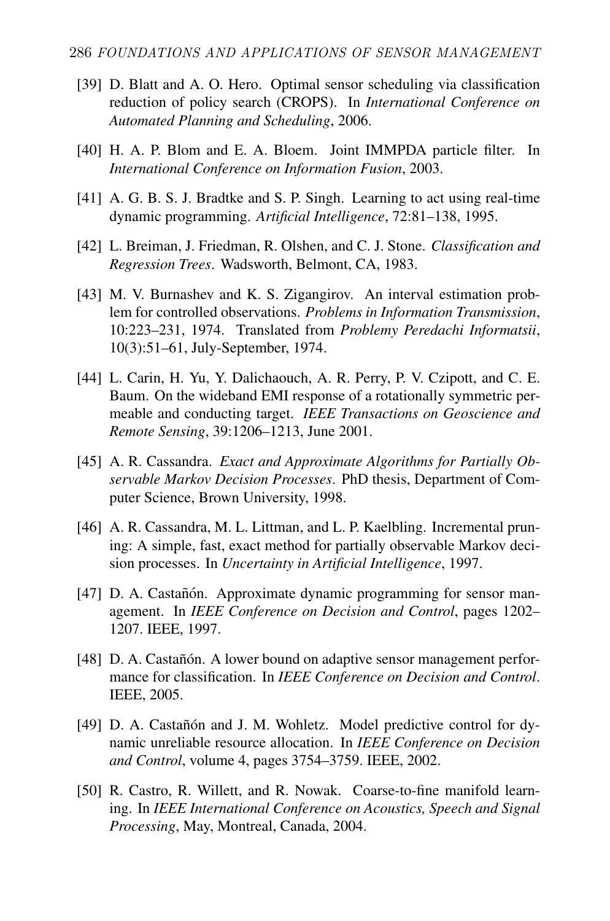[39] D. Blatt and A. O. Hero. Optimal sensor scheduling via classification reduction of policy search (CROPS). In *International Conference on Automated Planning and Scheduling*, 2006.

[40] H. A. P. Blom and E. A. Bloem. Joint IMMPDA particle filter. In *International Conference on Information Fusion*, 2003.

[41] A. G. B. S. J. Bradtke and S. P. Singh. Learning to act using real-time dynamic programming. *Artificial Intelligence*, 72:81–138, 1995.

[42] L. Breiman, J. Friedman, R. Olshen, and C. J. Stone. *Classification and Regression Trees*. Wadsworth, Belmont, CA, 1983.

[43] M. V. Burnashev and K. S. Zigangirov. An interval estimation problem for controlled observations. *Problems in Information Transmission*, 10:223–231, 1974. Translated from *Problemy Peredachi Informatsii*, 10(3):51–61, July-September, 1974.

[44] L. Carin, H. Yu, Y. Dalichaouch, A. R. Perry, P. V. Czipott, and C. E. Baum. On the wideband EMI response of a rotationally symmetric permeable and conducting target. *IEEE Transactions on Geoscience and Remote Sensing*, 39:1206–1213, June 2001.

[45] A. R. Cassandra. *Exact and Approximate Algorithms for Partially Observable Markov Decision Processes*. PhD thesis, Department of Computer Science, Brown University, 1998.

[46] A. R. Cassandra, M. L. Littman, and L. P. Kaelbling. Incremental pruning: A simple, fast, exact method for partially observable Markov decision processes. In *Uncertainty in Artificial Intelligence*, 1997.

[47] D. A. Castañón. Approximate dynamic programming for sensor management. In *IEEE Conference on Decision and Control*, pages 1202–1207. IEEE, 1997.

[48] D. A. Castañón. A lower bound on adaptive sensor management performance for classification. In *IEEE Conference on Decision and Control*. IEEE, 2005.

[49] D. A. Castañón and J. M. Wohletz. Model predictive control for dynamic unreliable resource allocation. In *IEEE Conference on Decision and Control*, volume 4, pages 3754–3759. IEEE, 2002.

[50] R. Castro, R. Willett, and R. Nowak. Coarse-to-fine manifold learning. In *IEEE International Conference on Acoustics, Speech and Signal Processing*, May, Montreal, Canada, 2004.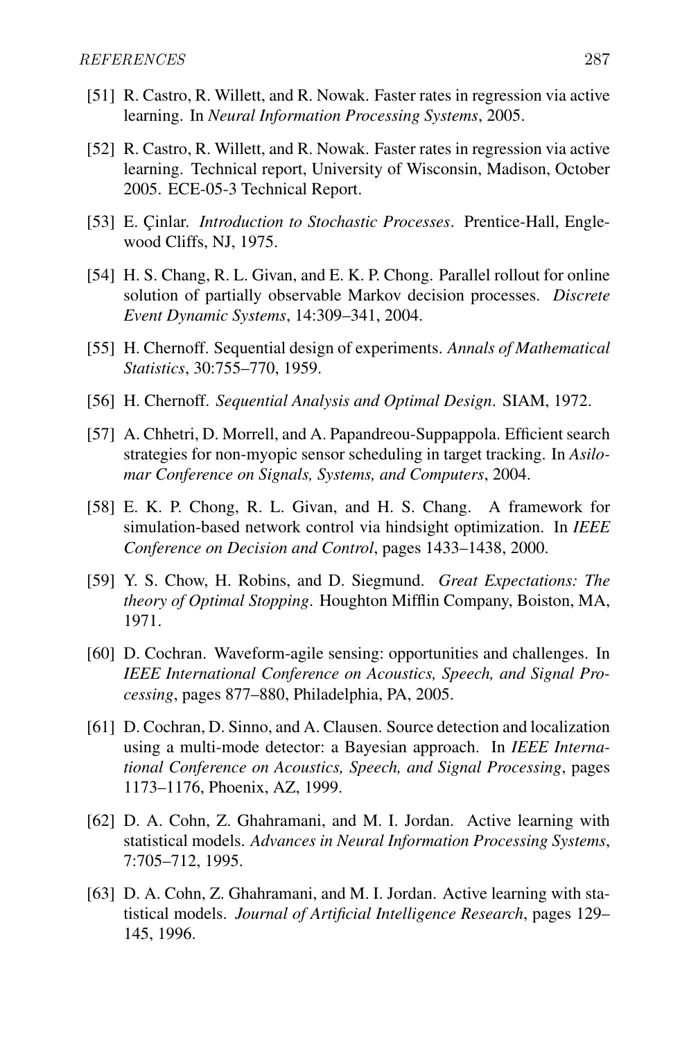[51] R. Castro, R. Willett, and R. Nowak. Faster rates in regression via active learning. In *Neural Information Processing Systems*, 2005.

[52] R. Castro, R. Willett, and R. Nowak. Faster rates in regression via active learning. Technical report, University of Wisconsin, Madison, October 2005. ECE-05-3 Technical Report.

[53] E. Çinlar. *Introduction to Stochastic Processes*. Prentice-Hall, Englewood Cliffs, NJ, 1975.

[54] H. S. Chang, R. L. Givan, and E. K. P. Chong. Parallel rollout for online solution of partially observable Markov decision processes. *Discrete Event Dynamic Systems*, 14:309–341, 2004.

[55] H. Chernoff. Sequential design of experiments. *Annals of Mathematical Statistics*, 30:755–770, 1959.

[56] H. Chernoff. *Sequential Analysis and Optimal Design*. SIAM, 1972.

[57] A. Chhetri, D. Morrell, and A. Papandreou-Suppappola. Efficient search strategies for non-myopic sensor scheduling in target tracking. In *Asilomar Conference on Signals, Systems, and Computers*, 2004.

[58] E. K. P. Chong, R. L. Givan, and H. S. Chang. A framework for simulation-based network control via hindsight optimization. In *IEEE Conference on Decision and Control*, pages 1433–1438, 2000.

[59] Y. S. Chow, H. Robins, and D. Siegmund. *Great Expectations: The theory of Optimal Stopping*. Houghton Mifflin Company, Boiston, MA, 1971.

[60] D. Cochran. Waveform-agile sensing: opportunities and challenges. In *IEEE International Conference on Acoustics, Speech, and Signal Processing*, pages 877–880, Philadelphia, PA, 2005.

[61] D. Cochran, D. Sinno, and A. Clausen. Source detection and localization using a multi-mode detector: a Bayesian approach. In *IEEE International Conference on Acoustics, Speech, and Signal Processing*, pages 1173–1176, Phoenix, AZ, 1999.

[62] D. A. Cohn, Z. Ghahramani, and M. I. Jordan. Active learning with statistical models. *Advances in Neural Information Processing Systems*, 7:705–712, 1995.

[63] D. A. Cohn, Z. Ghahramani, and M. I. Jordan. Active learning with statistical models. *Journal of Artificial Intelligence Research*, pages 129–145, 1996.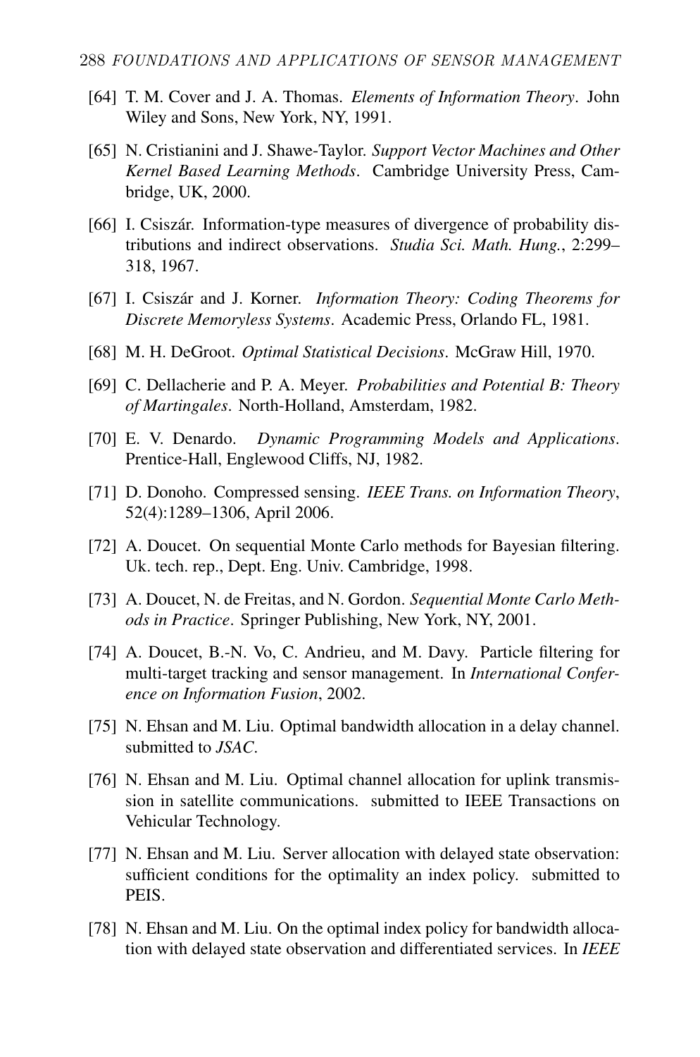[64] T. M. Cover and J. A. Thomas. *Elements of Information Theory*. John Wiley and Sons, New York, NY, 1991.

[65] N. Cristianini and J. Shawe-Taylor. *Support Vector Machines and Other Kernel Based Learning Methods*. Cambridge University Press, Cambridge, UK, 2000.

[66] I. Csiszár. Information-type measures of divergence of probability distributions and indirect observations. *Studia Sci. Math. Hung.*, 2:299–318, 1967.

[67] I. Csiszár and J. Korner. *Information Theory: Coding Theorems for Discrete Memoryless Systems*. Academic Press, Orlando FL, 1981.

[68] M. H. DeGroot. *Optimal Statistical Decisions*. McGraw Hill, 1970.

[69] C. Dellacherie and P. A. Meyer. *Probabilities and Potential B: Theory of Martingales*. North-Holland, Amsterdam, 1982.

[70] E. V. Denardo. *Dynamic Programming Models and Applications*. Prentice-Hall, Englewood Cliffs, NJ, 1982.

[71] D. Donoho. Compressed sensing. *IEEE Trans. on Information Theory*, 52(4):1289–1306, April 2006.

[72] A. Doucet. On sequential Monte Carlo methods for Bayesian filtering. Uk. tech. rep., Dept. Eng. Univ. Cambridge, 1998.

[73] A. Doucet, N. de Freitas, and N. Gordon. *Sequential Monte Carlo Methods in Practice*. Springer Publishing, New York, NY, 2001.

[74] A. Doucet, B.-N. Vo, C. Andrieu, and M. Davy. Particle filtering for multi-target tracking and sensor management. In *International Conference on Information Fusion*, 2002.

[75] N. Ehsan and M. Liu. Optimal bandwidth allocation in a delay channel. submitted to *JSAC*.

[76] N. Ehsan and M. Liu. Optimal channel allocation for uplink transmission in satellite communications. submitted to IEEE Transactions on Vehicular Technology.

[77] N. Ehsan and M. Liu. Server allocation with delayed state observation: sufficient conditions for the optimality an index policy. submitted to PEIS.

[78] N. Ehsan and M. Liu. On the optimal index policy for bandwidth allocation with delayed state observation and differentiated services. In *IEEE*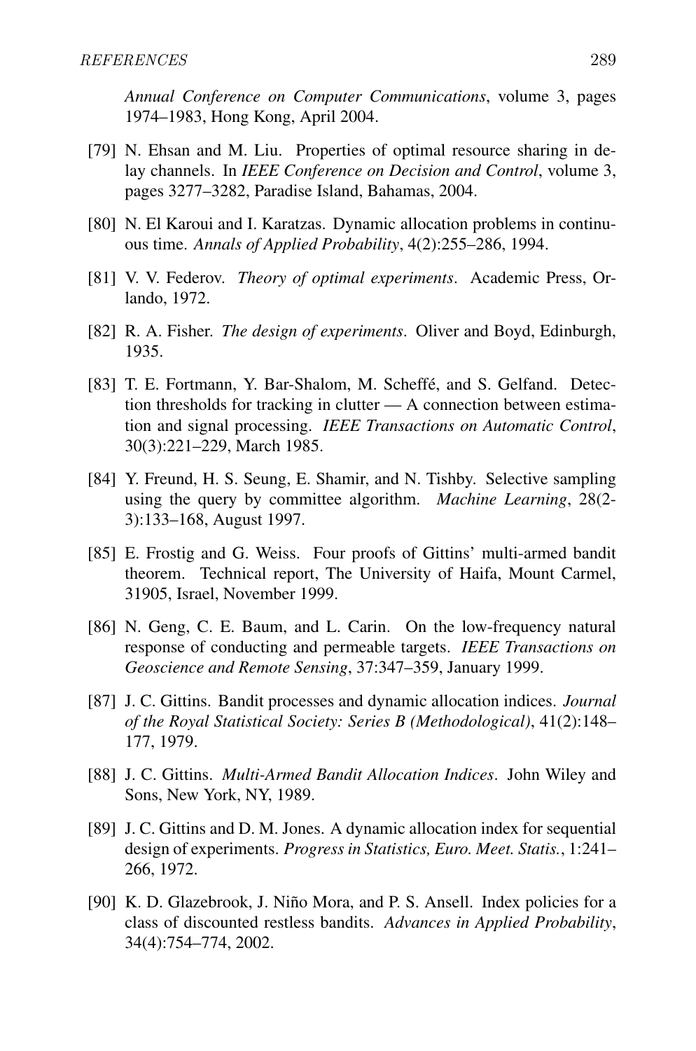*Annual Conference on Computer Communications*, volume 3, pages 1974–1983, Hong Kong, April 2004.

[79] N. Ehsan and M. Liu. Properties of optimal resource sharing in delay channels. In *IEEE Conference on Decision and Control*, volume 3, pages 3277–3282, Paradise Island, Bahamas, 2004.

[80] N. El Karoui and I. Karatzas. Dynamic allocation problems in continuous time. *Annals of Applied Probability*, 4(2):255–286, 1994.

[81] V. V. Federov. *Theory of optimal experiments*. Academic Press, Orlando, 1972.

[82] R. A. Fisher. *The design of experiments*. Oliver and Boyd, Edinburgh, 1935.

[83] T. E. Fortmann, Y. Bar-Shalom, M. Scheffé, and S. Gelfand. Detection thresholds for tracking in clutter — A connection between estimation and signal processing. *IEEE Transactions on Automatic Control*, 30(3):221–229, March 1985.

[84] Y. Freund, H. S. Seung, E. Shamir, and N. Tishby. Selective sampling using the query by committee algorithm. *Machine Learning*, 28(2-3):133–168, August 1997.

[85] E. Frostig and G. Weiss. Four proofs of Gittins' multi-armed bandit theorem. Technical report, The University of Haifa, Mount Carmel, 31905, Israel, November 1999.

[86] N. Geng, C. E. Baum, and L. Carin. On the low-frequency natural response of conducting and permeable targets. *IEEE Transactions on Geoscience and Remote Sensing*, 37:347–359, January 1999.

[87] J. C. Gittins. Bandit processes and dynamic allocation indices. *Journal of the Royal Statistical Society: Series B (Methodological)*, 41(2):148–177, 1979.

[88] J. C. Gittins. *Multi-Armed Bandit Allocation Indices*. John Wiley and Sons, New York, NY, 1989.

[89] J. C. Gittins and D. M. Jones. A dynamic allocation index for sequential design of experiments. *Progress in Statistics, Euro. Meet. Statis.*, 1:241–266, 1972.

[90] K. D. Glazebrook, J. Niño Mora, and P. S. Ansell. Index policies for a class of discounted restless bandits. *Advances in Applied Probability*, 34(4):754–774, 2002.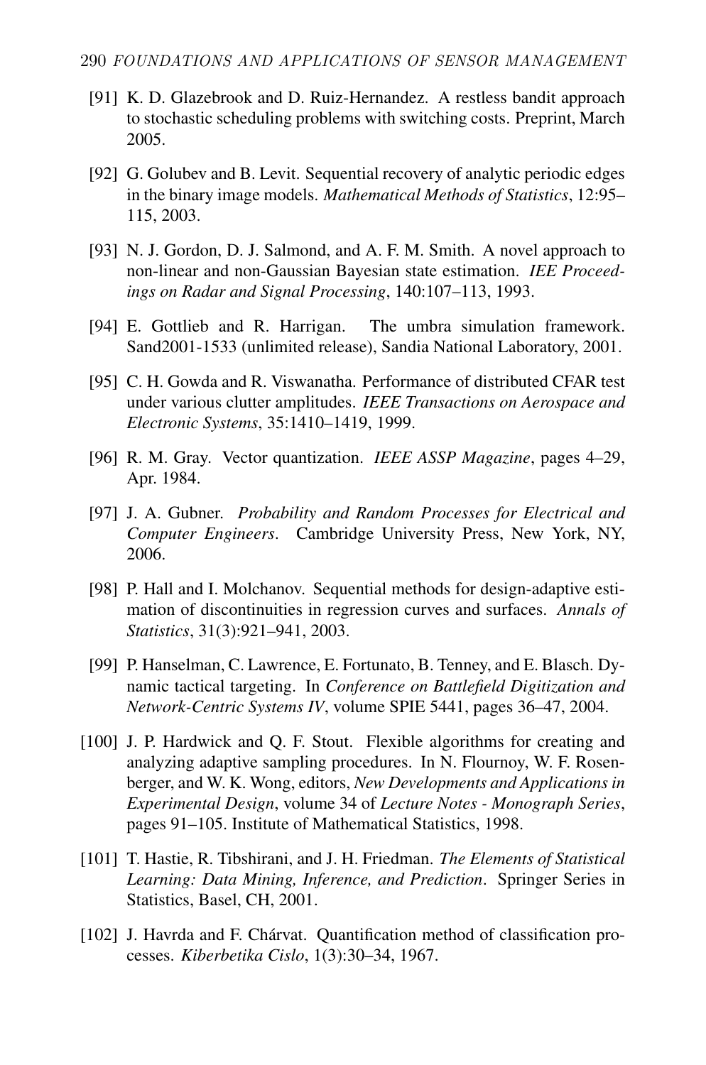[91] K. D. Glazebrook and D. Ruiz-Hernandez. A restless bandit approach to stochastic scheduling problems with switching costs. Preprint, March 2005.

[92] G. Golubev and B. Levit. Sequential recovery of analytic periodic edges in the binary image models. *Mathematical Methods of Statistics*, 12:95–115, 2003.

[93] N. J. Gordon, D. J. Salmond, and A. F. M. Smith. A novel approach to non-linear and non-Gaussian Bayesian state estimation. *IEE Proceedings on Radar and Signal Processing*, 140:107–113, 1993.

[94] E. Gottlieb and R. Harrigan. The umbra simulation framework. Sand2001-1533 (unlimited release), Sandia National Laboratory, 2001.

[95] C. H. Gowda and R. Viswanatha. Performance of distributed CFAR test under various clutter amplitudes. *IEEE Transactions on Aerospace and Electronic Systems*, 35:1410–1419, 1999.

[96] R. M. Gray. Vector quantization. *IEEE ASSP Magazine*, pages 4–29, Apr. 1984.

[97] J. A. Gubner. *Probability and Random Processes for Electrical and Computer Engineers*. Cambridge University Press, New York, NY, 2006.

[98] P. Hall and I. Molchanov. Sequential methods for design-adaptive estimation of discontinuities in regression curves and surfaces. *Annals of Statistics*, 31(3):921–941, 2003.

[99] P. Hanselman, C. Lawrence, E. Fortunato, B. Tenney, and E. Blasch. Dynamic tactical targeting. In *Conference on Battlefield Digitization and Network-Centric Systems IV*, volume SPIE 5441, pages 36–47, 2004.

[100] J. P. Hardwick and Q. F. Stout. Flexible algorithms for creating and analyzing adaptive sampling procedures. In N. Flournoy, W. F. Rosenberger, and W. K. Wong, editors, *New Developments and Applications in Experimental Design*, volume 34 of *Lecture Notes - Monograph Series*, pages 91–105. Institute of Mathematical Statistics, 1998.

[101] T. Hastie, R. Tibshirani, and J. H. Friedman. *The Elements of Statistical Learning: Data Mining, Inference, and Prediction*. Springer Series in Statistics, Basel, CH, 2001.

[102] J. Havrda and F. Chárvat. Quantification method of classification processes. *Kiberbetika Cislo*, 1(3):30–34, 1967.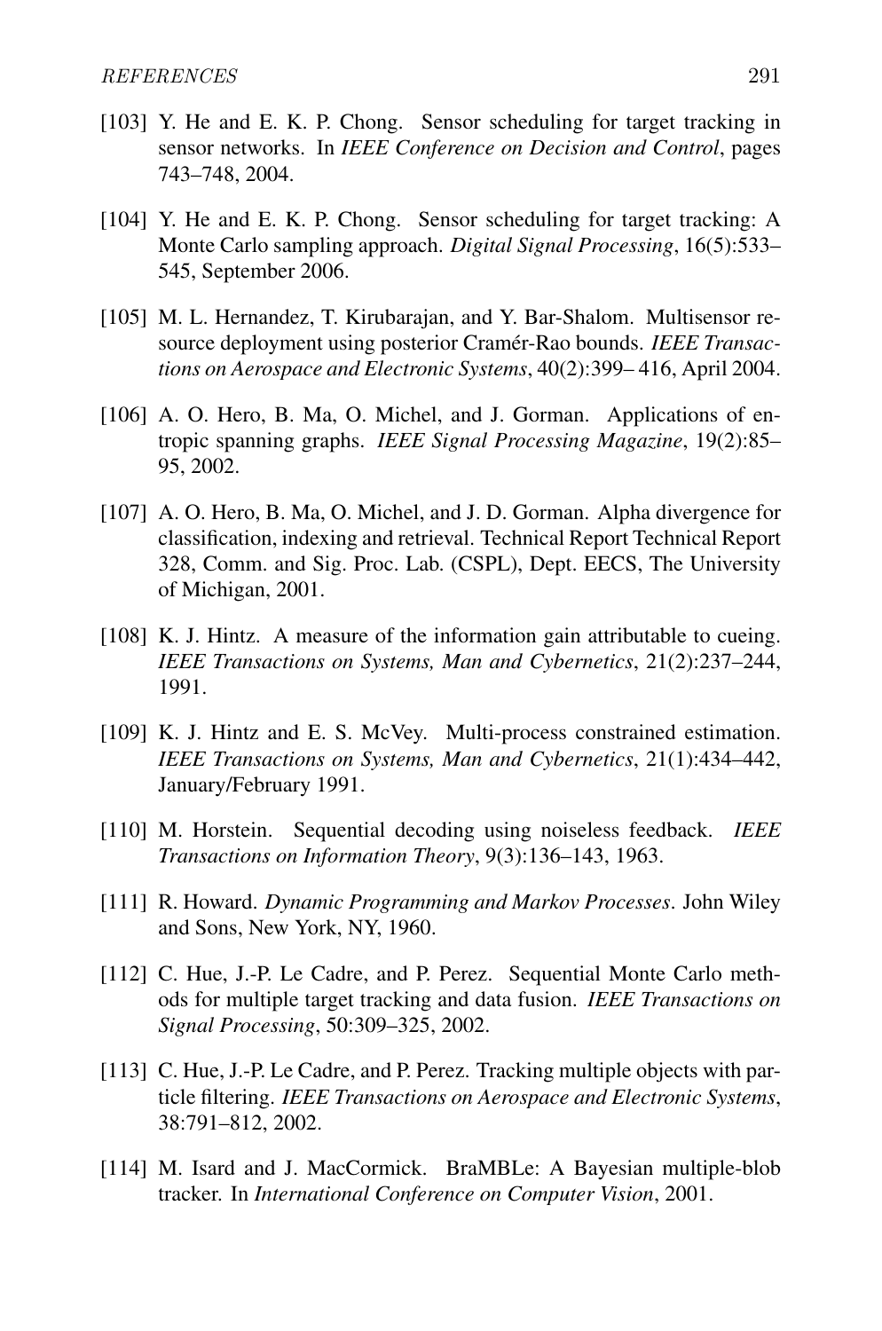[103] Y. He and E. K. P. Chong. Sensor scheduling for target tracking in sensor networks. In *IEEE Conference on Decision and Control*, pages 743–748, 2004.

[104] Y. He and E. K. P. Chong. Sensor scheduling for target tracking: A Monte Carlo sampling approach. *Digital Signal Processing*, 16(5):533–545, September 2006.

[105] M. L. Hernandez, T. Kirubarajan, and Y. Bar-Shalom. Multisensor resource deployment using posterior Cramér-Rao bounds. *IEEE Transactions on Aerospace and Electronic Systems*, 40(2):399– 416, April 2004.

[106] A. O. Hero, B. Ma, O. Michel, and J. Gorman. Applications of entropic spanning graphs. *IEEE Signal Processing Magazine*, 19(2):85–95, 2002.

[107] A. O. Hero, B. Ma, O. Michel, and J. D. Gorman. Alpha divergence for classification, indexing and retrieval. Technical Report Technical Report 328, Comm. and Sig. Proc. Lab. (CSPL), Dept. EECS, The University of Michigan, 2001.

[108] K. J. Hintz. A measure of the information gain attributable to cueing. *IEEE Transactions on Systems, Man and Cybernetics*, 21(2):237–244, 1991.

[109] K. J. Hintz and E. S. McVey. Multi-process constrained estimation. *IEEE Transactions on Systems, Man and Cybernetics*, 21(1):434–442, January/February 1991.

[110] M. Horstein. Sequential decoding using noiseless feedback. *IEEE Transactions on Information Theory*, 9(3):136–143, 1963.

[111] R. Howard. *Dynamic Programming and Markov Processes*. John Wiley and Sons, New York, NY, 1960.

[112] C. Hue, J.-P. Le Cadre, and P. Perez. Sequential Monte Carlo methods for multiple target tracking and data fusion. *IEEE Transactions on Signal Processing*, 50:309–325, 2002.

[113] C. Hue, J.-P. Le Cadre, and P. Perez. Tracking multiple objects with particle filtering. *IEEE Transactions on Aerospace and Electronic Systems*, 38:791–812, 2002.

[114] M. Isard and J. MacCormick. BraMBLe: A Bayesian multiple-blob tracker. In *International Conference on Computer Vision*, 2001.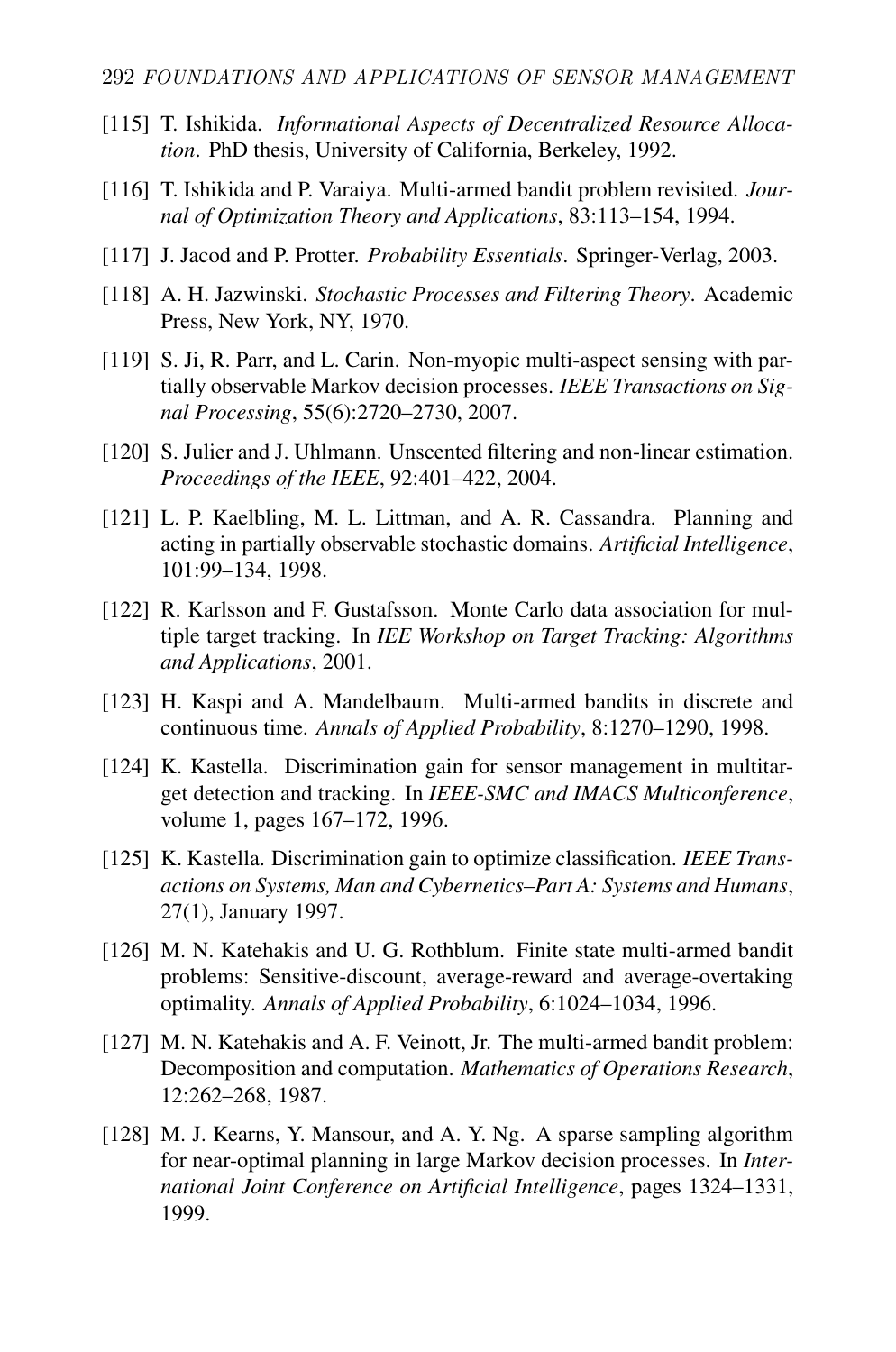[115] T. Ishikida. *Informational Aspects of Decentralized Resource Allocation*. PhD thesis, University of California, Berkeley, 1992.

[116] T. Ishikida and P. Varaiya. Multi-armed bandit problem revisited. *Journal of Optimization Theory and Applications*, 83:113–154, 1994.

[117] J. Jacod and P. Protter. *Probability Essentials*. Springer-Verlag, 2003.

[118] A. H. Jazwinski. *Stochastic Processes and Filtering Theory*. Academic Press, New York, NY, 1970.

[119] S. Ji, R. Parr, and L. Carin. Non-myopic multi-aspect sensing with partially observable Markov decision processes. *IEEE Transactions on Signal Processing*, 55(6):2720–2730, 2007.

[120] S. Julier and J. Uhlmann. Unscented filtering and non-linear estimation. *Proceedings of the IEEE*, 92:401–422, 2004.

[121] L. P. Kaelbling, M. L. Littman, and A. R. Cassandra. Planning and acting in partially observable stochastic domains. *Artificial Intelligence*, 101:99–134, 1998.

[122] R. Karlsson and F. Gustafsson. Monte Carlo data association for multiple target tracking. In *IEE Workshop on Target Tracking: Algorithms and Applications*, 2001.

[123] H. Kaspi and A. Mandelbaum. Multi-armed bandits in discrete and continuous time. *Annals of Applied Probability*, 8:1270–1290, 1998.

[124] K. Kastella. Discrimination gain for sensor management in multitarget detection and tracking. In *IEEE-SMC and IMACS Multiconference*, volume 1, pages 167–172, 1996.

[125] K. Kastella. Discrimination gain to optimize classification. *IEEE Transactions on Systems, Man and Cybernetics–Part A: Systems and Humans*, 27(1), January 1997.

[126] M. N. Katehakis and U. G. Rothblum. Finite state multi-armed bandit problems: Sensitive-discount, average-reward and average-overtaking optimality. *Annals of Applied Probability*, 6:1024–1034, 1996.

[127] M. N. Katehakis and A. F. Veinott, Jr. The multi-armed bandit problem: Decomposition and computation. *Mathematics of Operations Research*, 12:262–268, 1987.

[128] M. J. Kearns, Y. Mansour, and A. Y. Ng. A sparse sampling algorithm for near-optimal planning in large Markov decision processes. In *International Joint Conference on Artificial Intelligence*, pages 1324–1331, 1999.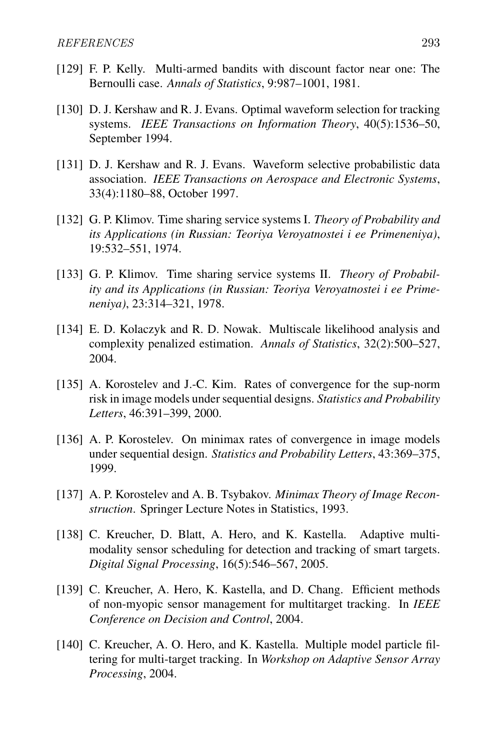[129] F. P. Kelly. Multi-armed bandits with discount factor near one: The Bernoulli case. *Annals of Statistics*, 9:987–1001, 1981.

[130] D. J. Kershaw and R. J. Evans. Optimal waveform selection for tracking systems. *IEEE Transactions on Information Theory*, 40(5):1536–50, September 1994.

[131] D. J. Kershaw and R. J. Evans. Waveform selective probabilistic data association. *IEEE Transactions on Aerospace and Electronic Systems*, 33(4):1180–88, October 1997.

[132] G. P. Klimov. Time sharing service systems I. *Theory of Probability and its Applications (in Russian: Teoriya Veroyatnostei i ee Primeneniya)*, 19:532–551, 1974.

[133] G. P. Klimov. Time sharing service systems II. *Theory of Probability and its Applications (in Russian: Teoriya Veroyatnostei i ee Primeneniya)*, 23:314–321, 1978.

[134] E. D. Kolaczyk and R. D. Nowak. Multiscale likelihood analysis and complexity penalized estimation. *Annals of Statistics*, 32(2):500–527, 2004.

[135] A. Korostelev and J.-C. Kim. Rates of convergence for the sup-norm risk in image models under sequential designs. *Statistics and Probability Letters*, 46:391–399, 2000.

[136] A. P. Korostelev. On minimax rates of convergence in image models under sequential design. *Statistics and Probability Letters*, 43:369–375, 1999.

[137] A. P. Korostelev and A. B. Tsybakov. *Minimax Theory of Image Reconstruction*. Springer Lecture Notes in Statistics, 1993.

[138] C. Kreucher, D. Blatt, A. Hero, and K. Kastella. Adaptive multimodality sensor scheduling for detection and tracking of smart targets. *Digital Signal Processing*, 16(5):546–567, 2005.

[139] C. Kreucher, A. Hero, K. Kastella, and D. Chang. Efficient methods of non-myopic sensor management for multitarget tracking. In *IEEE Conference on Decision and Control*, 2004.

[140] C. Kreucher, A. O. Hero, and K. Kastella. Multiple model particle filtering for multi-target tracking. In *Workshop on Adaptive Sensor Array Processing*, 2004.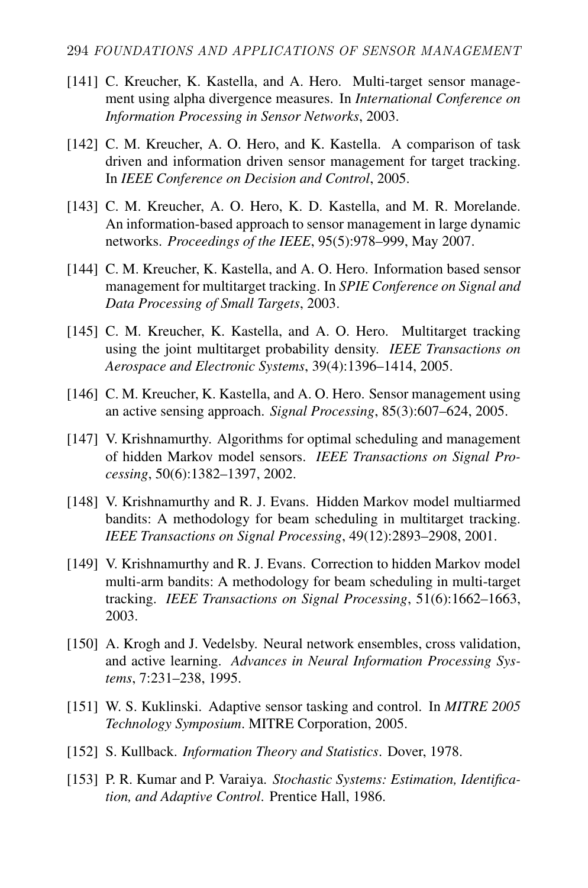[141] C. Kreucher, K. Kastella, and A. Hero. Multi-target sensor management using alpha divergence measures. In *International Conference on Information Processing in Sensor Networks*, 2003.

[142] C. M. Kreucher, A. O. Hero, and K. Kastella. A comparison of task driven and information driven sensor management for target tracking. In *IEEE Conference on Decision and Control*, 2005.

[143] C. M. Kreucher, A. O. Hero, K. D. Kastella, and M. R. Morelande. An information-based approach to sensor management in large dynamic networks. *Proceedings of the IEEE*, 95(5):978–999, May 2007.

[144] C. M. Kreucher, K. Kastella, and A. O. Hero. Information based sensor management for multitarget tracking. In *SPIE Conference on Signal and Data Processing of Small Targets*, 2003.

[145] C. M. Kreucher, K. Kastella, and A. O. Hero. Multitarget tracking using the joint multitarget probability density. *IEEE Transactions on Aerospace and Electronic Systems*, 39(4):1396–1414, 2005.

[146] C. M. Kreucher, K. Kastella, and A. O. Hero. Sensor management using an active sensing approach. *Signal Processing*, 85(3):607–624, 2005.

[147] V. Krishnamurthy. Algorithms for optimal scheduling and management of hidden Markov model sensors. *IEEE Transactions on Signal Processing*, 50(6):1382–1397, 2002.

[148] V. Krishnamurthy and R. J. Evans. Hidden Markov model multiarmed bandits: A methodology for beam scheduling in multitarget tracking. *IEEE Transactions on Signal Processing*, 49(12):2893–2908, 2001.

[149] V. Krishnamurthy and R. J. Evans. Correction to hidden Markov model multi-arm bandits: A methodology for beam scheduling in multi-target tracking. *IEEE Transactions on Signal Processing*, 51(6):1662–1663, 2003.

[150] A. Krogh and J. Vedelsby. Neural network ensembles, cross validation, and active learning. *Advances in Neural Information Processing Systems*, 7:231–238, 1995.

[151] W. S. Kuklinski. Adaptive sensor tasking and control. In *MITRE 2005 Technology Symposium*. MITRE Corporation, 2005.

[152] S. Kullback. *Information Theory and Statistics*. Dover, 1978.

[153] P. R. Kumar and P. Varaiya. *Stochastic Systems: Estimation, Identification, and Adaptive Control*. Prentice Hall, 1986.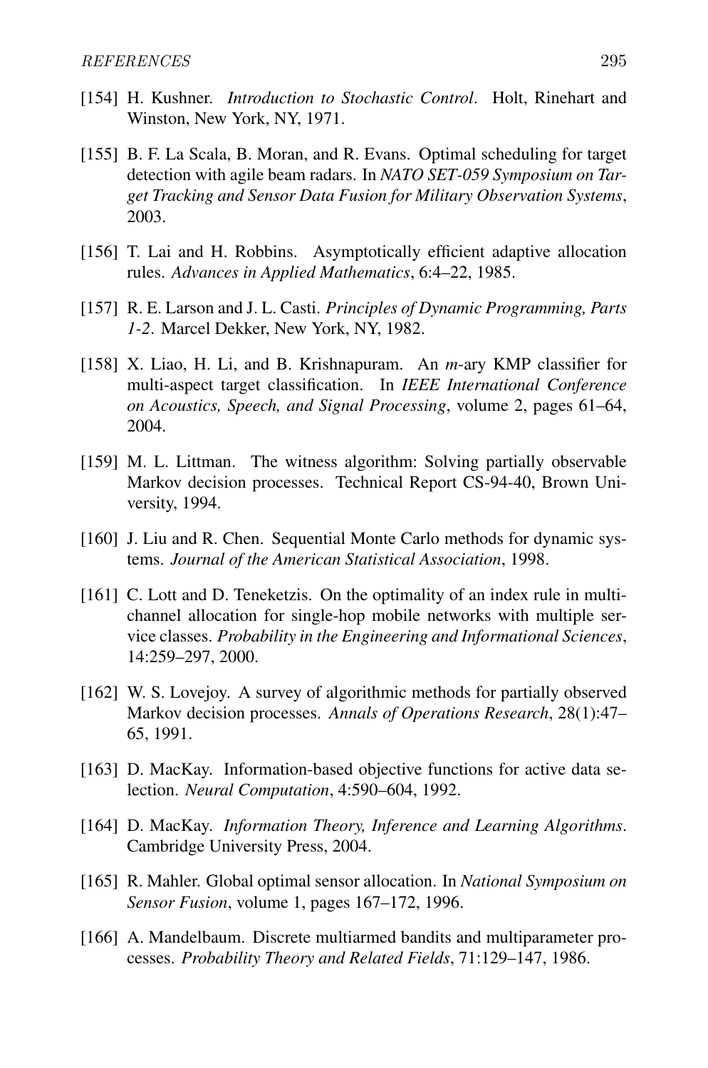[154] H. Kushner. *Introduction to Stochastic Control*. Holt, Rinehart and Winston, New York, NY, 1971.

[155] B. F. La Scala, B. Moran, and R. Evans. Optimal scheduling for target detection with agile beam radars. In *NATO SET-059 Symposium on Target Tracking and Sensor Data Fusion for Military Observation Systems*, 2003.

[156] T. Lai and H. Robbins. Asymptotically efficient adaptive allocation rules. *Advances in Applied Mathematics*, 6:4–22, 1985.

[157] R. E. Larson and J. L. Casti. *Principles of Dynamic Programming, Parts 1-2*. Marcel Dekker, New York, NY, 1982.

[158] X. Liao, H. Li, and B. Krishnapuram. An *m*-ary KMP classifier for multi-aspect target classification. In *IEEE International Conference on Acoustics, Speech, and Signal Processing*, volume 2, pages 61–64, 2004.

[159] M. L. Littman. The witness algorithm: Solving partially observable Markov decision processes. Technical Report CS-94-40, Brown University, 1994.

[160] J. Liu and R. Chen. Sequential Monte Carlo methods for dynamic systems. *Journal of the American Statistical Association*, 1998.

[161] C. Lott and D. Teneketzis. On the optimality of an index rule in multichannel allocation for single-hop mobile networks with multiple service classes. *Probability in the Engineering and Informational Sciences*, 14:259–297, 2000.

[162] W. S. Lovejoy. A survey of algorithmic methods for partially observed Markov decision processes. *Annals of Operations Research*, 28(1):47–65, 1991.

[163] D. MacKay. Information-based objective functions for active data selection. *Neural Computation*, 4:590–604, 1992.

[164] D. MacKay. *Information Theory, Inference and Learning Algorithms*. Cambridge University Press, 2004.

[165] R. Mahler. Global optimal sensor allocation. In *National Symposium on Sensor Fusion*, volume 1, pages 167–172, 1996.

[166] A. Mandelbaum. Discrete multiarmed bandits and multiparameter processes. *Probability Theory and Related Fields*, 71:129–147, 1986.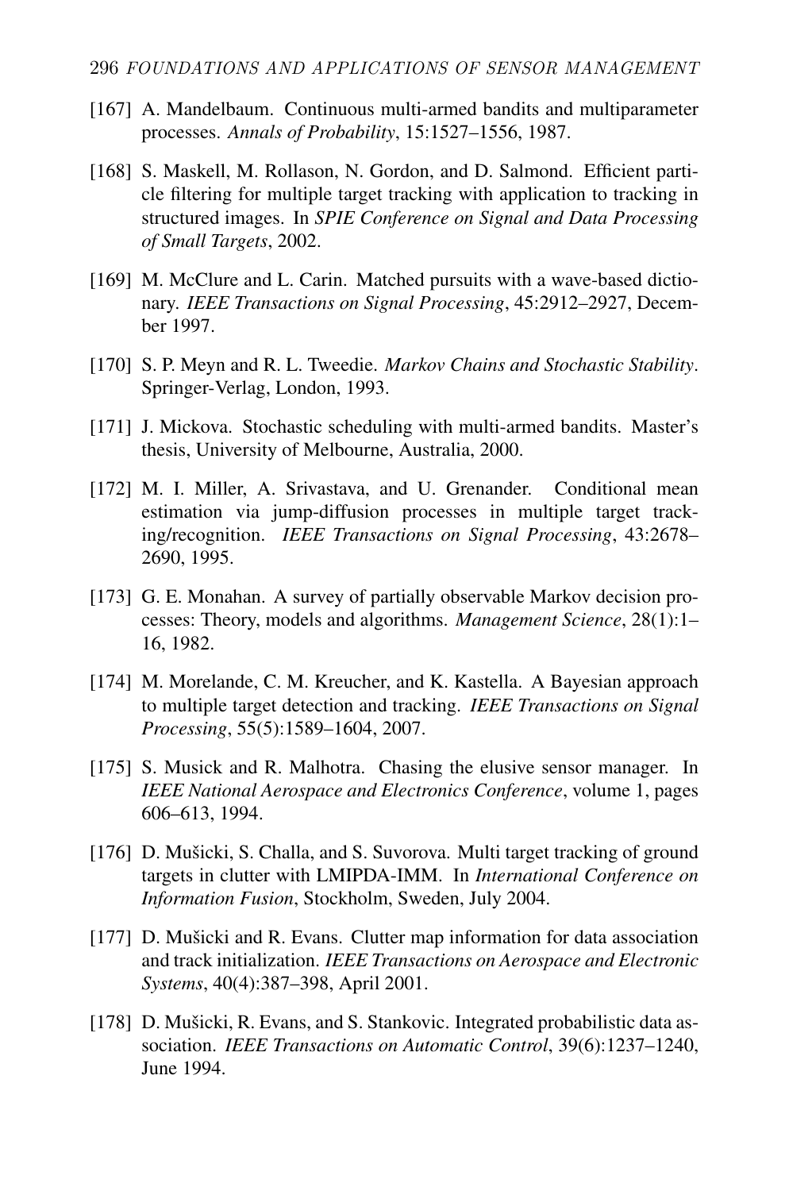[167] A. Mandelbaum. Continuous multi-armed bandits and multiparameter processes. *Annals of Probability*, 15:1527–1556, 1987.

[168] S. Maskell, M. Rollason, N. Gordon, and D. Salmond. Efficient particle filtering for multiple target tracking with application to tracking in structured images. In *SPIE Conference on Signal and Data Processing of Small Targets*, 2002.

[169] M. McClure and L. Carin. Matched pursuits with a wave-based dictionary. *IEEE Transactions on Signal Processing*, 45:2912–2927, December 1997.

[170] S. P. Meyn and R. L. Tweedie. *Markov Chains and Stochastic Stability*. Springer-Verlag, London, 1993.

[171] J. Mickova. Stochastic scheduling with multi-armed bandits. Master's thesis, University of Melbourne, Australia, 2000.

[172] M. I. Miller, A. Srivastava, and U. Grenander. Conditional mean estimation via jump-diffusion processes in multiple target tracking/recognition. *IEEE Transactions on Signal Processing*, 43:2678–2690, 1995.

[173] G. E. Monahan. A survey of partially observable Markov decision processes: Theory, models and algorithms. *Management Science*, 28(1):1–16, 1982.

[174] M. Morelande, C. M. Kreucher, and K. Kastella. A Bayesian approach to multiple target detection and tracking. *IEEE Transactions on Signal Processing*, 55(5):1589–1604, 2007.

[175] S. Musick and R. Malhotra. Chasing the elusive sensor manager. In *IEEE National Aerospace and Electronics Conference*, volume 1, pages 606–613, 1994.

[176] D. Mušicki, S. Challa, and S. Suvorova. Multi target tracking of ground targets in clutter with LMIPDA-IMM. In *International Conference on Information Fusion*, Stockholm, Sweden, July 2004.

[177] D. Mušicki and R. Evans. Clutter map information for data association and track initialization. *IEEE Transactions on Aerospace and Electronic Systems*, 40(4):387–398, April 2001.

[178] D. Mušicki, R. Evans, and S. Stankovic. Integrated probabilistic data association. *IEEE Transactions on Automatic Control*, 39(6):1237–1240, June 1994.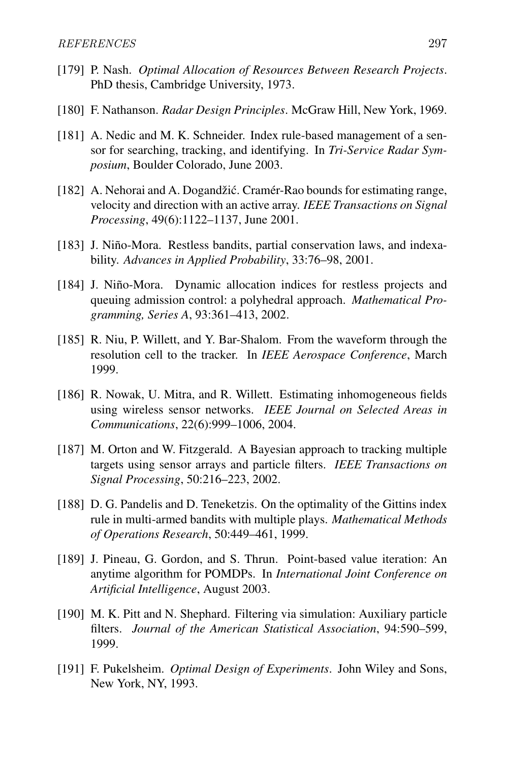[179] P. Nash. *Optimal Allocation of Resources Between Research Projects*. PhD thesis, Cambridge University, 1973.

[180] F. Nathanson. *Radar Design Principles*. McGraw Hill, New York, 1969.

[181] A. Nedic and M. K. Schneider. Index rule-based management of a sensor for searching, tracking, and identifying. In *Tri-Service Radar Symposium*, Boulder Colorado, June 2003.

[182] A. Nehorai and A. Dogandžić. Cramér-Rao bounds for estimating range, velocity and direction with an active array. *IEEE Transactions on Signal Processing*, 49(6):1122–1137, June 2001.

[183] J. Niño-Mora. Restless bandits, partial conservation laws, and indexability. *Advances in Applied Probability*, 33:76–98, 2001.

[184] J. Niño-Mora. Dynamic allocation indices for restless projects and queuing admission control: a polyhedral approach. *Mathematical Programming, Series A*, 93:361–413, 2002.

[185] R. Niu, P. Willett, and Y. Bar-Shalom. From the waveform through the resolution cell to the tracker. In *IEEE Aerospace Conference*, March 1999.

[186] R. Nowak, U. Mitra, and R. Willett. Estimating inhomogeneous fields using wireless sensor networks. *IEEE Journal on Selected Areas in Communications*, 22(6):999–1006, 2004.

[187] M. Orton and W. Fitzgerald. A Bayesian approach to tracking multiple targets using sensor arrays and particle filters. *IEEE Transactions on Signal Processing*, 50:216–223, 2002.

[188] D. G. Pandelis and D. Teneketzis. On the optimality of the Gittins index rule in multi-armed bandits with multiple plays. *Mathematical Methods of Operations Research*, 50:449–461, 1999.

[189] J. Pineau, G. Gordon, and S. Thrun. Point-based value iteration: An anytime algorithm for POMDPs. In *International Joint Conference on Artificial Intelligence*, August 2003.

[190] M. K. Pitt and N. Shephard. Filtering via simulation: Auxiliary particle filters. *Journal of the American Statistical Association*, 94:590–599, 1999.

[191] F. Pukelsheim. *Optimal Design of Experiments*. John Wiley and Sons, New York, NY, 1993.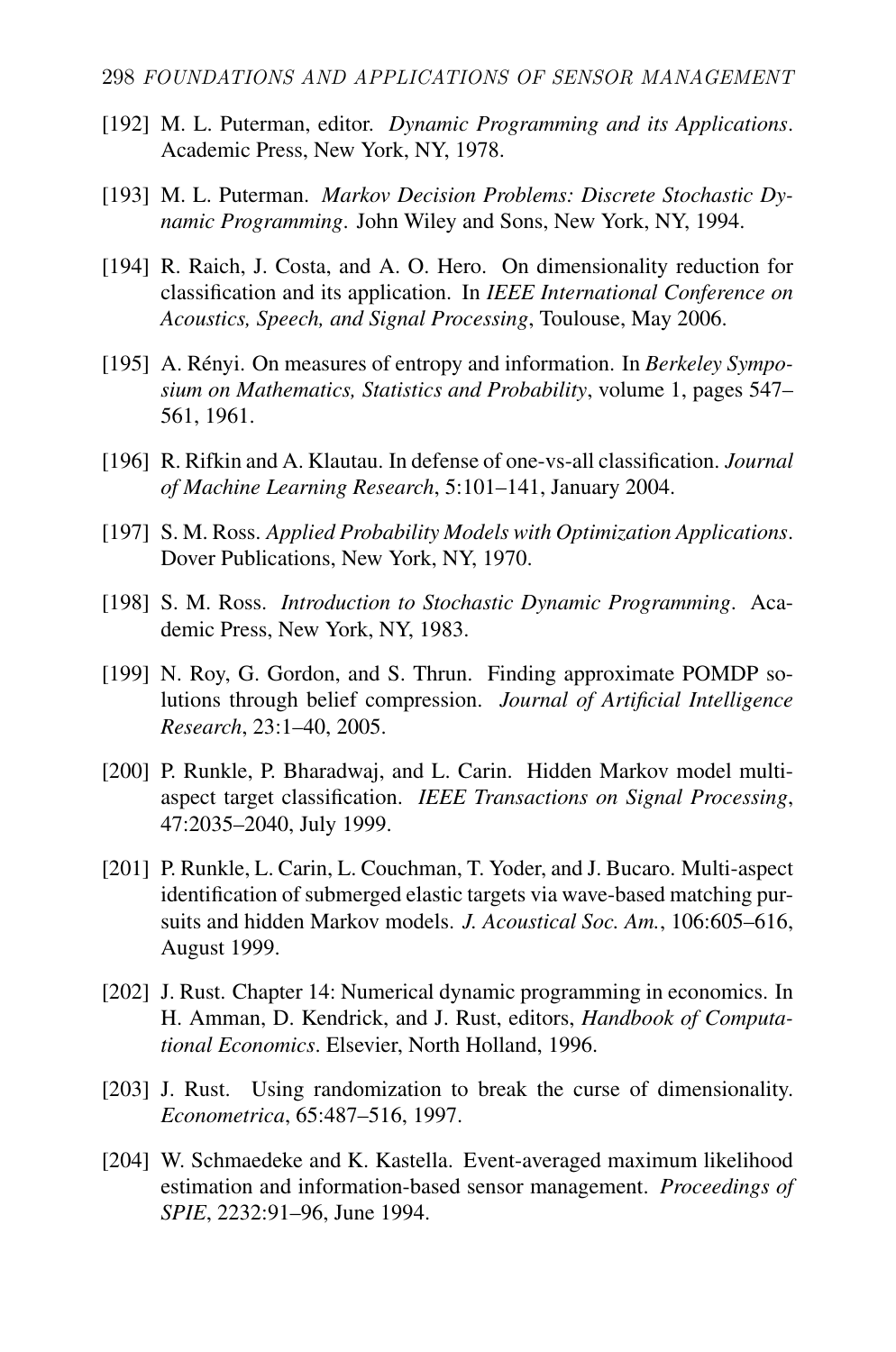[192] M. L. Puterman, editor. *Dynamic Programming and its Applications*. Academic Press, New York, NY, 1978.

[193] M. L. Puterman. *Markov Decision Problems: Discrete Stochastic Dynamic Programming*. John Wiley and Sons, New York, NY, 1994.

[194] R. Raich, J. Costa, and A. O. Hero. On dimensionality reduction for classification and its application. In *IEEE International Conference on Acoustics, Speech, and Signal Processing*, Toulouse, May 2006.

[195] A. Rényi. On measures of entropy and information. In *Berkeley Symposium on Mathematics, Statistics and Probability*, volume 1, pages 547–561, 1961.

[196] R. Rifkin and A. Klautau. In defense of one-vs-all classification. *Journal of Machine Learning Research*, 5:101–141, January 2004.

[197] S. M. Ross. *Applied Probability Models with Optimization Applications*. Dover Publications, New York, NY, 1970.

[198] S. M. Ross. *Introduction to Stochastic Dynamic Programming*. Academic Press, New York, NY, 1983.

[199] N. Roy, G. Gordon, and S. Thrun. Finding approximate POMDP solutions through belief compression. *Journal of Artificial Intelligence Research*, 23:1–40, 2005.

[200] P. Runkle, P. Bharadwaj, and L. Carin. Hidden Markov model multi-aspect target classification. *IEEE Transactions on Signal Processing*, 47:2035–2040, July 1999.

[201] P. Runkle, L. Carin, L. Couchman, T. Yoder, and J. Bucaro. Multi-aspect identification of submerged elastic targets via wave-based matching pursuits and hidden Markov models. *J. Acoustical Soc. Am.*, 106:605–616, August 1999.

[202] J. Rust. Chapter 14: Numerical dynamic programming in economics. In H. Amman, D. Kendrick, and J. Rust, editors, *Handbook of Computational Economics*. Elsevier, North Holland, 1996.

[203] J. Rust. Using randomization to break the curse of dimensionality. *Econometrica*, 65:487–516, 1997.

[204] W. Schmaedeke and K. Kastella. Event-averaged maximum likelihood estimation and information-based sensor management. *Proceedings of SPIE*, 2232:91–96, June 1994.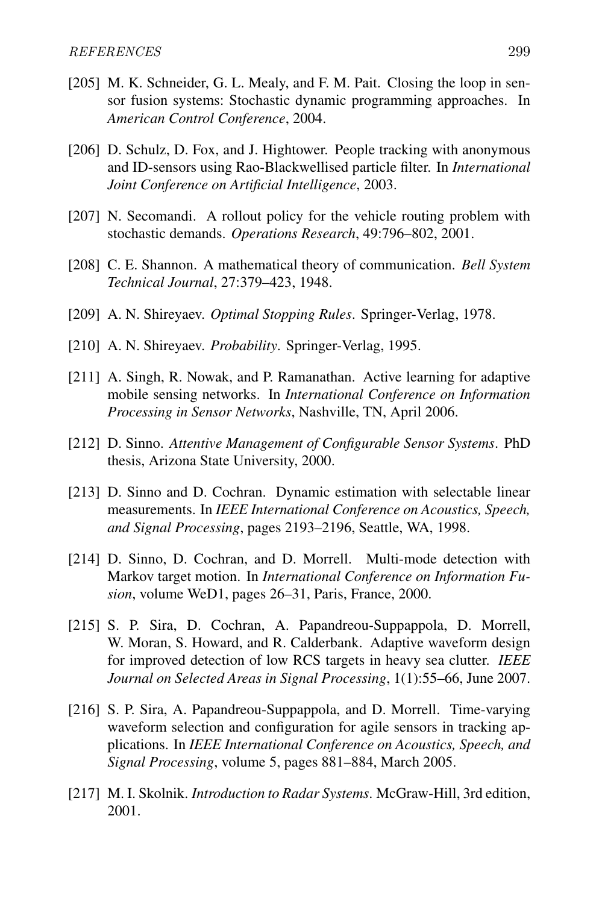[205] M. K. Schneider, G. L. Mealy, and F. M. Pait. Closing the loop in sensor fusion systems: Stochastic dynamic programming approaches. In *American Control Conference*, 2004.

[206] D. Schulz, D. Fox, and J. Hightower. People tracking with anonymous and ID-sensors using Rao-Blackwellised particle filter. In *International Joint Conference on Artificial Intelligence*, 2003.

[207] N. Secomandi. A rollout policy for the vehicle routing problem with stochastic demands. *Operations Research*, 49:796–802, 2001.

[208] C. E. Shannon. A mathematical theory of communication. *Bell System Technical Journal*, 27:379–423, 1948.

[209] A. N. Shireyaev. *Optimal Stopping Rules*. Springer-Verlag, 1978.

[210] A. N. Shireyaev. *Probability*. Springer-Verlag, 1995.

[211] A. Singh, R. Nowak, and P. Ramanathan. Active learning for adaptive mobile sensing networks. In *International Conference on Information Processing in Sensor Networks*, Nashville, TN, April 2006.

[212] D. Sinno. *Attentive Management of Configurable Sensor Systems*. PhD thesis, Arizona State University, 2000.

[213] D. Sinno and D. Cochran. Dynamic estimation with selectable linear measurements. In *IEEE International Conference on Acoustics, Speech, and Signal Processing*, pages 2193–2196, Seattle, WA, 1998.

[214] D. Sinno, D. Cochran, and D. Morrell. Multi-mode detection with Markov target motion. In *International Conference on Information Fusion*, volume WeD1, pages 26–31, Paris, France, 2000.

[215] S. P. Sira, D. Cochran, A. Papandreou-Suppappola, D. Morrell, W. Moran, S. Howard, and R. Calderbank. Adaptive waveform design for improved detection of low RCS targets in heavy sea clutter. *IEEE Journal on Selected Areas in Signal Processing*, 1(1):55–66, June 2007.

[216] S. P. Sira, A. Papandreou-Suppappola, and D. Morrell. Time-varying waveform selection and configuration for agile sensors in tracking applications. In *IEEE International Conference on Acoustics, Speech, and Signal Processing*, volume 5, pages 881–884, March 2005.

[217] M. I. Skolnik. *Introduction to Radar Systems*. McGraw-Hill, 3rd edition, 2001.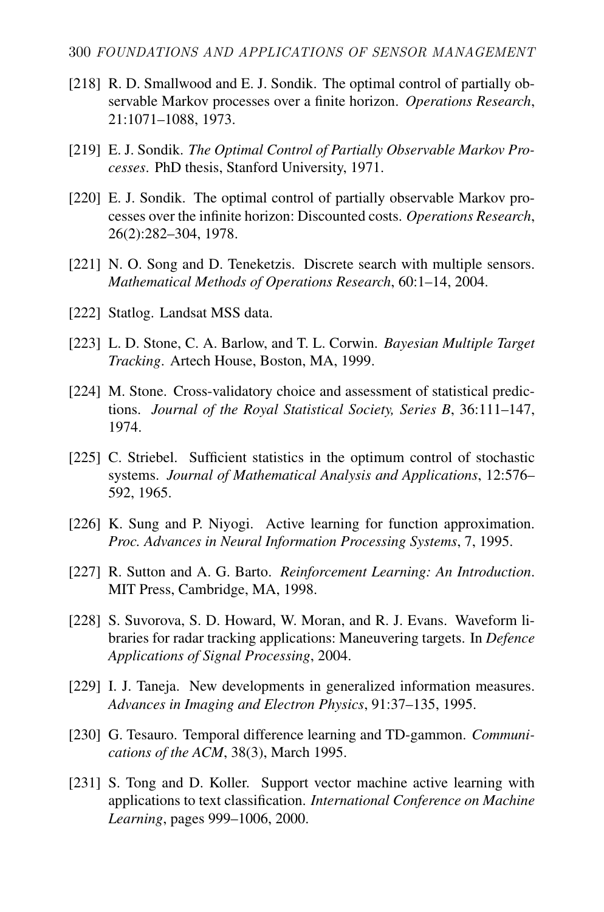[218] R. D. Smallwood and E. J. Sondik. The optimal control of partially observable Markov processes over a finite horizon. *Operations Research*, 21:1071–1088, 1973.

[219] E. J. Sondik. *The Optimal Control of Partially Observable Markov Processes*. PhD thesis, Stanford University, 1971.

[220] E. J. Sondik. The optimal control of partially observable Markov processes over the infinite horizon: Discounted costs. *Operations Research*, 26(2):282–304, 1978.

[221] N. O. Song and D. Teneketzis. Discrete search with multiple sensors. *Mathematical Methods of Operations Research*, 60:1–14, 2004.

[222] Statlog. Landsat MSS data.

[223] L. D. Stone, C. A. Barlow, and T. L. Corwin. *Bayesian Multiple Target Tracking*. Artech House, Boston, MA, 1999.

[224] M. Stone. Cross-validatory choice and assessment of statistical predictions. *Journal of the Royal Statistical Society, Series B*, 36:111–147, 1974.

[225] C. Striebel. Sufficient statistics in the optimum control of stochastic systems. *Journal of Mathematical Analysis and Applications*, 12:576–592, 1965.

[226] K. Sung and P. Niyogi. Active learning for function approximation. *Proc. Advances in Neural Information Processing Systems*, 7, 1995.

[227] R. Sutton and A. G. Barto. *Reinforcement Learning: An Introduction*. MIT Press, Cambridge, MA, 1998.

[228] S. Suvorova, S. D. Howard, W. Moran, and R. J. Evans. Waveform libraries for radar tracking applications: Maneuvering targets. In *Defence Applications of Signal Processing*, 2004.

[229] I. J. Taneja. New developments in generalized information measures. *Advances in Imaging and Electron Physics*, 91:37–135, 1995.

[230] G. Tesauro. Temporal difference learning and TD-gammon. *Communications of the ACM*, 38(3), March 1995.

[231] S. Tong and D. Koller. Support vector machine active learning with applications to text classification. *International Conference on Machine Learning*, pages 999–1006, 2000.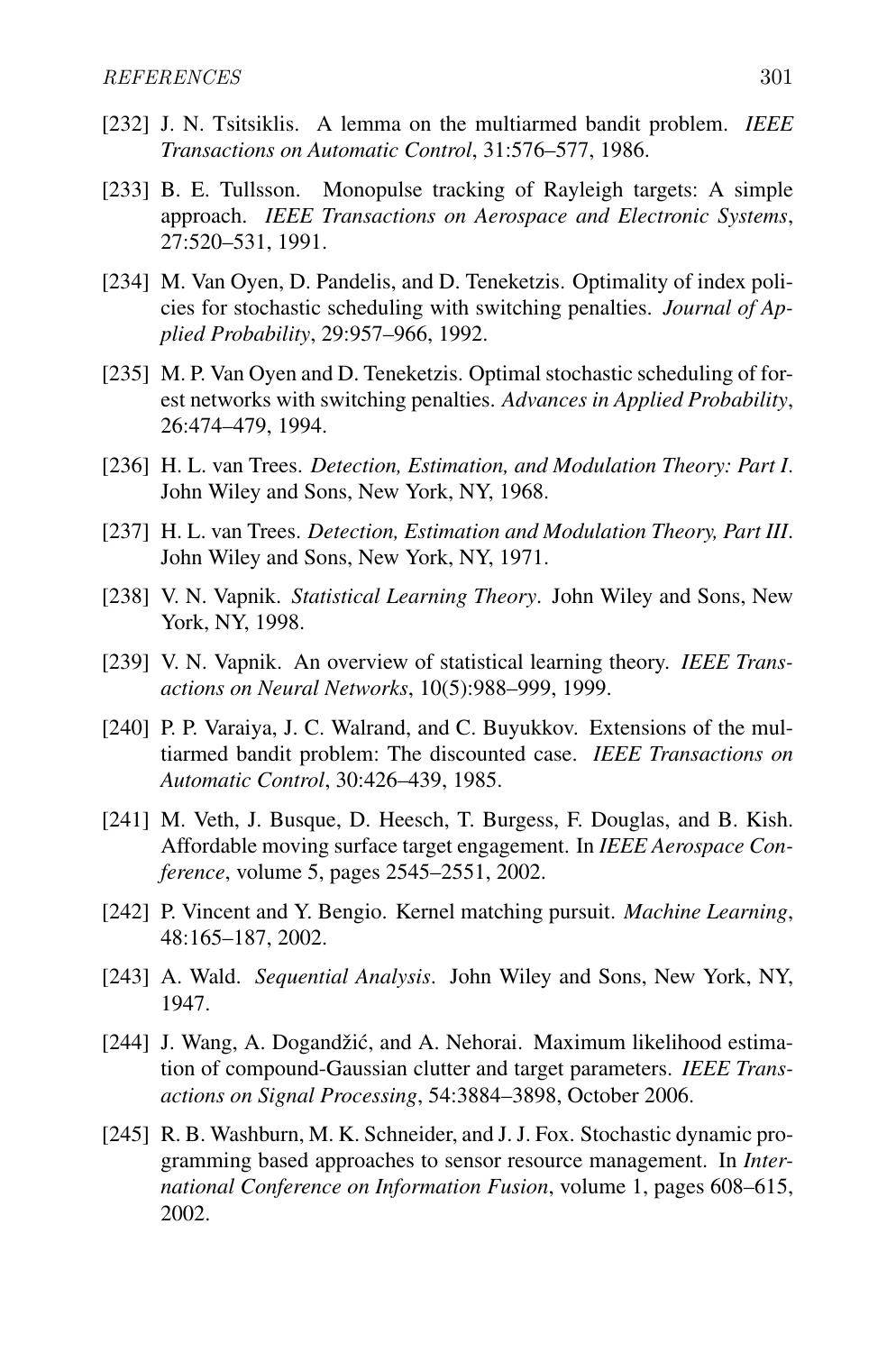[232] J. N. Tsitsiklis. A lemma on the multiarmed bandit problem. *IEEE Transactions on Automatic Control*, 31:576–577, 1986.

[233] B. E. Tullsson. Monopulse tracking of Rayleigh targets: A simple approach. *IEEE Transactions on Aerospace and Electronic Systems*, 27:520–531, 1991.

[234] M. Van Oyen, D. Pandelis, and D. Teneketzis. Optimality of index policies for stochastic scheduling with switching penalties. *Journal of Applied Probability*, 29:957–966, 1992.

[235] M. P. Van Oyen and D. Teneketzis. Optimal stochastic scheduling of forest networks with switching penalties. *Advances in Applied Probability*, 26:474–479, 1994.

[236] H. L. van Trees. *Detection, Estimation, and Modulation Theory: Part I*. John Wiley and Sons, New York, NY, 1968.

[237] H. L. van Trees. *Detection, Estimation and Modulation Theory, Part III*. John Wiley and Sons, New York, NY, 1971.

[238] V. N. Vapnik. *Statistical Learning Theory*. John Wiley and Sons, New York, NY, 1998.

[239] V. N. Vapnik. An overview of statistical learning theory. *IEEE Transactions on Neural Networks*, 10(5):988–999, 1999.

[240] P. P. Varaiya, J. C. Walrand, and C. Buyukkov. Extensions of the multiarmed bandit problem: The discounted case. *IEEE Transactions on Automatic Control*, 30:426–439, 1985.

[241] M. Veth, J. Busque, D. Heesch, T. Burgess, F. Douglas, and B. Kish. Affordable moving surface target engagement. In *IEEE Aerospace Conference*, volume 5, pages 2545–2551, 2002.

[242] P. Vincent and Y. Bengio. Kernel matching pursuit. *Machine Learning*, 48:165–187, 2002.

[243] A. Wald. *Sequential Analysis*. John Wiley and Sons, New York, NY, 1947.

[244] J. Wang, A. Dogandžić, and A. Nehorai. Maximum likelihood estimation of compound-Gaussian clutter and target parameters. *IEEE Transactions on Signal Processing*, 54:3884–3898, October 2006.

[245] R. B. Washburn, M. K. Schneider, and J. J. Fox. Stochastic dynamic programming based approaches to sensor resource management. In *International Conference on Information Fusion*, volume 1, pages 608–615, 2002.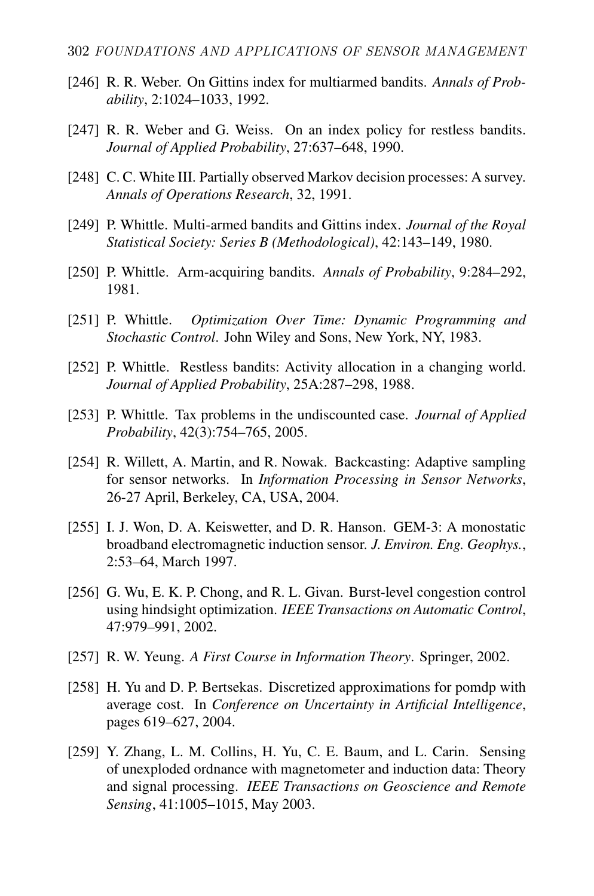[246] R. R. Weber. On Gittins index for multiarmed bandits. *Annals of Probability*, 2:1024–1033, 1992.

[247] R. R. Weber and G. Weiss. On an index policy for restless bandits. *Journal of Applied Probability*, 27:637–648, 1990.

[248] C. C. White III. Partially observed Markov decision processes: A survey. *Annals of Operations Research*, 32, 1991.

[249] P. Whittle. Multi-armed bandits and Gittins index. *Journal of the Royal Statistical Society: Series B (Methodological)*, 42:143–149, 1980.

[250] P. Whittle. Arm-acquiring bandits. *Annals of Probability*, 9:284–292, 1981.

[251] P. Whittle. *Optimization Over Time: Dynamic Programming and Stochastic Control*. John Wiley and Sons, New York, NY, 1983.

[252] P. Whittle. Restless bandits: Activity allocation in a changing world. *Journal of Applied Probability*, 25A:287–298, 1988.

[253] P. Whittle. Tax problems in the undiscounted case. *Journal of Applied Probability*, 42(3):754–765, 2005.

[254] R. Willett, A. Martin, and R. Nowak. Backcasting: Adaptive sampling for sensor networks. In *Information Processing in Sensor Networks*, 26-27 April, Berkeley, CA, USA, 2004.

[255] I. J. Won, D. A. Keiswetter, and D. R. Hanson. GEM-3: A monostatic broadband electromagnetic induction sensor. *J. Environ. Eng. Geophys.*, 2:53–64, March 1997.

[256] G. Wu, E. K. P. Chong, and R. L. Givan. Burst-level congestion control using hindsight optimization. *IEEE Transactions on Automatic Control*, 47:979–991, 2002.

[257] R. W. Yeung. *A First Course in Information Theory*. Springer, 2002.

[258] H. Yu and D. P. Bertsekas. Discretized approximations for pomdp with average cost. In *Conference on Uncertainty in Artificial Intelligence*, pages 619–627, 2004.

[259] Y. Zhang, L. M. Collins, H. Yu, C. E. Baum, and L. Carin. Sensing of unexploded ordnance with magnetometer and induction data: Theory and signal processing. *IEEE Transactions on Geoscience and Remote Sensing*, 41:1005–1015, May 2003.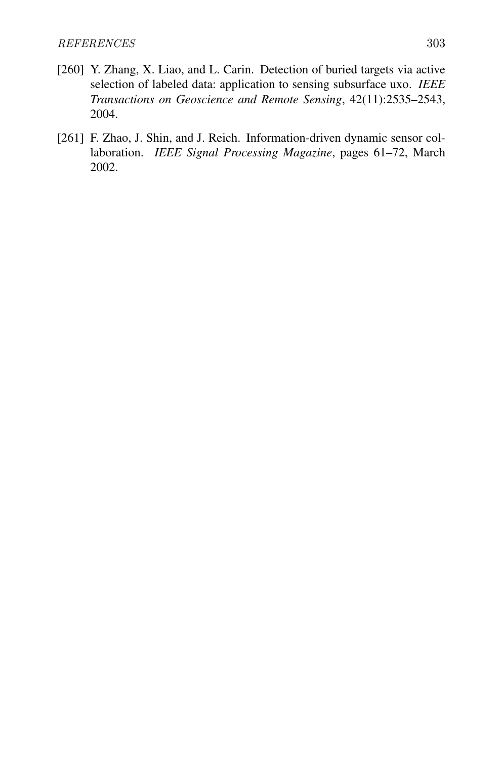[260] Y. Zhang, X. Liao, and L. Carin. Detection of buried targets via active selection of labeled data: application to sensing subsurface uxo. *IEEE Transactions on Geoscience and Remote Sensing*, 42(11):2535–2543, 2004.

[261] F. Zhao, J. Shin, and J. Reich. Information-driven dynamic sensor collaboration. *IEEE Signal Processing Magazine*, pages 61–72, March 2002.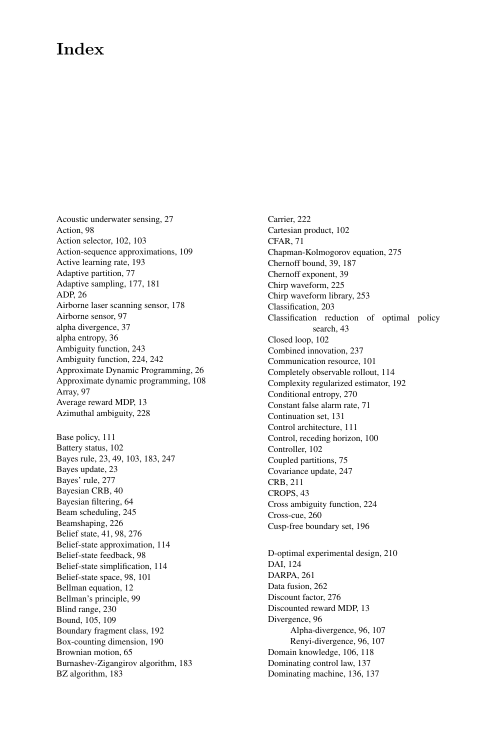# Index

Acoustic underwater sensing, 27
Action, 98
Action selector, 102, 103
Action-sequence approximations, 109
Active learning rate, 193
Adaptive partition, 77
Adaptive sampling, 177, 181
ADP, 26
Airborne laser scanning sensor, 178
Airborne sensor, 97
alpha divergence, 37
alpha entropy, 36
Ambiguity function, 243
Ambiguity function, 224, 242
Approximate Dynamic Programming, 26
Approximate dynamic programming, 108
Array, 97
Average reward MDP, 13
Azimuthal ambiguity, 228

Base policy, 111
Battery status, 102
Bayes rule, 23, 49, 103, 183, 247
Bayes update, 23
Bayes' rule, 277
Bayesian CRB, 40
Bayesian filtering, 64
Beam scheduling, 245
Beamshaping, 226
Belief state, 41, 98, 276
Belief-state approximation, 114
Belief-state feedback, 98
Belief-state simplification, 114
Belief-state space, 98, 101
Bellman equation, 12
Bellman's principle, 99
Blind range, 230
Bound, 105, 109
Boundary fragment class, 192
Box-counting dimension, 190
Brownian motion, 65
Burnashev-Zigangirov algorithm, 183
BZ algorithm, 183

Carrier, 222
Cartesian product, 102
CFAR, 71
Chapman-Kolmogorov equation, 275
Chernoff bound, 39, 187
Chernoff exponent, 39
Chirp waveform, 225
Chirp waveform library, 253
Classification, 203
Classification reduction of optimal policy search, 43
Closed loop, 102
Combined innovation, 237
Communication resource, 101
Completely observable rollout, 114
Complexity regularized estimator, 192
Conditional entropy, 270
Constant false alarm rate, 71
Continuation set, 131
Control architecture, 111
Control, receding horizon, 100
Controller, 102
Coupled partitions, 75
Covariance update, 247
CRB, 211
CROPS, 43
Cross ambiguity function, 224
Cross-cue, 260
Cusp-free boundary set, 196

D-optimal experimental design, 210
DAI, 124
DARPA, 261
Data fusion, 262
Discount factor, 276
Discounted reward MDP, 13
Divergence, 96
  Alpha-divergence, 96, 107
  Renyi-divergence, 96, 107
Domain knowledge, 106, 118
Dominating control law, 137
Dominating machine, 136, 137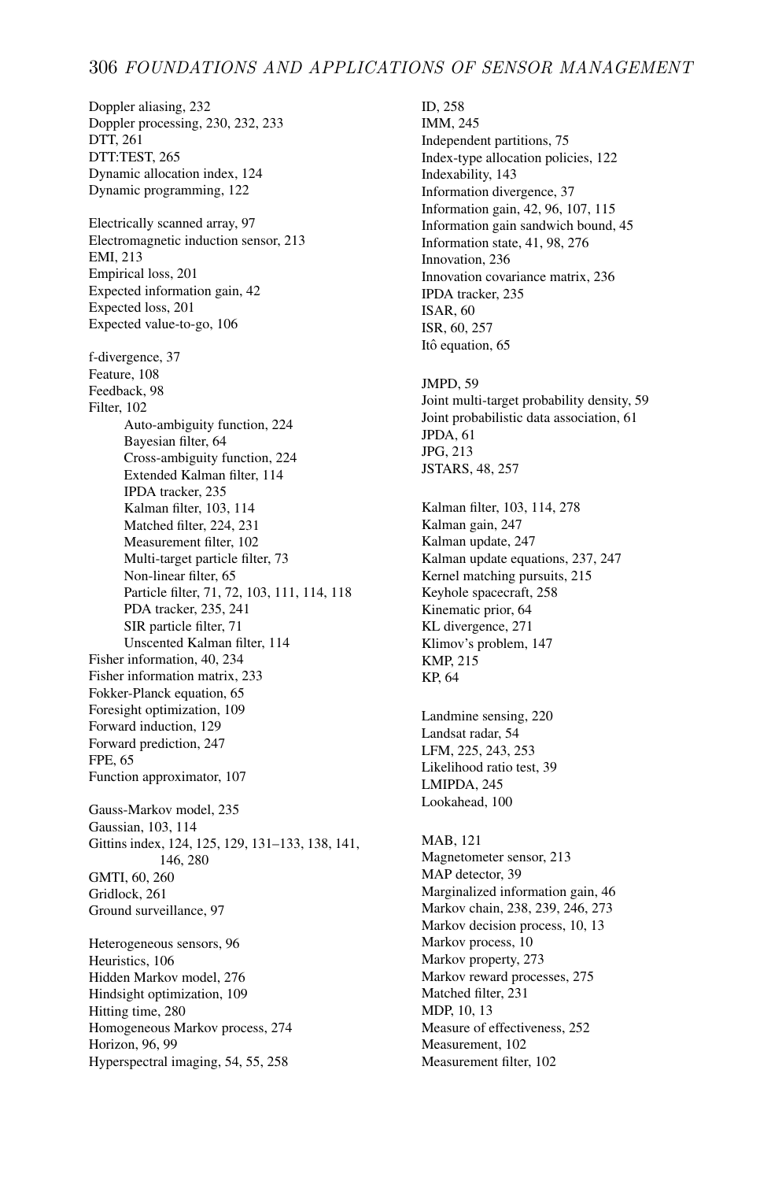Doppler aliasing, 232
Doppler processing, 230, 232, 233
DTT, 261
DTT:TEST, 265
Dynamic allocation index, 124
Dynamic programming, 122

Electrically scanned array, 97
Electromagnetic induction sensor, 213
EMI, 213
Empirical loss, 201
Expected information gain, 42
Expected loss, 201
Expected value-to-go, 106

f-divergence, 37
Feature, 108
Feedback, 98
Filter, 102
- Auto-ambiguity function, 224
- Bayesian filter, 64
- Cross-ambiguity function, 224
- Extended Kalman filter, 114
- IPDA tracker, 235
- Kalman filter, 103, 114
- Matched filter, 224, 231
- Measurement filter, 102
- Multi-target particle filter, 73
- Non-linear filter, 65
- Particle filter, 71, 72, 103, 111, 114, 118
- PDA tracker, 235, 241
- SIR particle filter, 71
- Unscented Kalman filter, 114

Fisher information, 40, 234
Fisher information matrix, 233
Fokker-Planck equation, 65
Foresight optimization, 109
Forward induction, 129
Forward prediction, 247
FPE, 65
Function approximator, 107

Gauss-Markov model, 235
Gaussian, 103, 114
Gittins index, 124, 125, 129, 131–133, 138, 141, 146, 280
GMTI, 60, 260
Gridlock, 261
Ground surveillance, 97

Heterogeneous sensors, 96
Heuristics, 106
Hidden Markov model, 276
Hindsight optimization, 109
Hitting time, 280
Homogeneous Markov process, 274
Horizon, 96, 99
Hyperspectral imaging, 54, 55, 258

ID, 258
IMM, 245
Independent partitions, 75
Index-type allocation policies, 122
Indexability, 143
Information divergence, 37
Information gain, 42, 96, 107, 115
Information gain sandwich bound, 45
Information state, 41, 98, 276
Innovation, 236
Innovation covariance matrix, 236
IPDA tracker, 235
ISAR, 60
ISR, 60, 257
Itô equation, 65

JMPD, 59
Joint multi-target probability density, 59
Joint probabilistic data association, 61
JPDA, 61
JPG, 213
JSTARS, 48, 257

Kalman filter, 103, 114, 278
Kalman gain, 247
Kalman update, 247
Kalman update equations, 237, 247
Kernel matching pursuits, 215
Keyhole spacecraft, 258
Kinematic prior, 64
KL divergence, 271
Klimov's problem, 147
KMP, 215
KP, 64

Landmine sensing, 220
Landsat radar, 54
LFM, 225, 243, 253
Likelihood ratio test, 39
LMIPDA, 245
Lookahead, 100

MAB, 121
Magnetometer sensor, 213
MAP detector, 39
Marginalized information gain, 46
Markov chain, 238, 239, 246, 273
Markov decision process, 10, 13
Markov process, 10
Markov property, 273
Markov reward processes, 275
Matched filter, 231
MDP, 10, 13
Measure of effectiveness, 252
Measurement, 102
Measurement filter, 102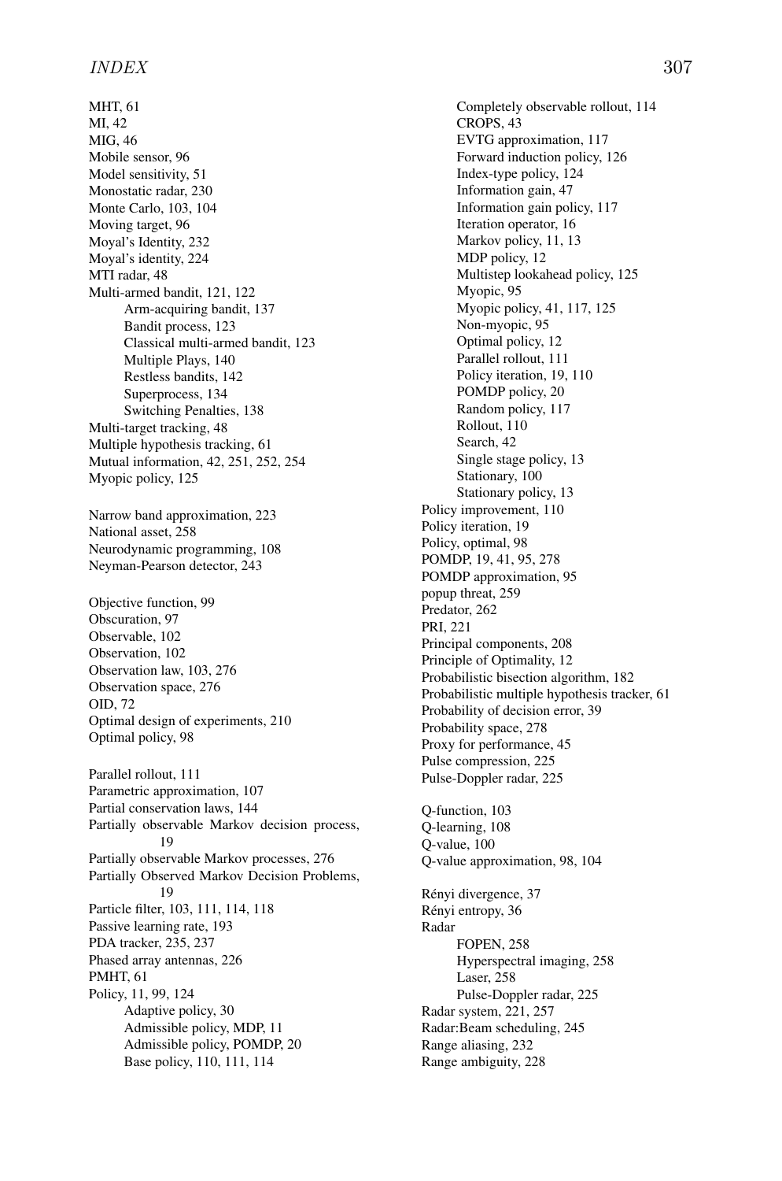MHT, 61
MI, 42
MIG, 46
Mobile sensor, 96
Model sensitivity, 51
Monostatic radar, 230
Monte Carlo, 103, 104
Moving target, 96
Moyal's Identity, 232
Moyal's identity, 224
MTI radar, 48
Multi-armed bandit, 121, 122
- Arm-acquiring bandit, 137
- Bandit process, 123
- Classical multi-armed bandit, 123
- Multiple Plays, 140
- Restless bandits, 142
- Superprocess, 134
- Switching Penalties, 138

Multi-target tracking, 48
Multiple hypothesis tracking, 61
Mutual information, 42, 251, 252, 254
Myopic policy, 125

Narrow band approximation, 223
National asset, 258
Neurodynamic programming, 108
Neyman-Pearson detector, 243

Objective function, 99
Obscuration, 97
Observable, 102
Observation, 102
Observation law, 103, 276
Observation space, 276
OID, 72
Optimal design of experiments, 210
Optimal policy, 98

Parallel rollout, 111
Parametric approximation, 107
Partial conservation laws, 144
Partially observable Markov decision process, 19
Partially observable Markov processes, 276
Partially Observed Markov Decision Problems, 19
Particle filter, 103, 111, 114, 118
Passive learning rate, 193
PDA tracker, 235, 237
Phased array antennas, 226
PMHT, 61
Policy, 11, 99, 124
- Adaptive policy, 30
- Admissible policy, MDP, 11
- Admissible policy, POMDP, 20
- Base policy, 110, 111, 114
- Completely observable rollout, 114
- CROPS, 43
- EVTG approximation, 117
- Forward induction policy, 126
- Index-type policy, 124
- Information gain, 47
- Information gain policy, 117
- Iteration operator, 16
- Markov policy, 11, 13
- MDP policy, 12
- Multistep lookahead policy, 125
- Myopic, 95
- Myopic policy, 41, 117, 125
- Non-myopic, 95
- Optimal policy, 12
- Parallel rollout, 111
- Policy iteration, 19, 110
- POMDP policy, 20
- Random policy, 117
- Rollout, 110
- Search, 42
- Single stage policy, 13
- Stationary, 100
- Stationary policy, 13

Policy improvement, 110
Policy iteration, 19
Policy, optimal, 98
POMDP, 19, 41, 95, 278
POMDP approximation, 95
popup threat, 259
Predator, 262
PRI, 221
Principal components, 208
Principle of Optimality, 12
Probabilistic bisection algorithm, 182
Probabilistic multiple hypothesis tracker, 61
Probability of decision error, 39
Probability space, 278
Proxy for performance, 45
Pulse compression, 225
Pulse-Doppler radar, 225

Q-function, 103
Q-learning, 108
Q-value, 100
Q-value approximation, 98, 104

Rényi divergence, 37
Rényi entropy, 36
Radar
- FOPEN, 258
- Hyperspectral imaging, 258
- Laser, 258
- Pulse-Doppler radar, 225

Radar system, 221, 257
Radar:Beam scheduling, 245
Range aliasing, 232
Range ambiguity, 228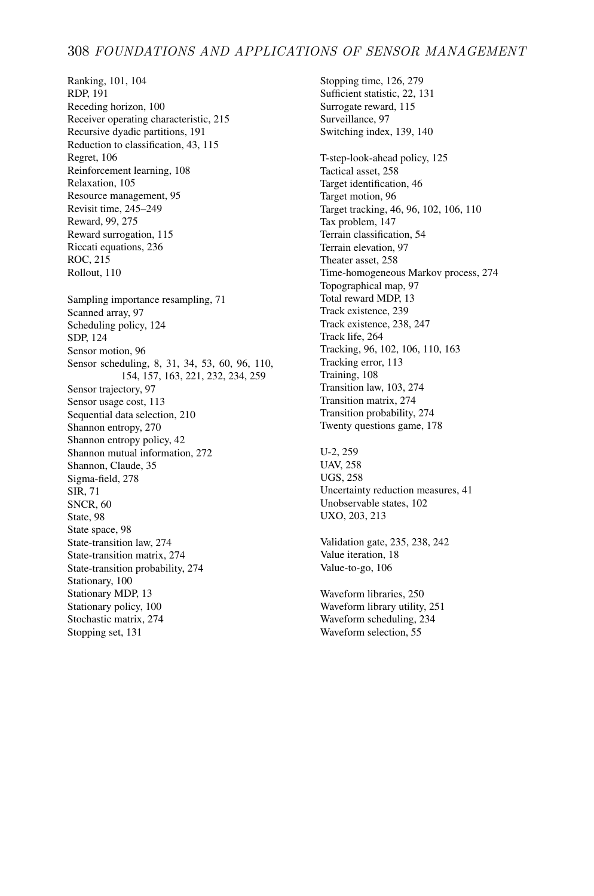Ranking, 101, 104
RDP, 191
Receding horizon, 100
Receiver operating characteristic, 215
Recursive dyadic partitions, 191
Reduction to classification, 43, 115
Regret, 106
Reinforcement learning, 108
Relaxation, 105
Resource management, 95
Revisit time, 245–249
Reward, 99, 275
Reward surrogation, 115
Riccati equations, 236
ROC, 215
Rollout, 110

Sampling importance resampling, 71
Scanned array, 97
Scheduling policy, 124
SDP, 124
Sensor motion, 96
Sensor scheduling, 8, 31, 34, 53, 60, 96, 110, 154, 157, 163, 221, 232, 234, 259
Sensor trajectory, 97
Sensor usage cost, 113
Sequential data selection, 210
Shannon entropy, 270
Shannon entropy policy, 42
Shannon mutual information, 272
Shannon, Claude, 35
Sigma-field, 278
SIR, 71
SNCR, 60
State, 98
State space, 98
State-transition law, 274
State-transition matrix, 274
State-transition probability, 274
Stationary, 100
Stationary MDP, 13
Stationary policy, 100
Stochastic matrix, 274
Stopping set, 131
Stopping time, 126, 279
Sufficient statistic, 22, 131
Surrogate reward, 115
Surveillance, 97
Switching index, 139, 140

T-step-look-ahead policy, 125
Tactical asset, 258
Target identification, 46
Target motion, 96
Target tracking, 46, 96, 102, 106, 110
Tax problem, 147
Terrain classification, 54
Terrain elevation, 97
Theater asset, 258
Time-homogeneous Markov process, 274
Topographical map, 97
Total reward MDP, 13
Track existence, 239
Track existence, 238, 247
Track life, 264
Tracking, 96, 102, 106, 110, 163
Tracking error, 113
Training, 108
Transition law, 103, 274
Transition matrix, 274
Transition probability, 274
Twenty questions game, 178

U-2, 259
UAV, 258
UGS, 258
Uncertainty reduction measures, 41
Unobservable states, 102
UXO, 203, 213

Validation gate, 235, 238, 242
Value iteration, 18
Value-to-go, 106

Waveform libraries, 250
Waveform library utility, 251
Waveform scheduling, 234
Waveform selection, 55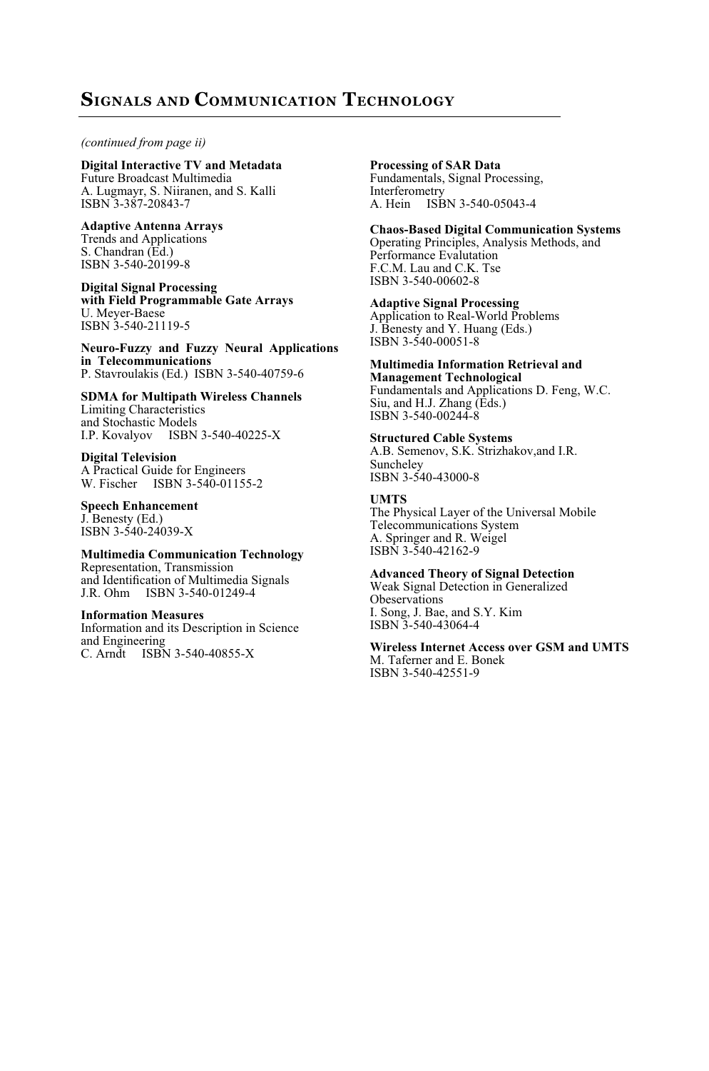# Signals and Communication Technology

*(continued from page ii)*

**Digital Interactive TV and Metadata**
Future Broadcast Multimedia
A. Lugmayr, S. Niiranen, and S. Kalli
ISBN 3-387-20843-7

**Adaptive Antenna Arrays**
Trends and Applications
S. Chandran (Ed.)
ISBN 3-540-20199-8

**Digital Signal Processing with Field Programmable Gate Arrays**
U. Meyer-Baese
ISBN 3-540-21119-5

**Neuro-Fuzzy and Fuzzy Neural Applications in Telecommunications**
P. Stavroulakis (Ed.) ISBN 3-540-40759-6

**SDMA for Multipath Wireless Channels**
Limiting Characteristics and Stochastic Models
I.P. Kovalyov ISBN 3-540-40225-X

**Digital Television**
A Practical Guide for Engineers
W. Fischer ISBN 3-540-01155-2

**Speech Enhancement**
J. Benesty (Ed.)
ISBN 3-540-24039-X

**Multimedia Communication Technology**
Representation, Transmission and Identification of Multimedia Signals
J.R. Ohm ISBN 3-540-01249-4

**Information Measures**
Information and its Description in Science and Engineering
C. Arndt ISBN 3-540-40855-X

**Processing of SAR Data**
Fundamentals, Signal Processing, Interferometry
A. Hein ISBN 3-540-05043-4

**Chaos-Based Digital Communication Systems**
Operating Principles, Analysis Methods, and Performance Evalutation
F.C.M. Lau and C.K. Tse
ISBN 3-540-00602-8

**Adaptive Signal Processing**
Application to Real-World Problems
J. Benesty and Y. Huang (Eds.)
ISBN 3-540-00051-8

**Multimedia Information Retrieval and Management Technological**
Fundamentals and Applications D. Feng, W.C. Siu, and H.J. Zhang (Eds.)
ISBN 3-540-00244-8

**Structured Cable Systems**
A.B. Semenov, S.K. Strizhakov,and I.R. Suncheley
ISBN 3-540-43000-8

**UMTS**
The Physical Layer of the Universal Mobile Telecommunications System
A. Springer and R. Weigel
ISBN 3-540-42162-9

**Advanced Theory of Signal Detection**
Weak Signal Detection in Generalized Obeservations
I. Song, J. Bae, and S.Y. Kim
ISBN 3-540-43064-4

**Wireless Internet Access over GSM and UMTS**
M. Taferner and E. Bonek
ISBN 3-540-42551-9